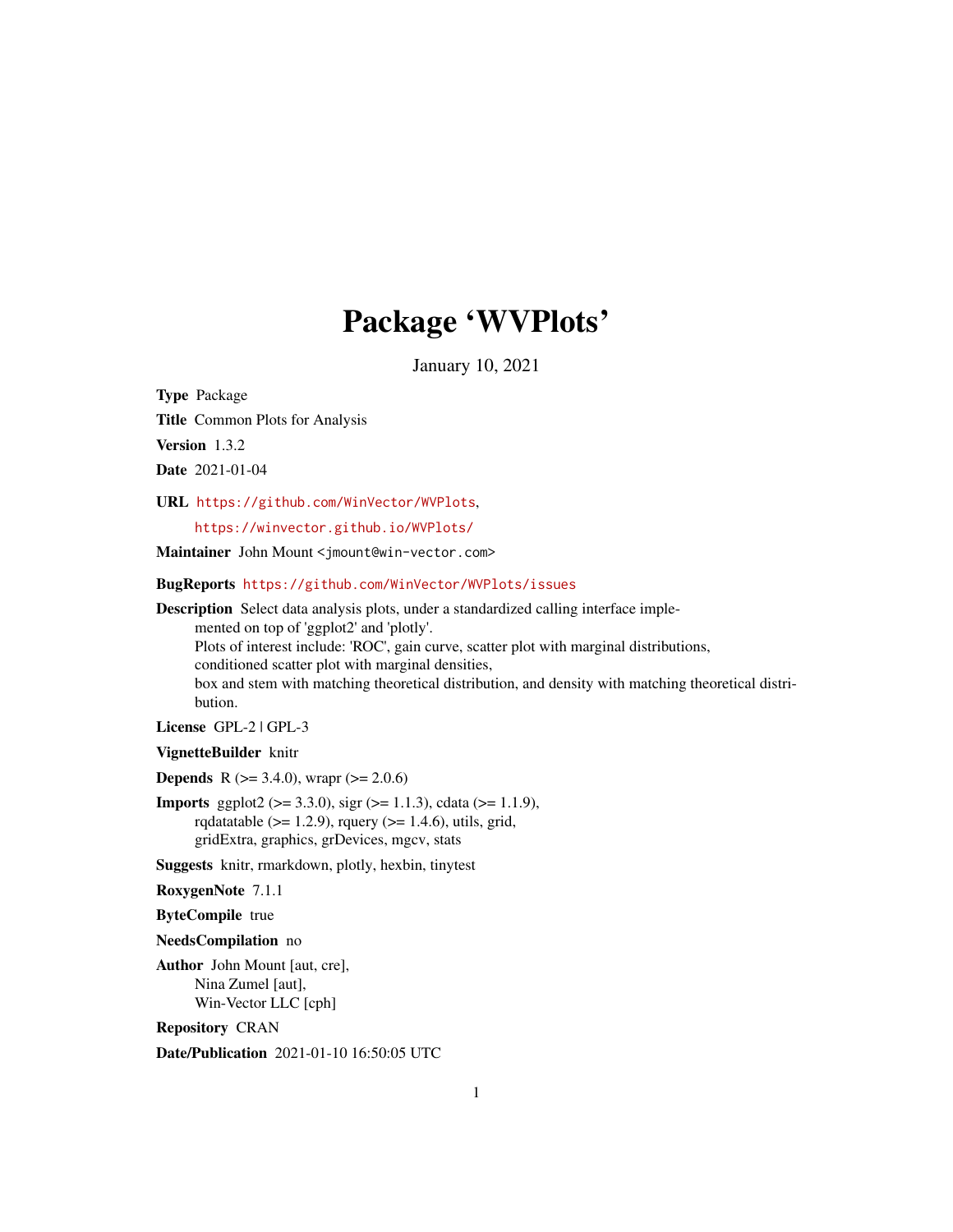# Package 'WVPlots'

January 10, 2021

**Type** Package

**Title** Common Plots for Analysis

**Version** 1.3.2

**Date** 2021-01-04

**URL** https://github.com/WinVector/WVPlots,
https://winvector.github.io/WVPlots/

**Maintainer** John Mount <jmount@win-vector.com>

**BugReports** https://github.com/WinVector/WVPlots/issues

**Description** Select data analysis plots, under a standardized calling interface implemented on top of 'ggplot2' and 'plotly'.
Plots of interest include: 'ROC', gain curve, scatter plot with marginal distributions, conditioned scatter plot with marginal densities, box and stem with matching theoretical distribution, and density with matching theoretical distribution.

**License** GPL-2 | GPL-3

**VignetteBuilder** knitr

**Depends** R (>= 3.4.0), wrapr (>= 2.0.6)

**Imports** ggplot2 (>= 3.3.0), sigr (>= 1.1.3), cdata (>= 1.1.9), rqdatatable (>= 1.2.9), rquery (>= 1.4.6), utils, grid, gridExtra, graphics, grDevices, mgcv, stats

**Suggests** knitr, rmarkdown, plotly, hexbin, tinytest

**RoxygenNote** 7.1.1

**ByteCompile** true

**NeedsCompilation** no

**Author** John Mount [aut, cre],
Nina Zumel [aut],
Win-Vector LLC [cph]

**Repository** CRAN

**Date/Publication** 2021-01-10 16:50:05 UTC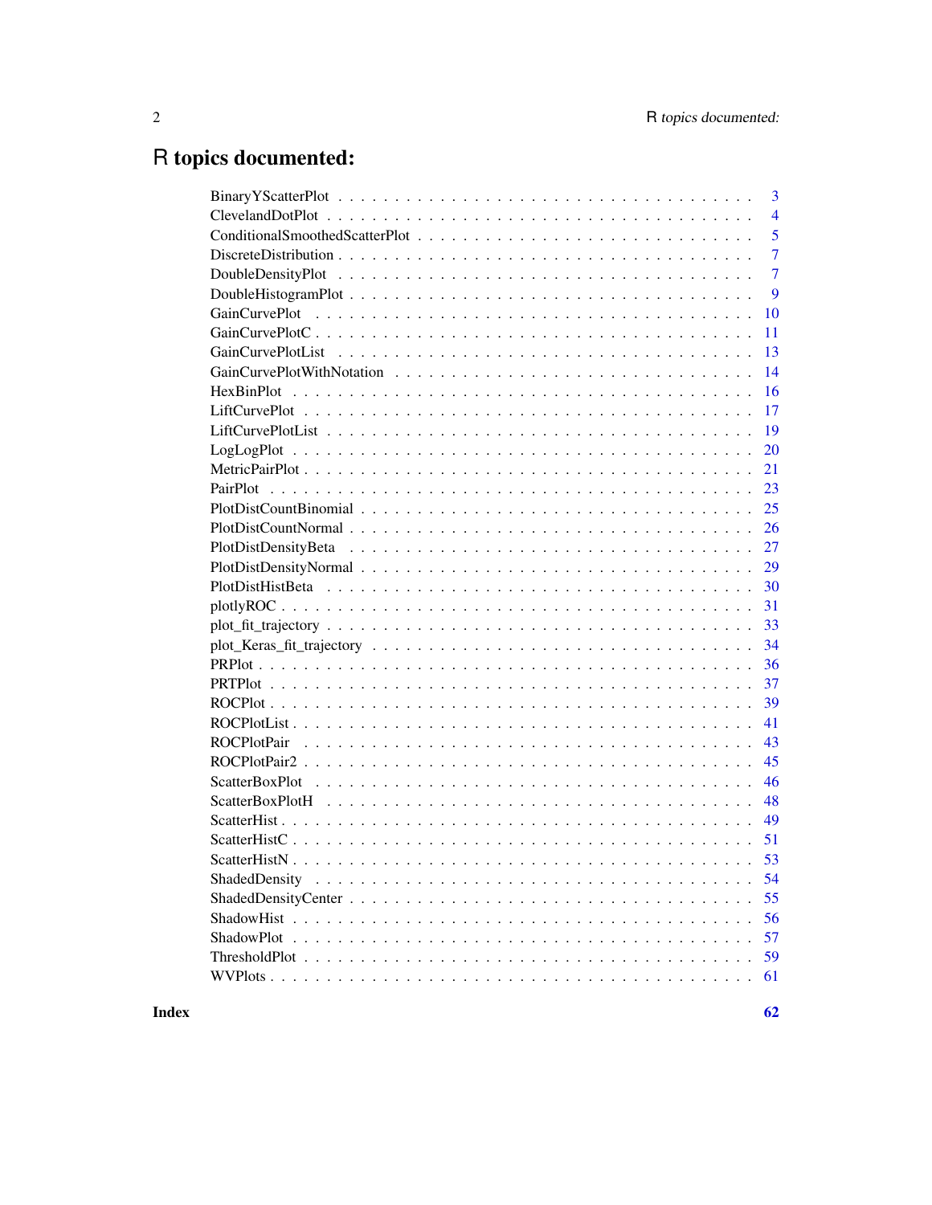# R topics documented:

| | |
|---|---|
| BinaryYScatterPlot | 3 |
| ClevelandDotPlot | 4 |
| ConditionalSmoothedScatterPlot | 5 |
| DiscreteDistribution | 7 |
| DoubleDensityPlot | 7 |
| DoubleHistogramPlot | 9 |
| GainCurvePlot | 10 |
| GainCurvePlotC | 11 |
| GainCurvePlotList | 13 |
| GainCurvePlotWithNotation | 14 |
| HexBinPlot | 16 |
| LiftCurvePlot | 17 |
| LiftCurvePlotList | 19 |
| LogLogPlot | 20 |
| MetricPairPlot | 21 |
| PairPlot | 23 |
| PlotDistCountBinomial | 25 |
| PlotDistCountNormal | 26 |
| PlotDistDensityBeta | 27 |
| PlotDistDensityNormal | 29 |
| PlotDistHistBeta | 30 |
| plotlyROC | 31 |
| plot_fit_trajectory | 33 |
| plot_Keras_fit_trajectory | 34 |
| PRPlot | 36 |
| PRTPlot | 37 |
| ROCPlot | 39 |
| ROCPlotList | 41 |
| ROCPlotPair | 43 |
| ROCPlotPair2 | 45 |
| ScatterBoxPlot | 46 |
| ScatterBoxPlotH | 48 |
| ScatterHist | 49 |
| ScatterHistC | 51 |
| ScatterHistN | 53 |
| ShadedDensity | 54 |
| ShadedDensityCenter | 55 |
| ShadowHist | 56 |
| ShadowPlot | 57 |
| ThresholdPlot | 59 |
| WVPlots | 61 |

**Index** **62**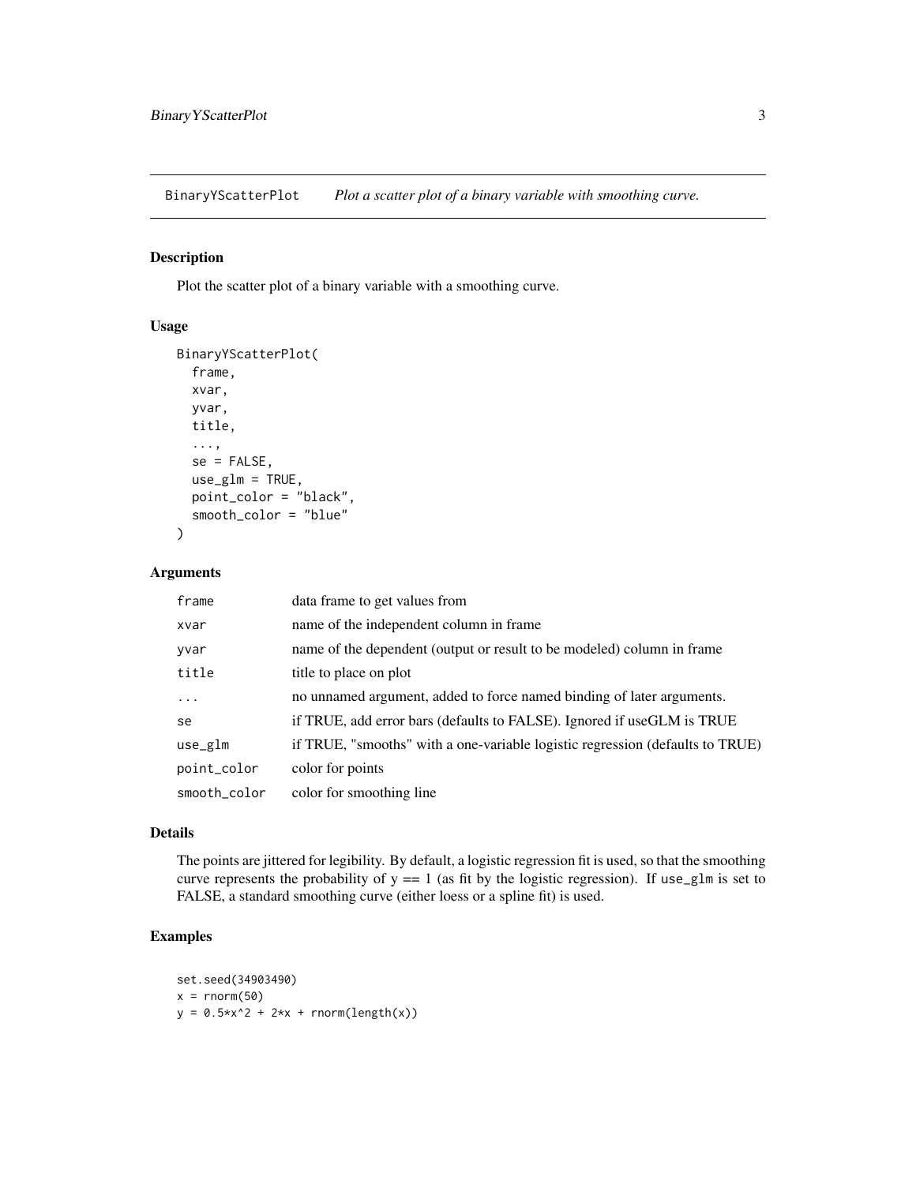BinaryYScatterPlot *Plot a scatter plot of a binary variable with smoothing curve.*

## Description

Plot the scatter plot of a binary variable with a smoothing curve.

## Usage

```
BinaryYScatterPlot(
  frame,
  xvar,
  yvar,
  title,
  ...,
  se = FALSE,
  use_glm = TRUE,
  point_color = "black",
  smooth_color = "blue"
)
```

## Arguments

| | |
|---|---|
| frame | data frame to get values from |
| xvar | name of the independent column in frame |
| yvar | name of the dependent (output or result to be modeled) column in frame |
| title | title to place on plot |
| ... | no unnamed argument, added to force named binding of later arguments. |
| se | if TRUE, add error bars (defaults to FALSE). Ignored if useGLM is TRUE |
| use_glm | if TRUE, "smooths" with a one-variable logistic regression (defaults to TRUE) |
| point_color | color for points |
| smooth_color | color for smoothing line |

## Details

The points are jittered for legibility. By default, a logistic regression fit is used, so that the smoothing curve represents the probability of y == 1 (as fit by the logistic regression). If `use_glm` is set to FALSE, a standard smoothing curve (either loess or a spline fit) is used.

## Examples

```
set.seed(34903490)
x = rnorm(50)
y = 0.5*x^2 + 2*x + rnorm(length(x))
```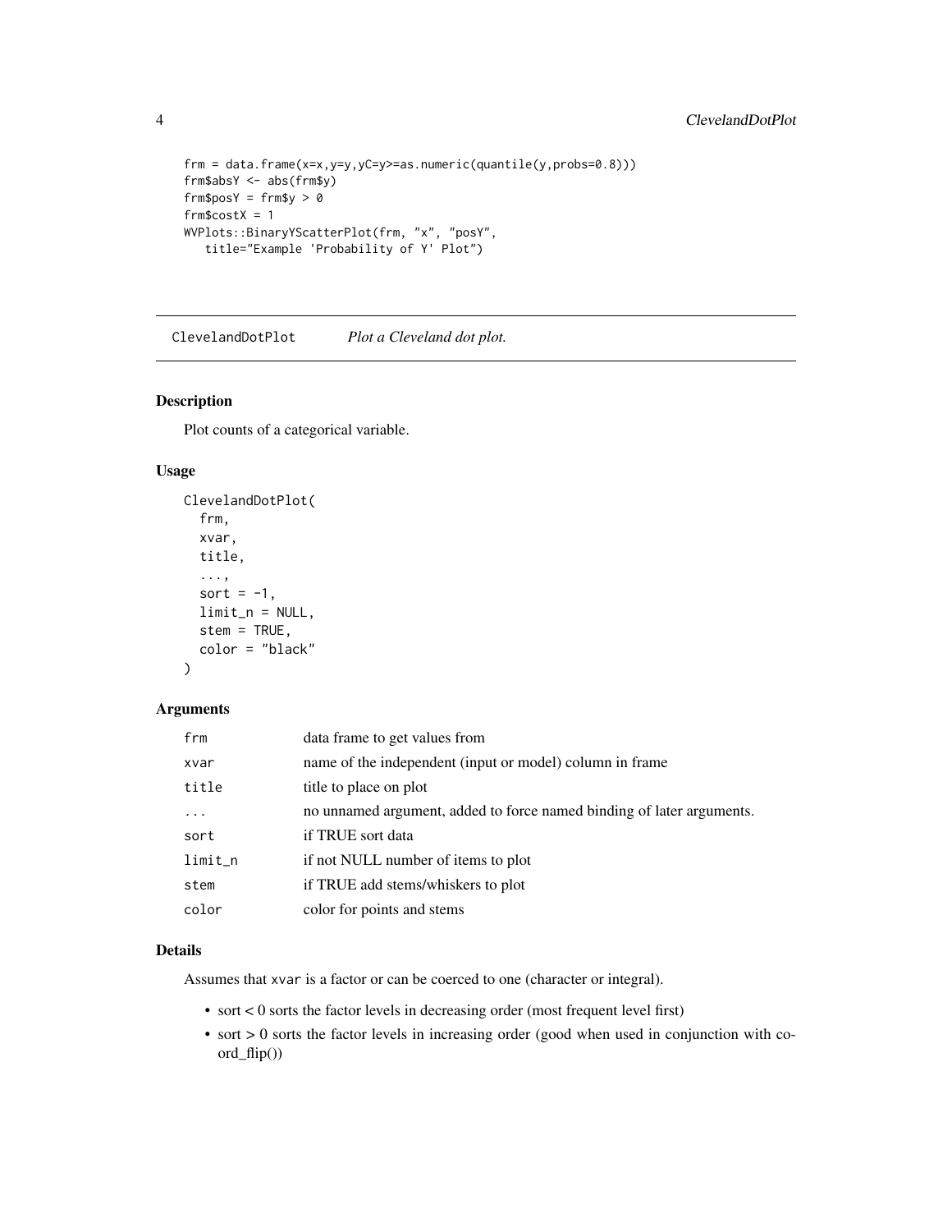```
frm = data.frame(x=x,y=y,yC=y>=as.numeric(quantile(y,probs=0.8)))
frm$absY <- abs(frm$y)
frm$posY = frm$y > 0
frm$costX = 1
WVPlots::BinaryYScatterPlot(frm, "x", "posY",
   title="Example 'Probability of Y' Plot")
```

## ClevelandDotPlot — *Plot a Cleveland dot plot.*

### Description

Plot counts of a categorical variable.

### Usage

```
ClevelandDotPlot(
  frm,
  xvar,
  title,
  ...,
  sort = -1,
  limit_n = NULL,
  stem = TRUE,
  color = "black"
)
```

### Arguments

| | |
|---|---|
| frm | data frame to get values from |
| xvar | name of the independent (input or model) column in frame |
| title | title to place on plot |
| ... | no unnamed argument, added to force named binding of later arguments. |
| sort | if TRUE sort data |
| limit_n | if not NULL number of items to plot |
| stem | if TRUE add stems/whiskers to plot |
| color | color for points and stems |

### Details

Assumes that xvar is a factor or can be coerced to one (character or integral).

- sort < 0 sorts the factor levels in decreasing order (most frequent level first)
- sort > 0 sorts the factor levels in increasing order (good when used in conjunction with coord_flip())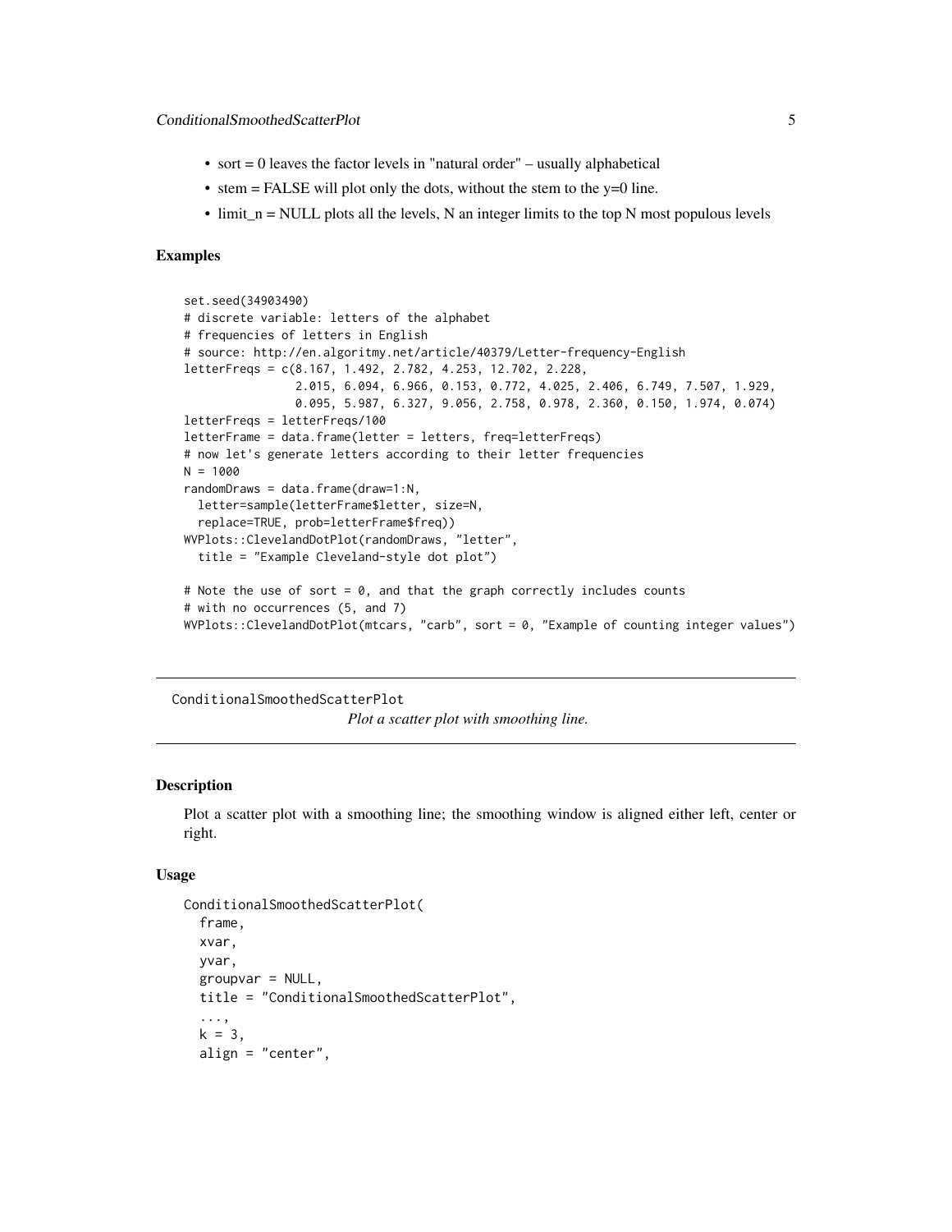- sort = 0 leaves the factor levels in "natural order" – usually alphabetical
- stem = FALSE will plot only the dots, without the stem to the y=0 line.
- limit_n = NULL plots all the levels, N an integer limits to the top N most populous levels

### Examples

```
set.seed(34903490)
# discrete variable: letters of the alphabet
# frequencies of letters in English
# source: http://en.algoritmy.net/article/40379/Letter-frequency-English
letterFreqs = c(8.167, 1.492, 2.782, 4.253, 12.702, 2.228,
                2.015, 6.094, 6.966, 0.153, 0.772, 4.025, 2.406, 6.749, 7.507, 1.929,
                0.095, 5.987, 6.327, 9.056, 2.758, 0.978, 2.360, 0.150, 1.974, 0.074)
letterFreqs = letterFreqs/100
letterFrame = data.frame(letter = letters, freq=letterFreqs)
# now let's generate letters according to their letter frequencies
N = 1000
randomDraws = data.frame(draw=1:N,
  letter=sample(letterFrame$letter, size=N,
  replace=TRUE, prob=letterFrame$freq))
WVPlots::ClevelandDotPlot(randomDraws, "letter",
  title = "Example Cleveland-style dot plot")

# Note the use of sort = 0, and that the graph correctly includes counts
# with no occurrences (5, and 7)
WVPlots::ClevelandDotPlot(mtcars, "carb", sort = 0, "Example of counting integer values")
```

---

## ConditionalSmoothedScatterPlot

*Plot a scatter plot with smoothing line.*

---

### Description

Plot a scatter plot with a smoothing line; the smoothing window is aligned either left, center or right.

### Usage

```
ConditionalSmoothedScatterPlot(
  frame,
  xvar,
  yvar,
  groupvar = NULL,
  title = "ConditionalSmoothedScatterPlot",
  ...,
  k = 3,
  align = "center",
```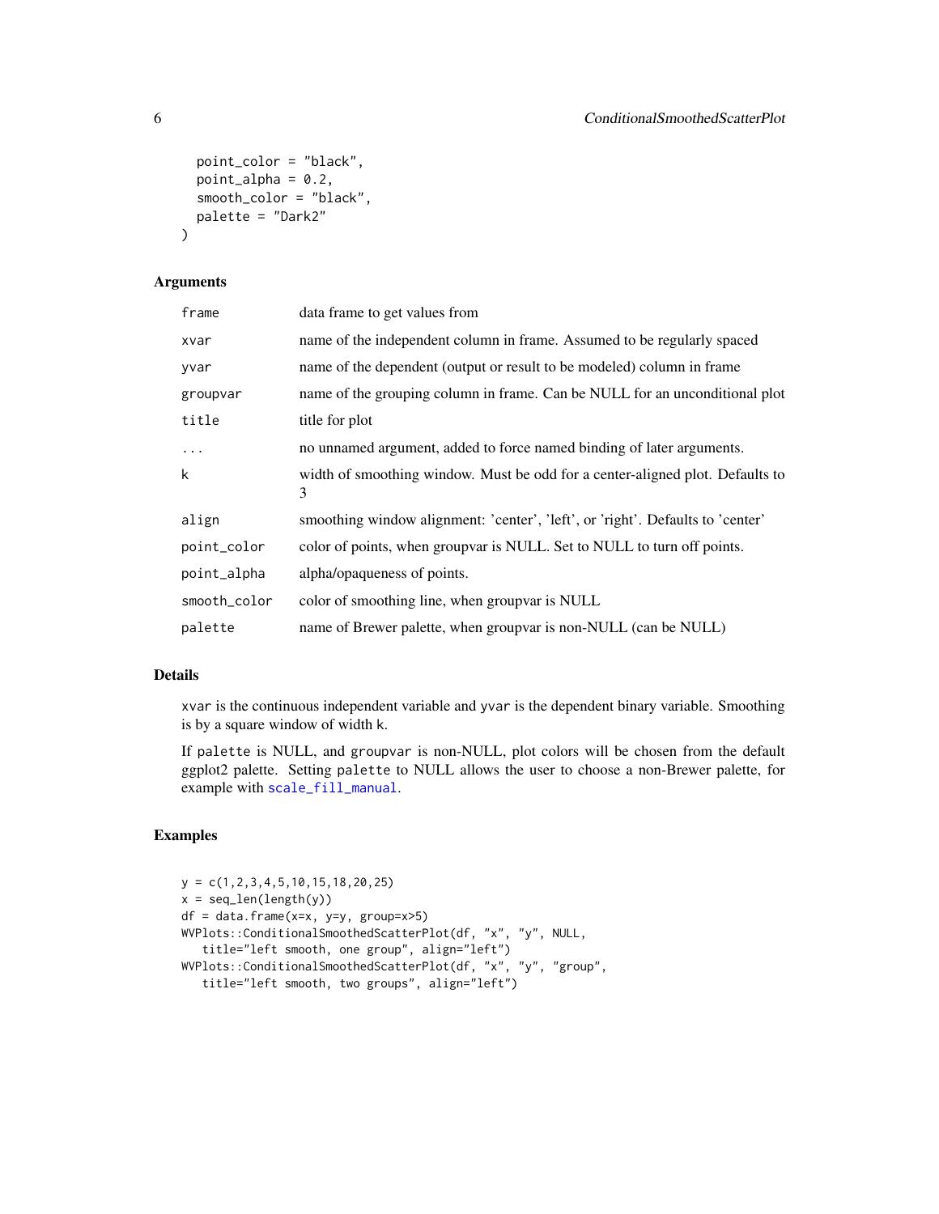```
  point_color = "black",
  point_alpha = 0.2,
  smooth_color = "black",
  palette = "Dark2"
)
```

### Arguments

| | |
|---|---|
| frame | data frame to get values from |
| xvar | name of the independent column in frame. Assumed to be regularly spaced |
| yvar | name of the dependent (output or result to be modeled) column in frame |
| groupvar | name of the grouping column in frame. Can be NULL for an unconditional plot |
| title | title for plot |
| ... | no unnamed argument, added to force named binding of later arguments. |
| k | width of smoothing window. Must be odd for a center-aligned plot. Defaults to 3 |
| align | smoothing window alignment: 'center', 'left', or 'right'. Defaults to 'center' |
| point_color | color of points, when groupvar is NULL. Set to NULL to turn off points. |
| point_alpha | alpha/opaqueness of points. |
| smooth_color | color of smoothing line, when groupvar is NULL |
| palette | name of Brewer palette, when groupvar is non-NULL (can be NULL) |

### Details

`xvar` is the continuous independent variable and `yvar` is the dependent binary variable. Smoothing is by a square window of width `k`.

If `palette` is NULL, and `groupvar` is non-NULL, plot colors will be chosen from the default ggplot2 palette. Setting `palette` to NULL allows the user to choose a non-Brewer palette, for example with `scale_fill_manual`.

### Examples

```
y = c(1,2,3,4,5,10,15,18,20,25)
x = seq_len(length(y))
df = data.frame(x=x, y=y, group=x>5)
WVPlots::ConditionalSmoothedScatterPlot(df, "x", "y", NULL,
   title="left smooth, one group", align="left")
WVPlots::ConditionalSmoothedScatterPlot(df, "x", "y", "group",
   title="left smooth, two groups", align="left")
```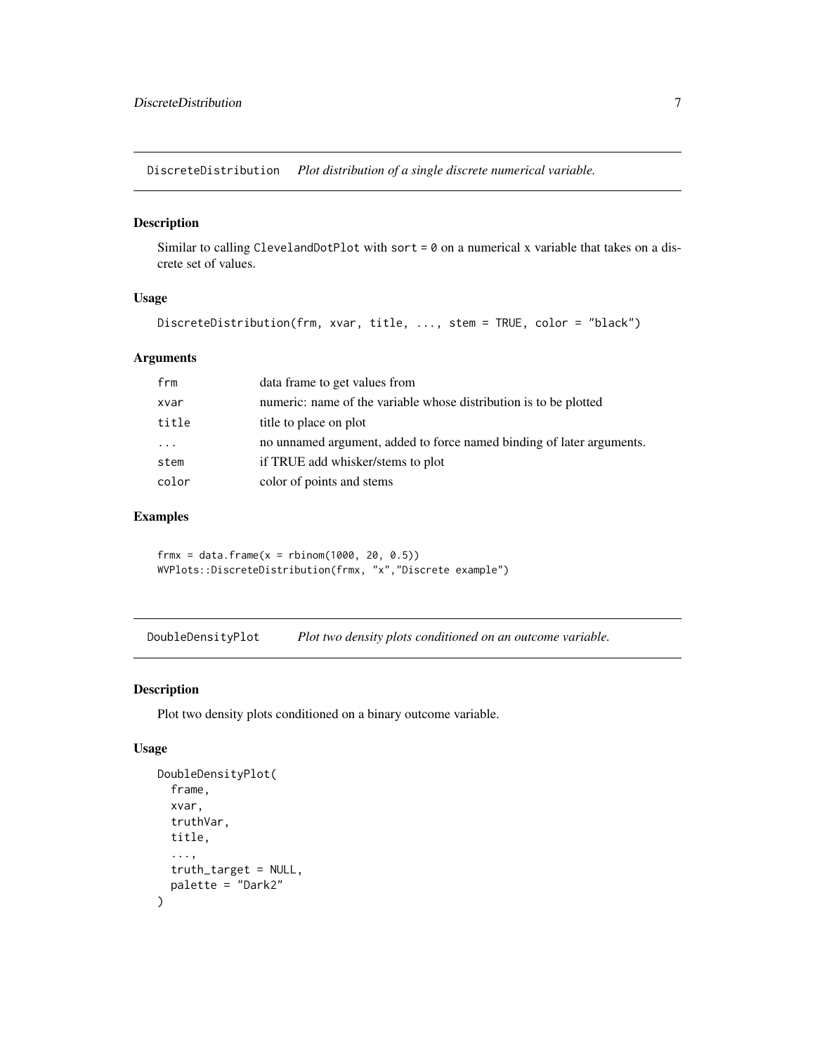## DiscreteDistribution *Plot distribution of a single discrete numerical variable.*

### Description

Similar to calling `ClevelandDotPlot` with `sort = 0` on a numerical x variable that takes on a discrete set of values.

### Usage

```
DiscreteDistribution(frm, xvar, title, ..., stem = TRUE, color = "black")
```

### Arguments

| | |
|---|---|
| `frm` | data frame to get values from |
| `xvar` | numeric: name of the variable whose distribution is to be plotted |
| `title` | title to place on plot |
| `...` | no unnamed argument, added to force named binding of later arguments. |
| `stem` | if TRUE add whisker/stems to plot |
| `color` | color of points and stems |

### Examples

```
frmx = data.frame(x = rbinom(1000, 20, 0.5))
WVPlots::DiscreteDistribution(frmx, "x","Discrete example")
```

## DoubleDensityPlot *Plot two density plots conditioned on an outcome variable.*

### Description

Plot two density plots conditioned on a binary outcome variable.

### Usage

```
DoubleDensityPlot(
  frame,
  xvar,
  truthVar,
  title,
  ...,
  truth_target = NULL,
  palette = "Dark2"
)
```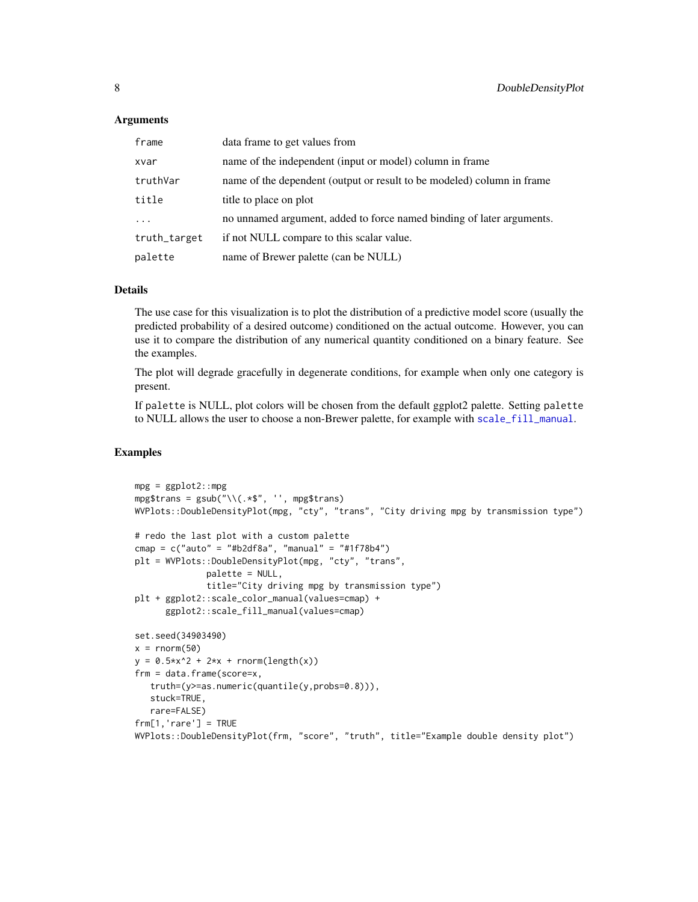### Arguments

| | |
|---|---|
| frame | data frame to get values from |
| xvar | name of the independent (input or model) column in frame |
| truthVar | name of the dependent (output or result to be modeled) column in frame |
| title | title to place on plot |
| ... | no unnamed argument, added to force named binding of later arguments. |
| truth_target | if not NULL compare to this scalar value. |
| palette | name of Brewer palette (can be NULL) |

### Details

The use case for this visualization is to plot the distribution of a predictive model score (usually the predicted probability of a desired outcome) conditioned on the actual outcome. However, you can use it to compare the distribution of any numerical quantity conditioned on a binary feature. See the examples.

The plot will degrade gracefully in degenerate conditions, for example when only one category is present.

If `palette` is NULL, plot colors will be chosen from the default ggplot2 palette. Setting `palette` to NULL allows the user to choose a non-Brewer palette, for example with `scale_fill_manual`.

### Examples

```
mpg = ggplot2::mpg
mpg$trans = gsub("\\(.*$", '', mpg$trans)
WVPlots::DoubleDensityPlot(mpg, "cty", "trans", "City driving mpg by transmission type")

# redo the last plot with a custom palette
cmap = c("auto" = "#b2df8a", "manual" = "#1f78b4")
plt = WVPlots::DoubleDensityPlot(mpg, "cty", "trans",
              palette = NULL,
              title="City driving mpg by transmission type")
plt + ggplot2::scale_color_manual(values=cmap) +
      ggplot2::scale_fill_manual(values=cmap)

set.seed(34903490)
x = rnorm(50)
y = 0.5*x^2 + 2*x + rnorm(length(x))
frm = data.frame(score=x,
   truth=(y>=as.numeric(quantile(y,probs=0.8))),
   stuck=TRUE,
   rare=FALSE)
frm[1,'rare'] = TRUE
WVPlots::DoubleDensityPlot(frm, "score", "truth", title="Example double density plot")
```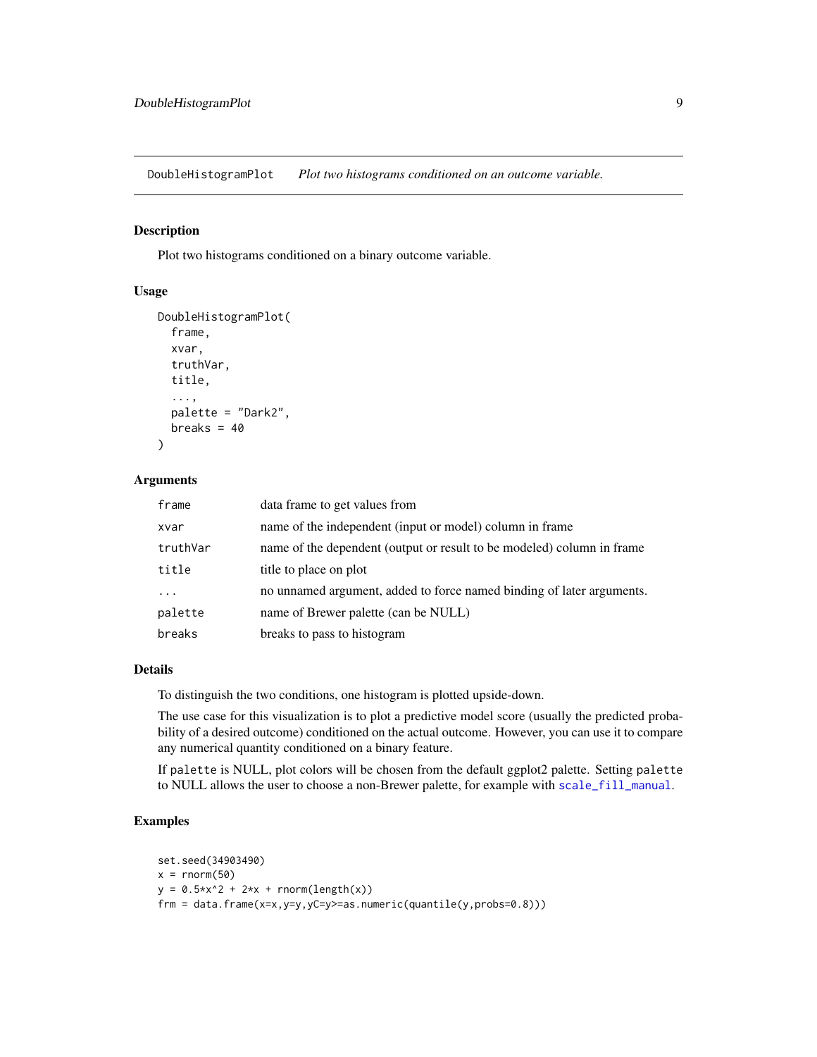DoubleHistogramPlot *Plot two histograms conditioned on an outcome variable.*

## Description

Plot two histograms conditioned on a binary outcome variable.

## Usage

```
DoubleHistogramPlot(
  frame,
  xvar,
  truthVar,
  title,
  ...,
  palette = "Dark2",
  breaks = 40
)
```

## Arguments

| | |
|---|---|
| frame | data frame to get values from |
| xvar | name of the independent (input or model) column in frame |
| truthVar | name of the dependent (output or result to be modeled) column in frame |
| title | title to place on plot |
| ... | no unnamed argument, added to force named binding of later arguments. |
| palette | name of Brewer palette (can be NULL) |
| breaks | breaks to pass to histogram |

## Details

To distinguish the two conditions, one histogram is plotted upside-down.

The use case for this visualization is to plot a predictive model score (usually the predicted probability of a desired outcome) conditioned on the actual outcome. However, you can use it to compare any numerical quantity conditioned on a binary feature.

If `palette` is NULL, plot colors will be chosen from the default ggplot2 palette. Setting `palette` to NULL allows the user to choose a non-Brewer palette, for example with `scale_fill_manual`.

## Examples

```
set.seed(34903490)
x = rnorm(50)
y = 0.5*x^2 + 2*x + rnorm(length(x))
frm = data.frame(x=x,y=y,yC=y>=as.numeric(quantile(y,probs=0.8)))
```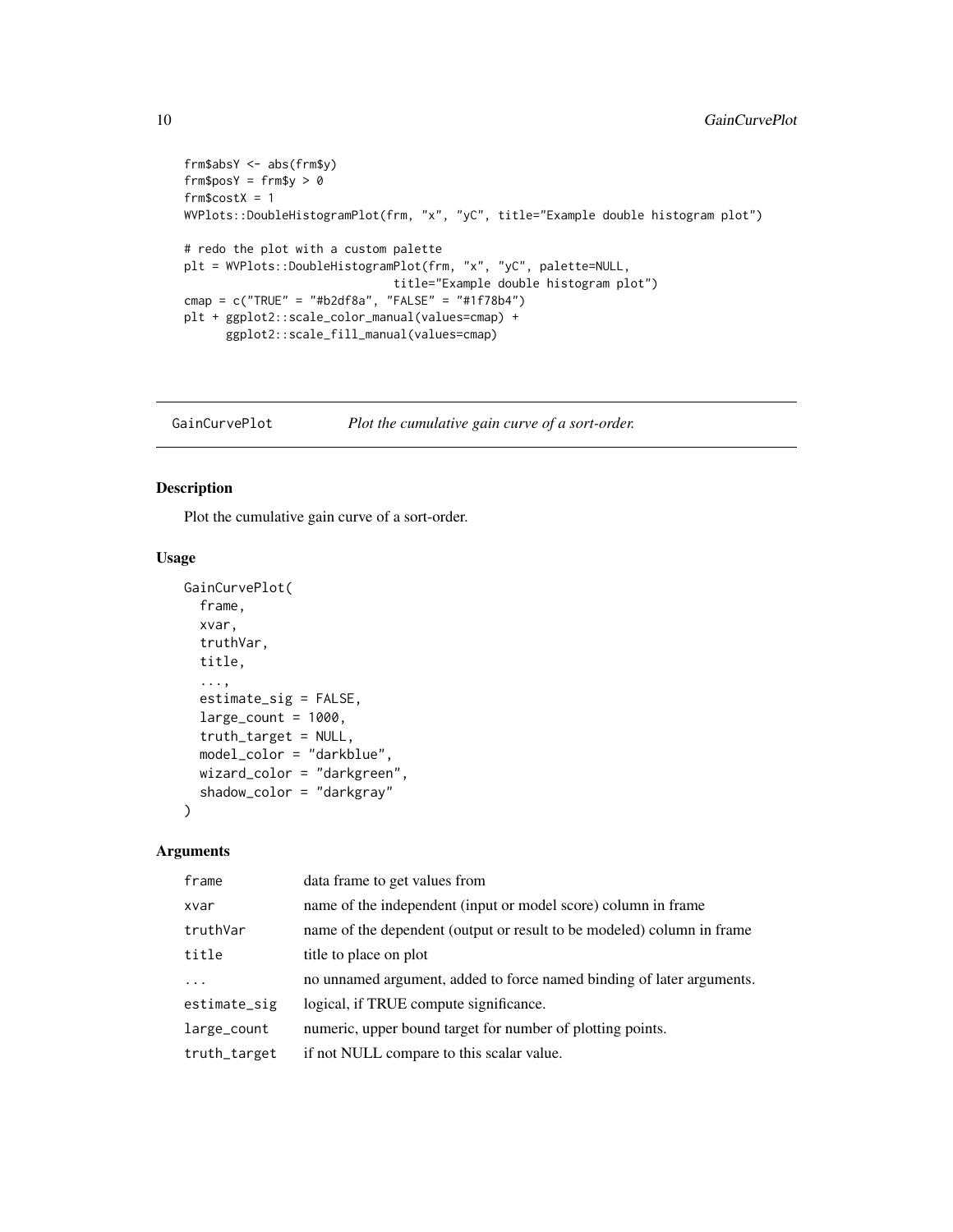```
frm$absY <- abs(frm$y)
frm$posY = frm$y > 0
frm$costX = 1
WVPlots::DoubleHistogramPlot(frm, "x", "yC", title="Example double histogram plot")

# redo the plot with a custom palette
plt = WVPlots::DoubleHistogramPlot(frm, "x", "yC", palette=NULL,
                                title="Example double histogram plot")
cmap = c("TRUE" = "#b2df8a", "FALSE" = "#1f78b4")
plt + ggplot2::scale_color_manual(values=cmap) +
      ggplot2::scale_fill_manual(values=cmap)
```

## GainCurvePlot — *Plot the cumulative gain curve of a sort-order.*

### Description

Plot the cumulative gain curve of a sort-order.

### Usage

```
GainCurvePlot(
  frame,
  xvar,
  truthVar,
  title,
  ...,
  estimate_sig = FALSE,
  large_count = 1000,
  truth_target = NULL,
  model_color = "darkblue",
  wizard_color = "darkgreen",
  shadow_color = "darkgray"
)
```

### Arguments

| | |
|---|---|
| `frame` | data frame to get values from |
| `xvar` | name of the independent (input or model score) column in frame |
| `truthVar` | name of the dependent (output or result to be modeled) column in frame |
| `title` | title to place on plot |
| `...` | no unnamed argument, added to force named binding of later arguments. |
| `estimate_sig` | logical, if TRUE compute significance. |
| `large_count` | numeric, upper bound target for number of plotting points. |
| `truth_target` | if not NULL compare to this scalar value. |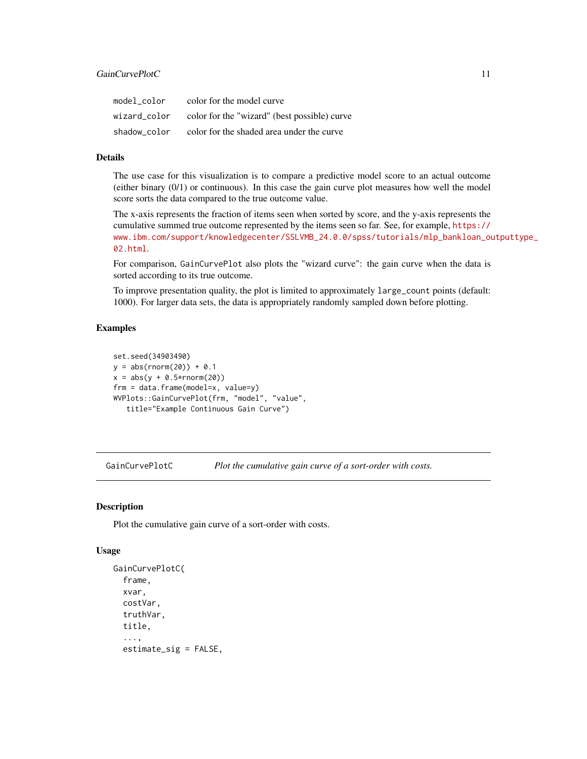| | |
|---|---|
| `model_color` | color for the model curve |
| `wizard_color` | color for the "wizard" (best possible) curve |
| `shadow_color` | color for the shaded area under the curve |

### Details

The use case for this visualization is to compare a predictive model score to an actual outcome (either binary (0/1) or continuous). In this case the gain curve plot measures how well the model score sorts the data compared to the true outcome value.

The x-axis represents the fraction of items seen when sorted by score, and the y-axis represents the cumulative summed true outcome represented by the items seen so far. See, for example, https://www.ibm.com/support/knowledgecenter/SSLVMB_24.0.0/spss/tutorials/mlp_bankloan_outputtype_02.html.

For comparison, `GainCurvePlot` also plots the "wizard curve": the gain curve when the data is sorted according to its true outcome.

To improve presentation quality, the plot is limited to approximately `large_count` points (default: 1000). For larger data sets, the data is appropriately randomly sampled down before plotting.

### Examples

```
set.seed(34903490)
y = abs(rnorm(20)) + 0.1
x = abs(y + 0.5*rnorm(20))
frm = data.frame(model=x, value=y)
WVPlots::GainCurvePlot(frm, "model", "value",
   title="Example Continuous Gain Curve")
```

---

## GainCurvePlotC — *Plot the cumulative gain curve of a sort-order with costs.*

### Description

Plot the cumulative gain curve of a sort-order with costs.

### Usage

```
GainCurvePlotC(
  frame,
  xvar,
  costVar,
  truthVar,
  title,
  ...,
  estimate_sig = FALSE,
```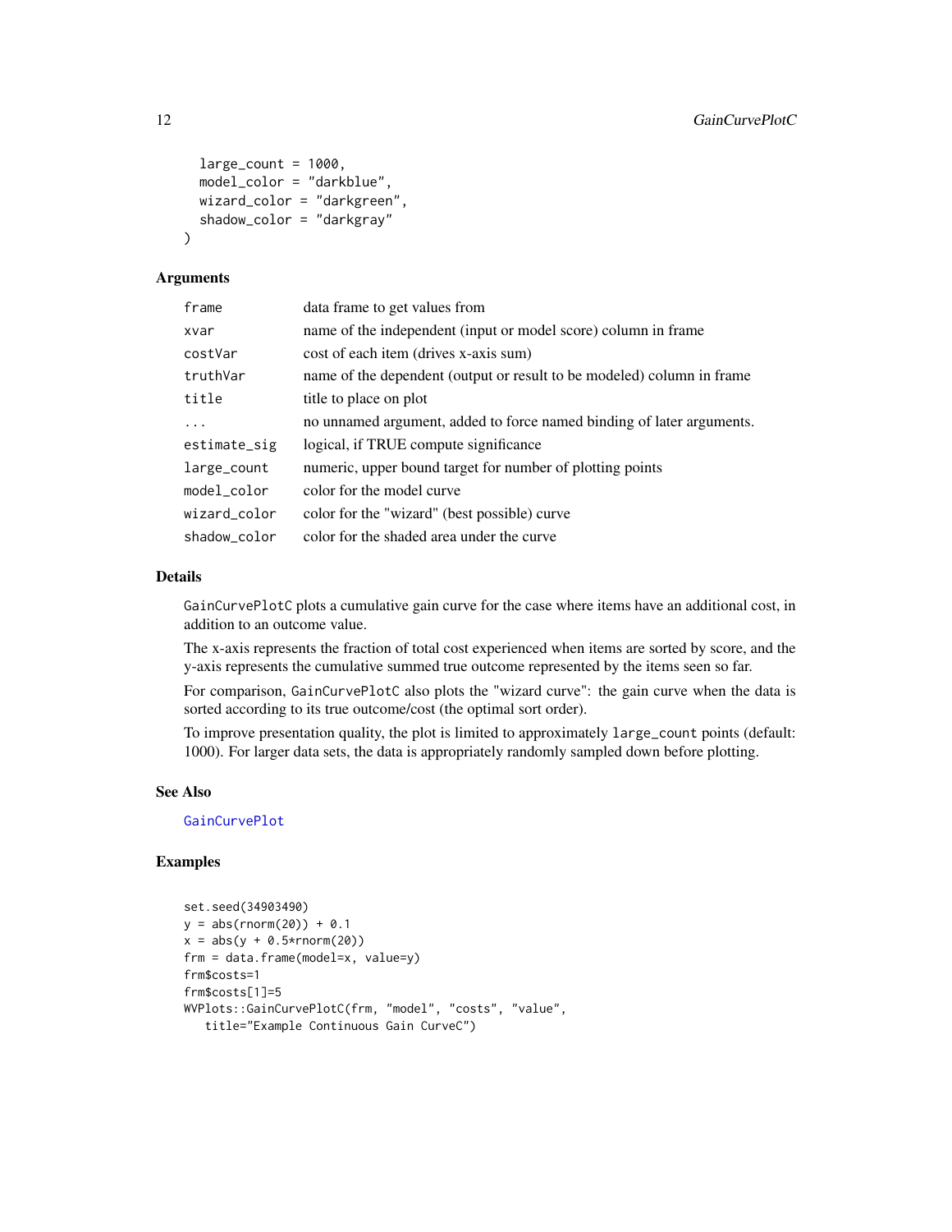```
  large_count = 1000,
  model_color = "darkblue",
  wizard_color = "darkgreen",
  shadow_color = "darkgray"
)
```

### Arguments

| | |
|---|---|
| frame | data frame to get values from |
| xvar | name of the independent (input or model score) column in frame |
| costVar | cost of each item (drives x-axis sum) |
| truthVar | name of the dependent (output or result to be modeled) column in frame |
| title | title to place on plot |
| ... | no unnamed argument, added to force named binding of later arguments. |
| estimate_sig | logical, if TRUE compute significance |
| large_count | numeric, upper bound target for number of plotting points |
| model_color | color for the model curve |
| wizard_color | color for the "wizard" (best possible) curve |
| shadow_color | color for the shaded area under the curve |

### Details

GainCurvePlotC plots a cumulative gain curve for the case where items have an additional cost, in addition to an outcome value.

The x-axis represents the fraction of total cost experienced when items are sorted by score, and the y-axis represents the cumulative summed true outcome represented by the items seen so far.

For comparison, GainCurvePlotC also plots the "wizard curve": the gain curve when the data is sorted according to its true outcome/cost (the optimal sort order).

To improve presentation quality, the plot is limited to approximately large_count points (default: 1000). For larger data sets, the data is appropriately randomly sampled down before plotting.

### See Also

GainCurvePlot

### Examples

```
set.seed(34903490)
y = abs(rnorm(20)) + 0.1
x = abs(y + 0.5*rnorm(20))
frm = data.frame(model=x, value=y)
frm$costs=1
frm$costs[1]=5
WVPlots::GainCurvePlotC(frm, "model", "costs", "value",
   title="Example Continuous Gain CurveC")
```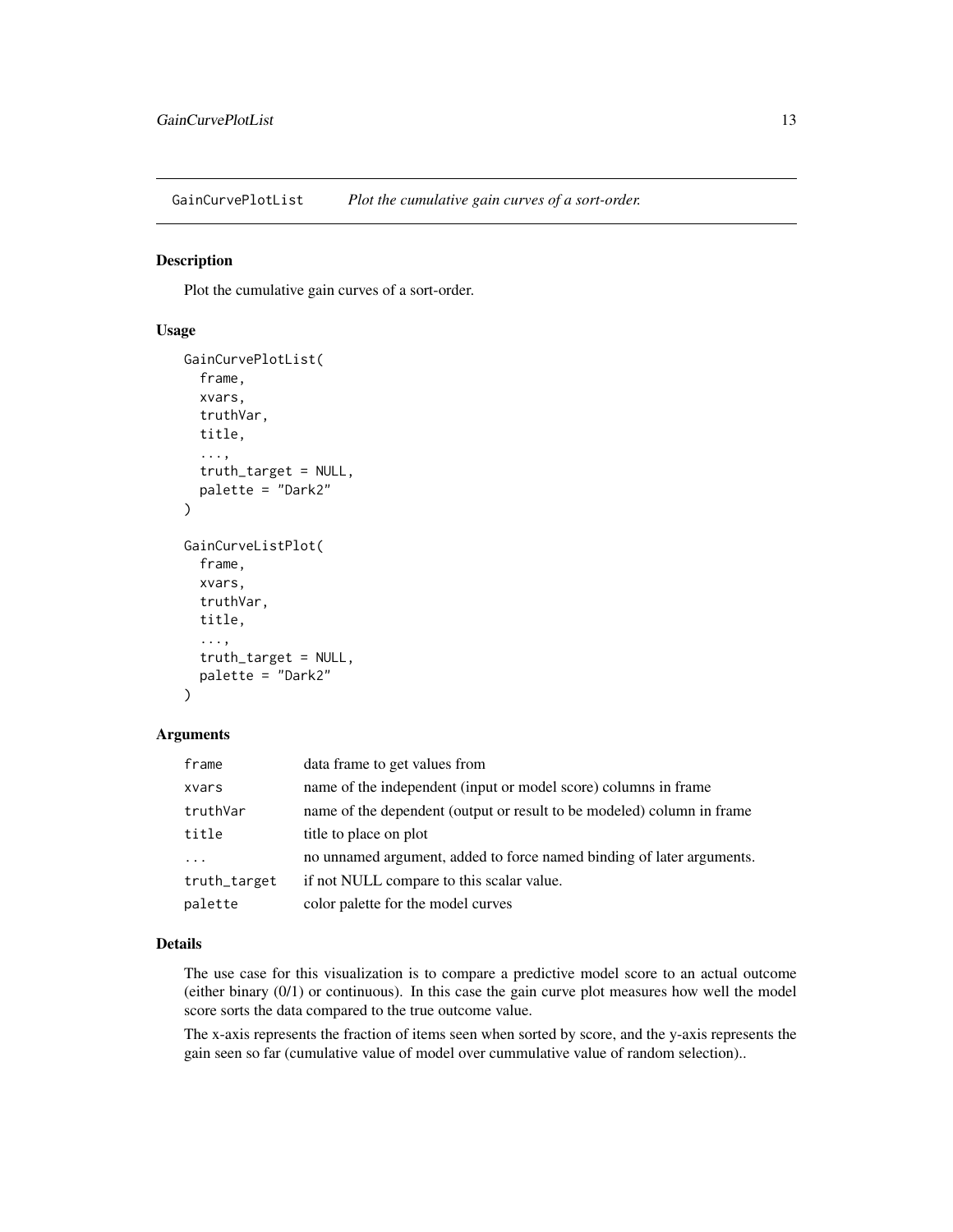# GainCurvePlotList — *Plot the cumulative gain curves of a sort-order.*

## Description

Plot the cumulative gain curves of a sort-order.

## Usage

```
GainCurvePlotList(
  frame,
  xvars,
  truthVar,
  title,
  ...,
  truth_target = NULL,
  palette = "Dark2"
)

GainCurveListPlot(
  frame,
  xvars,
  truthVar,
  title,
  ...,
  truth_target = NULL,
  palette = "Dark2"
)
```

## Arguments

| | |
|---|---|
| `frame` | data frame to get values from |
| `xvars` | name of the independent (input or model score) columns in frame |
| `truthVar` | name of the dependent (output or result to be modeled) column in frame |
| `title` | title to place on plot |
| `...` | no unnamed argument, added to force named binding of later arguments. |
| `truth_target` | if not NULL compare to this scalar value. |
| `palette` | color palette for the model curves |

## Details

The use case for this visualization is to compare a predictive model score to an actual outcome (either binary (0/1) or continuous). In this case the gain curve plot measures how well the model score sorts the data compared to the true outcome value.

The x-axis represents the fraction of items seen when sorted by score, and the y-axis represents the gain seen so far (cumulative value of model over cummulative value of random selection)..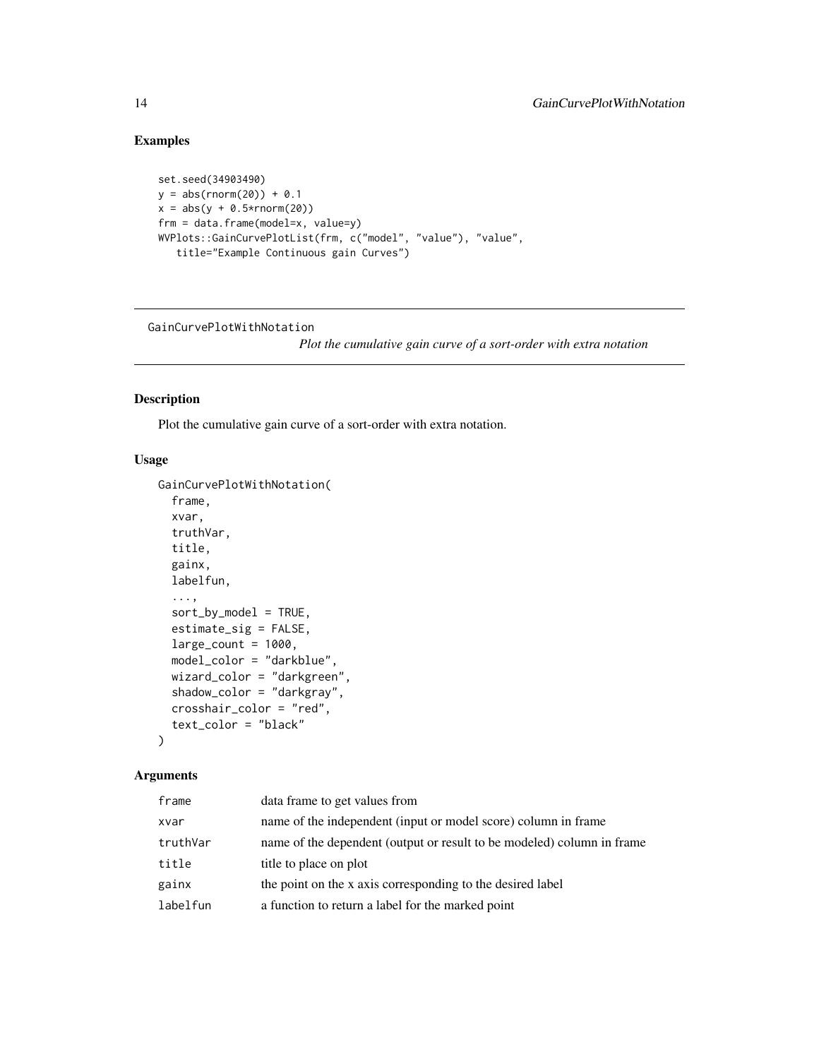## Examples

```
set.seed(34903490)
y = abs(rnorm(20)) + 0.1
x = abs(y + 0.5*rnorm(20))
frm = data.frame(model=x, value=y)
WVPlots::GainCurvePlotList(frm, c("model", "value"), "value",
   title="Example Continuous gain Curves")
```

---

# GainCurvePlotWithNotation

*Plot the cumulative gain curve of a sort-order with extra notation*

---

## Description

Plot the cumulative gain curve of a sort-order with extra notation.

## Usage

```
GainCurvePlotWithNotation(
  frame,
  xvar,
  truthVar,
  title,
  gainx,
  labelfun,
  ...,
  sort_by_model = TRUE,
  estimate_sig = FALSE,
  large_count = 1000,
  model_color = "darkblue",
  wizard_color = "darkgreen",
  shadow_color = "darkgray",
  crosshair_color = "red",
  text_color = "black"
)
```

## Arguments

| | |
|---|---|
| frame | data frame to get values from |
| xvar | name of the independent (input or model score) column in frame |
| truthVar | name of the dependent (output or result to be modeled) column in frame |
| title | title to place on plot |
| gainx | the point on the x axis corresponding to the desired label |
| labelfun | a function to return a label for the marked point |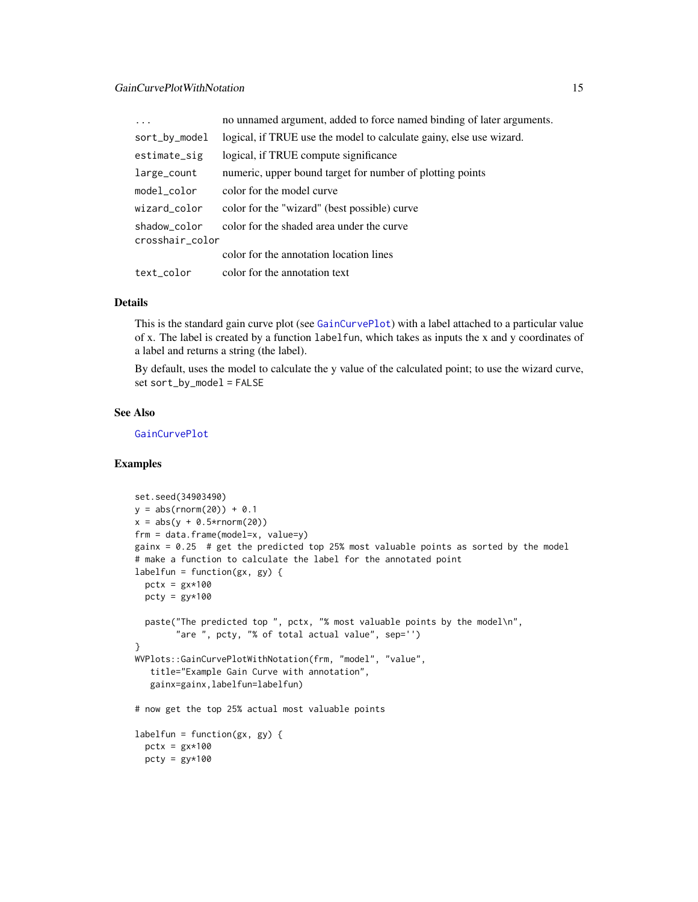| | |
|---|---|
| ... | no unnamed argument, added to force named binding of later arguments. |
| sort_by_model | logical, if TRUE use the model to calculate gainy, else use wizard. |
| estimate_sig | logical, if TRUE compute significance |
| large_count | numeric, upper bound target for number of plotting points |
| model_color | color for the model curve |
| wizard_color | color for the "wizard" (best possible) curve |
| shadow_color | color for the shaded area under the curve |
| crosshair_color | color for the annotation location lines |
| text_color | color for the annotation text |

### Details

This is the standard gain curve plot (see GainCurvePlot) with a label attached to a particular value of x. The label is created by a function labelfun, which takes as inputs the x and y coordinates of a label and returns a string (the label).

By default, uses the model to calculate the y value of the calculated point; to use the wizard curve, set sort_by_model = FALSE

### See Also

GainCurvePlot

### Examples

```
set.seed(34903490)
y = abs(rnorm(20)) + 0.1
x = abs(y + 0.5*rnorm(20))
frm = data.frame(model=x, value=y)
gainx = 0.25  # get the predicted top 25% most valuable points as sorted by the model
# make a function to calculate the label for the annotated point
labelfun = function(gx, gy) {
  pctx = gx*100
  pcty = gy*100

  paste("The predicted top ", pctx, "% most valuable points by the model\n",
        "are ", pcty, "% of total actual value", sep='')
}
WVPlots::GainCurvePlotWithNotation(frm, "model", "value",
   title="Example Gain Curve with annotation",
   gainx=gainx,labelfun=labelfun)

# now get the top 25% actual most valuable points

labelfun = function(gx, gy) {
  pctx = gx*100
  pcty = gy*100
```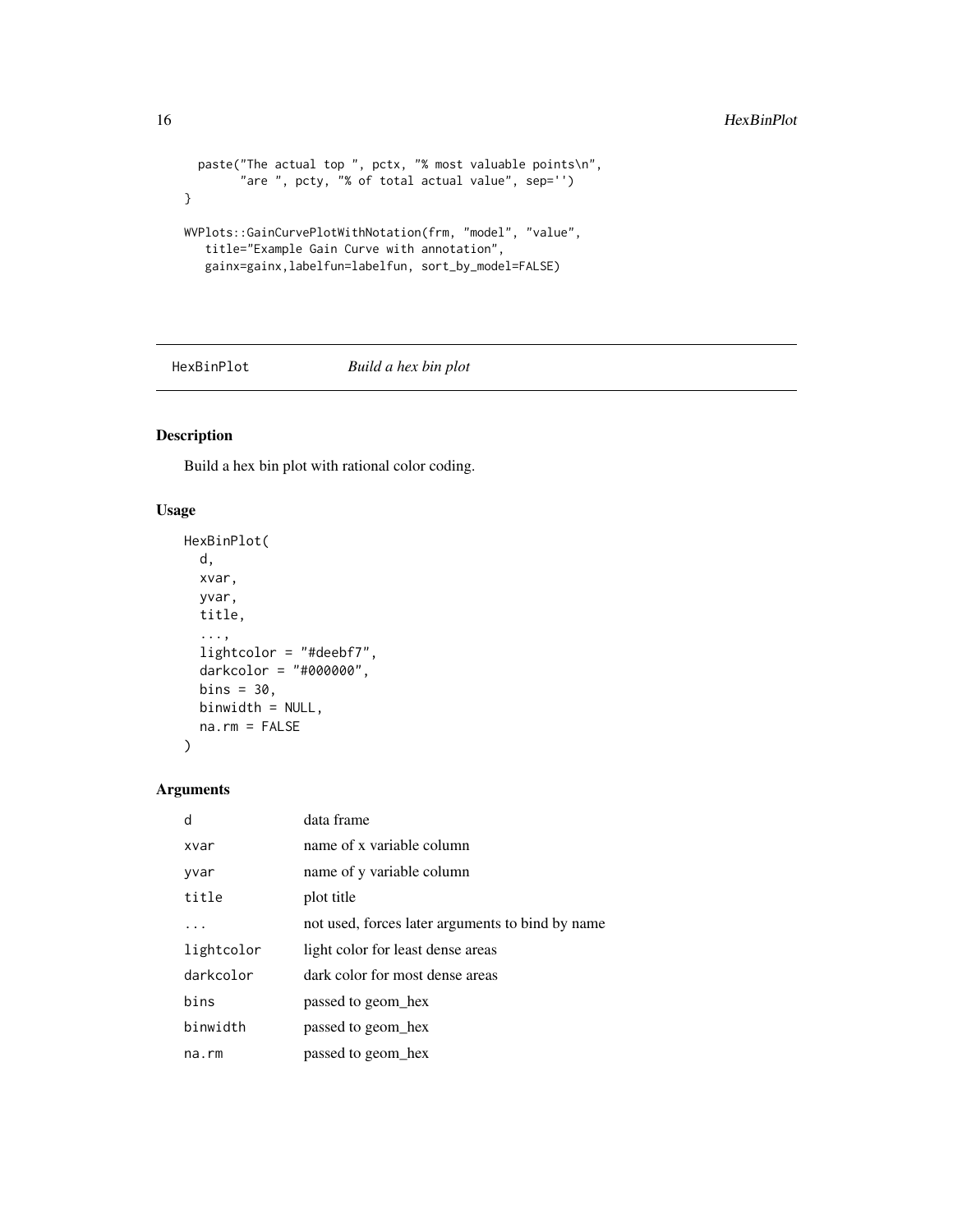```
  paste("The actual top ", pctx, "% most valuable points\n",
        "are ", pcty, "% of total actual value", sep='')
}

WVPlots::GainCurvePlotWithNotation(frm, "model", "value",
   title="Example Gain Curve with annotation",
   gainx=gainx,labelfun=labelfun, sort_by_model=FALSE)
```

## HexBinPlot    *Build a hex bin plot*

### Description

Build a hex bin plot with rational color coding.

### Usage

```
HexBinPlot(
  d,
  xvar,
  yvar,
  title,
  ...,
  lightcolor = "#deebf7",
  darkcolor = "#000000",
  bins = 30,
  binwidth = NULL,
  na.rm = FALSE
)
```

### Arguments

| | |
|---|---|
| d | data frame |
| xvar | name of x variable column |
| yvar | name of y variable column |
| title | plot title |
| ... | not used, forces later arguments to bind by name |
| lightcolor | light color for least dense areas |
| darkcolor | dark color for most dense areas |
| bins | passed to geom_hex |
| binwidth | passed to geom_hex |
| na.rm | passed to geom_hex |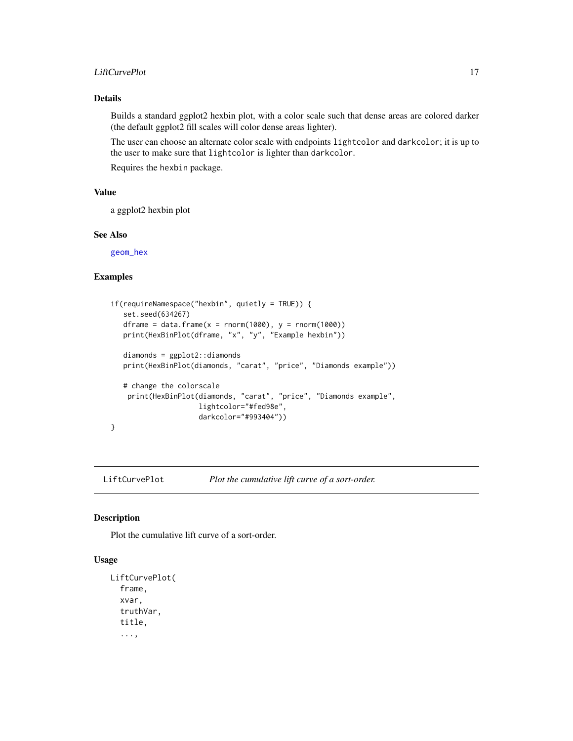## Details

Builds a standard ggplot2 hexbin plot, with a color scale such that dense areas are colored darker (the default ggplot2 fill scales will color dense areas lighter).

The user can choose an alternate color scale with endpoints `lightcolor` and `darkcolor`; it is up to the user to make sure that `lightcolor` is lighter than `darkcolor`.

Requires the `hexbin` package.

## Value

a ggplot2 hexbin plot

## See Also

geom_hex

## Examples

```
if(requireNamespace("hexbin", quietly = TRUE)) {
   set.seed(634267)
   dframe = data.frame(x = rnorm(1000), y = rnorm(1000))
   print(HexBinPlot(dframe, "x", "y", "Example hexbin"))

   diamonds = ggplot2::diamonds
   print(HexBinPlot(diamonds, "carat", "price", "Diamonds example"))

   # change the colorscale
    print(HexBinPlot(diamonds, "carat", "price", "Diamonds example",
                     lightcolor="#fed98e",
                     darkcolor="#993404"))
}
```

---

# LiftCurvePlot — *Plot the cumulative lift curve of a sort-order.*

## Description

Plot the cumulative lift curve of a sort-order.

## Usage

```
LiftCurvePlot(
  frame,
  xvar,
  truthVar,
  title,
  ...,
```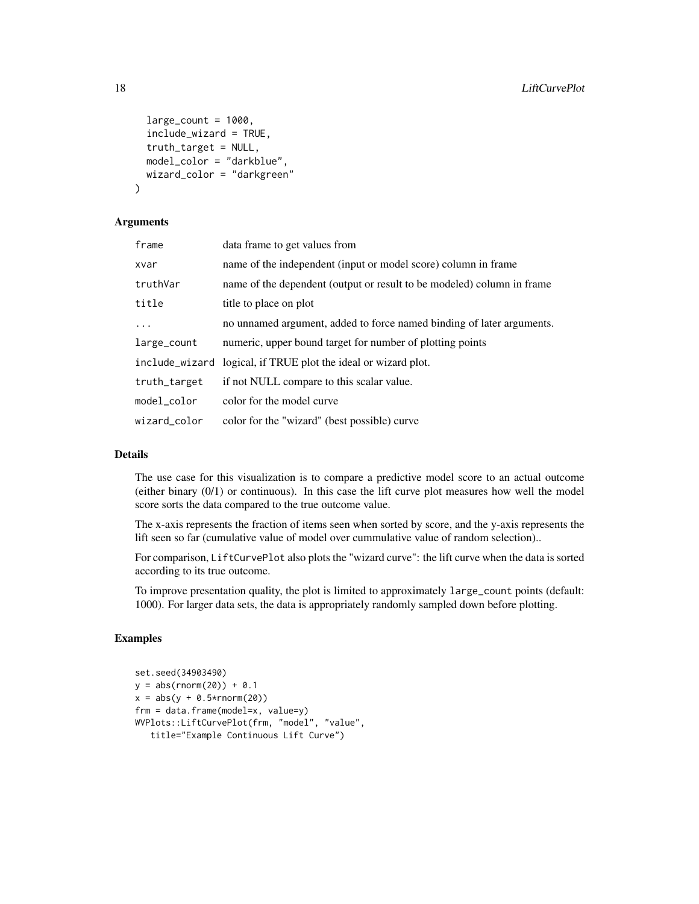```
  large_count = 1000,
  include_wizard = TRUE,
  truth_target = NULL,
  model_color = "darkblue",
  wizard_color = "darkgreen"
)
```

### Arguments

| | |
|---|---|
| frame | data frame to get values from |
| xvar | name of the independent (input or model score) column in frame |
| truthVar | name of the dependent (output or result to be modeled) column in frame |
| title | title to place on plot |
| ... | no unnamed argument, added to force named binding of later arguments. |
| large_count | numeric, upper bound target for number of plotting points |
| include_wizard | logical, if TRUE plot the ideal or wizard plot. |
| truth_target | if not NULL compare to this scalar value. |
| model_color | color for the model curve |
| wizard_color | color for the "wizard" (best possible) curve |

### Details

The use case for this visualization is to compare a predictive model score to an actual outcome (either binary (0/1) or continuous). In this case the lift curve plot measures how well the model score sorts the data compared to the true outcome value.

The x-axis represents the fraction of items seen when sorted by score, and the y-axis represents the lift seen so far (cumulative value of model over cummulative value of random selection)..

For comparison, `LiftCurvePlot` also plots the "wizard curve": the lift curve when the data is sorted according to its true outcome.

To improve presentation quality, the plot is limited to approximately `large_count` points (default: 1000). For larger data sets, the data is appropriately randomly sampled down before plotting.

### Examples

```
set.seed(34903490)
y = abs(rnorm(20)) + 0.1
x = abs(y + 0.5*rnorm(20))
frm = data.frame(model=x, value=y)
WVPlots::LiftCurvePlot(frm, "model", "value",
   title="Example Continuous Lift Curve")
```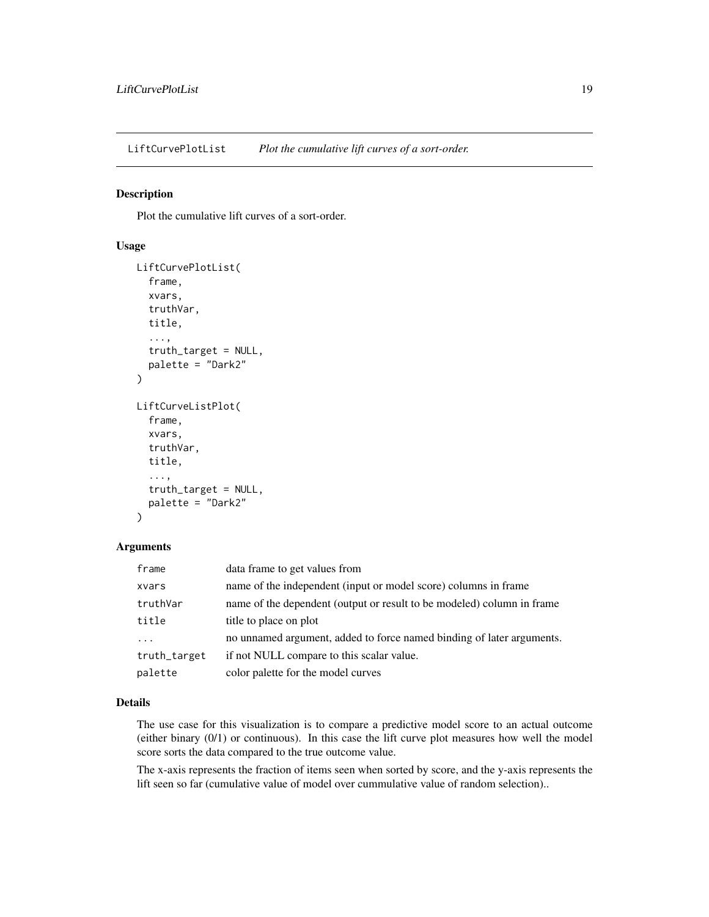# LiftCurvePlotList — *Plot the cumulative lift curves of a sort-order.*

## Description

Plot the cumulative lift curves of a sort-order.

## Usage

```
LiftCurvePlotList(
  frame,
  xvars,
  truthVar,
  title,
  ...,
  truth_target = NULL,
  palette = "Dark2"
)

LiftCurveListPlot(
  frame,
  xvars,
  truthVar,
  title,
  ...,
  truth_target = NULL,
  palette = "Dark2"
)
```

## Arguments

| | |
|---|---|
| `frame` | data frame to get values from |
| `xvars` | name of the independent (input or model score) columns in frame |
| `truthVar` | name of the dependent (output or result to be modeled) column in frame |
| `title` | title to place on plot |
| `...` | no unnamed argument, added to force named binding of later arguments. |
| `truth_target` | if not NULL compare to this scalar value. |
| `palette` | color palette for the model curves |

## Details

The use case for this visualization is to compare a predictive model score to an actual outcome (either binary (0/1) or continuous). In this case the lift curve plot measures how well the model score sorts the data compared to the true outcome value.

The x-axis represents the fraction of items seen when sorted by score, and the y-axis represents the lift seen so far (cumulative value of model over cummulative value of random selection)..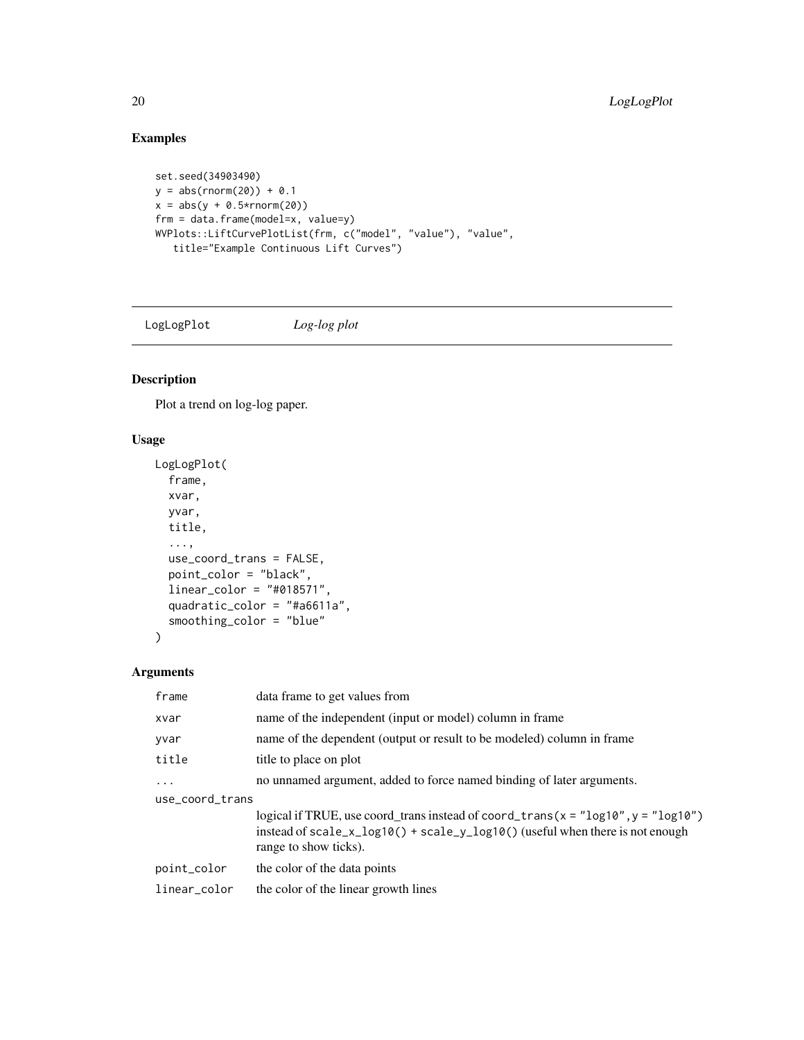## Examples

```
set.seed(34903490)
y = abs(rnorm(20)) + 0.1
x = abs(y + 0.5*rnorm(20))
frm = data.frame(model=x, value=y)
WVPlots::LiftCurvePlotList(frm, c("model", "value"), "value",
   title="Example Continuous Lift Curves")
```

---

# LogLogPlot *Log-log plot*

---

## Description

Plot a trend on log-log paper.

## Usage

```
LogLogPlot(
  frame,
  xvar,
  yvar,
  title,
  ...,
  use_coord_trans = FALSE,
  point_color = "black",
  linear_color = "#018571",
  quadratic_color = "#a6611a",
  smoothing_color = "blue"
)
```

## Arguments

| | |
|---|---|
| `frame` | data frame to get values from |
| `xvar` | name of the independent (input or model) column in frame |
| `yvar` | name of the dependent (output or result to be modeled) column in frame |
| `title` | title to place on plot |
| `...` | no unnamed argument, added to force named binding of later arguments. |
| `use_coord_trans` | logical if TRUE, use coord_trans instead of `coord_trans(x = "log10", y = "log10")` instead of `scale_x_log10() + scale_y_log10()` (useful when there is not enough range to show ticks). |
| `point_color` | the color of the data points |
| `linear_color` | the color of the linear growth lines |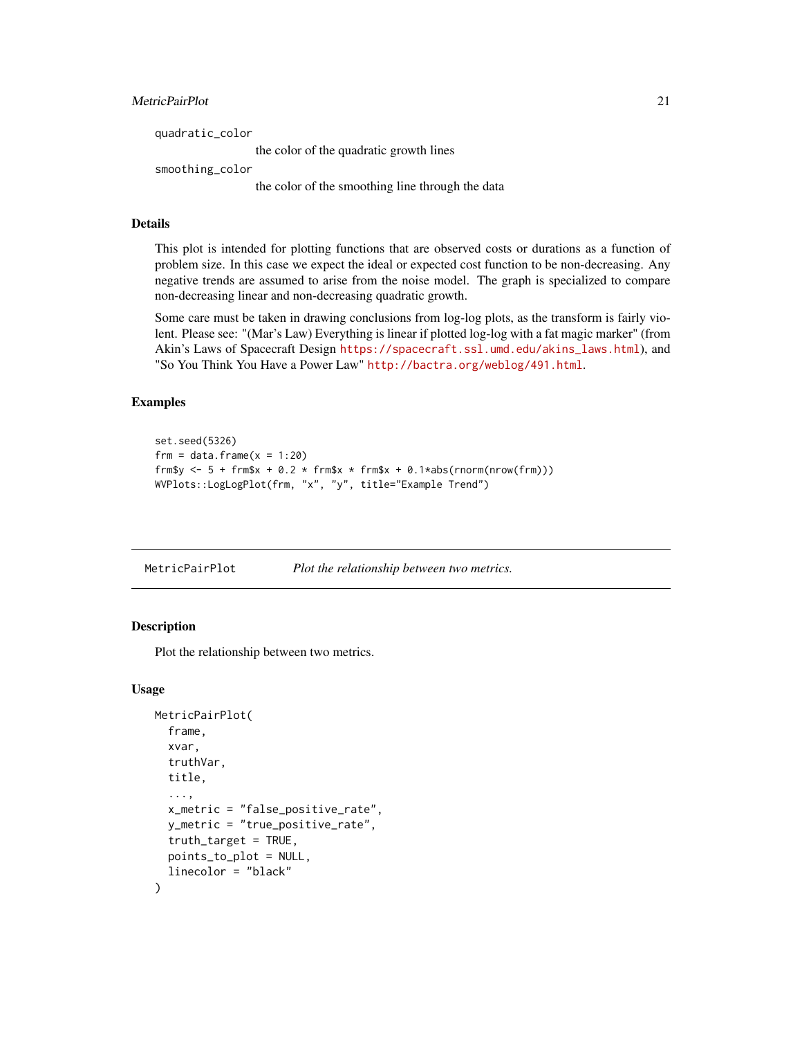quadratic_color
: the color of the quadratic growth lines

smoothing_color
: the color of the smoothing line through the data

### Details

This plot is intended for plotting functions that are observed costs or durations as a function of problem size. In this case we expect the ideal or expected cost function to be non-decreasing. Any negative trends are assumed to arise from the noise model. The graph is specialized to compare non-decreasing linear and non-decreasing quadratic growth.

Some care must be taken in drawing conclusions from log-log plots, as the transform is fairly violent. Please see: "(Mar's Law) Everything is linear if plotted log-log with a fat magic marker" (from Akin's Laws of Spacecraft Design https://spacecraft.ssl.umd.edu/akins_laws.html), and "So You Think You Have a Power Law" http://bactra.org/weblog/491.html.

### Examples

```
set.seed(5326)
frm = data.frame(x = 1:20)
frm$y <- 5 + frm$x + 0.2 * frm$x * frm$x + 0.1*abs(rnorm(nrow(frm)))
WVPlots::LogLogPlot(frm, "x", "y", title="Example Trend")
```

---

## MetricPairPlot — *Plot the relationship between two metrics.*

### Description

Plot the relationship between two metrics.

### Usage

```
MetricPairPlot(
  frame,
  xvar,
  truthVar,
  title,
  ...,
  x_metric = "false_positive_rate",
  y_metric = "true_positive_rate",
  truth_target = TRUE,
  points_to_plot = NULL,
  linecolor = "black"
)
```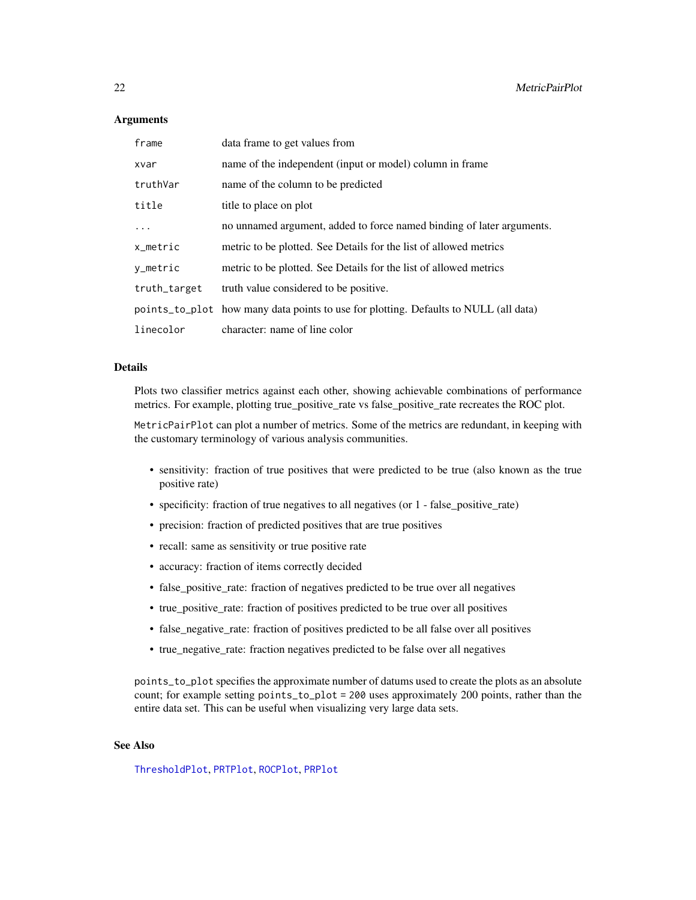### Arguments

| | |
|---|---|
| `frame` | data frame to get values from |
| `xvar` | name of the independent (input or model) column in frame |
| `truthVar` | name of the column to be predicted |
| `title` | title to place on plot |
| `...` | no unnamed argument, added to force named binding of later arguments. |
| `x_metric` | metric to be plotted. See Details for the list of allowed metrics |
| `y_metric` | metric to be plotted. See Details for the list of allowed metrics |
| `truth_target` | truth value considered to be positive. |
| `points_to_plot` | how many data points to use for plotting. Defaults to NULL (all data) |
| `linecolor` | character: name of line color |

### Details

Plots two classifier metrics against each other, showing achievable combinations of performance metrics. For example, plotting true_positive_rate vs false_positive_rate recreates the ROC plot.

`MetricPairPlot` can plot a number of metrics. Some of the metrics are redundant, in keeping with the customary terminology of various analysis communities.

- sensitivity: fraction of true positives that were predicted to be true (also known as the true positive rate)
- specificity: fraction of true negatives to all negatives (or 1 - false_positive_rate)
- precision: fraction of predicted positives that are true positives
- recall: same as sensitivity or true positive rate
- accuracy: fraction of items correctly decided
- false_positive_rate: fraction of negatives predicted to be true over all negatives
- true_positive_rate: fraction of positives predicted to be true over all positives
- false_negative_rate: fraction of positives predicted to be all false over all positives
- true_negative_rate: fraction negatives predicted to be false over all negatives

`points_to_plot` specifies the approximate number of datums used to create the plots as an absolute count; for example setting `points_to_plot = 200` uses approximately 200 points, rather than the entire data set. This can be useful when visualizing very large data sets.

### See Also

ThresholdPlot, PRTPlot, ROCPlot, PRPlot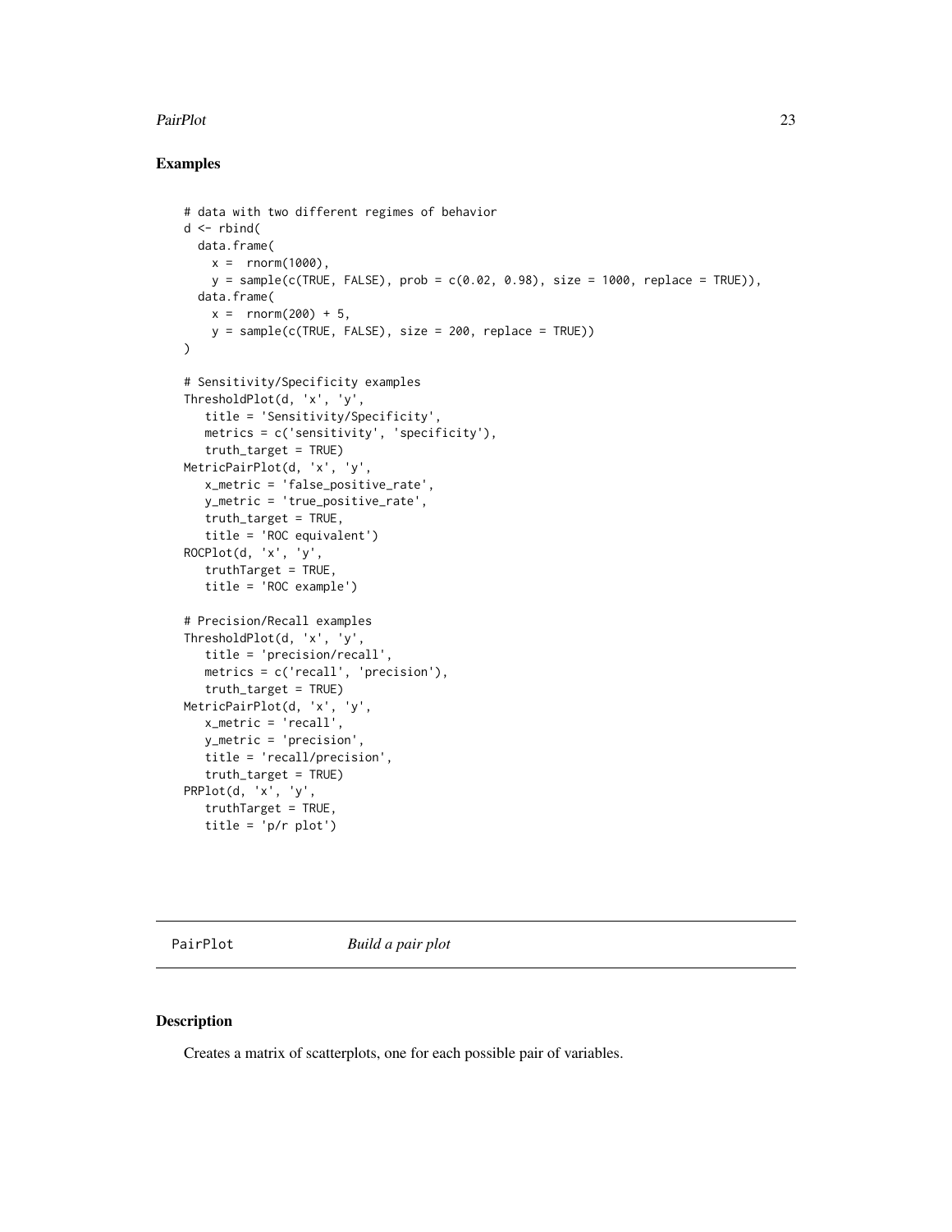## Examples

```
# data with two different regimes of behavior
d <- rbind(
  data.frame(
    x =  rnorm(1000),
    y = sample(c(TRUE, FALSE), prob = c(0.02, 0.98), size = 1000, replace = TRUE)),
  data.frame(
    x =  rnorm(200) + 5,
    y = sample(c(TRUE, FALSE), size = 200, replace = TRUE))
)

# Sensitivity/Specificity examples
ThresholdPlot(d, 'x', 'y',
   title = 'Sensitivity/Specificity',
   metrics = c('sensitivity', 'specificity'),
   truth_target = TRUE)
MetricPairPlot(d, 'x', 'y',
   x_metric = 'false_positive_rate',
   y_metric = 'true_positive_rate',
   truth_target = TRUE,
   title = 'ROC equivalent')
ROCPlot(d, 'x', 'y',
   truthTarget = TRUE,
   title = 'ROC example')

# Precision/Recall examples
ThresholdPlot(d, 'x', 'y',
   title = 'precision/recall',
   metrics = c('recall', 'precision'),
   truth_target = TRUE)
MetricPairPlot(d, 'x', 'y',
   x_metric = 'recall',
   y_metric = 'precision',
   title = 'recall/precision',
   truth_target = TRUE)
PRPlot(d, 'x', 'y',
   truthTarget = TRUE,
   title = 'p/r plot')
```

---

# PairPlot *Build a pair plot*

## Description

Creates a matrix of scatterplots, one for each possible pair of variables.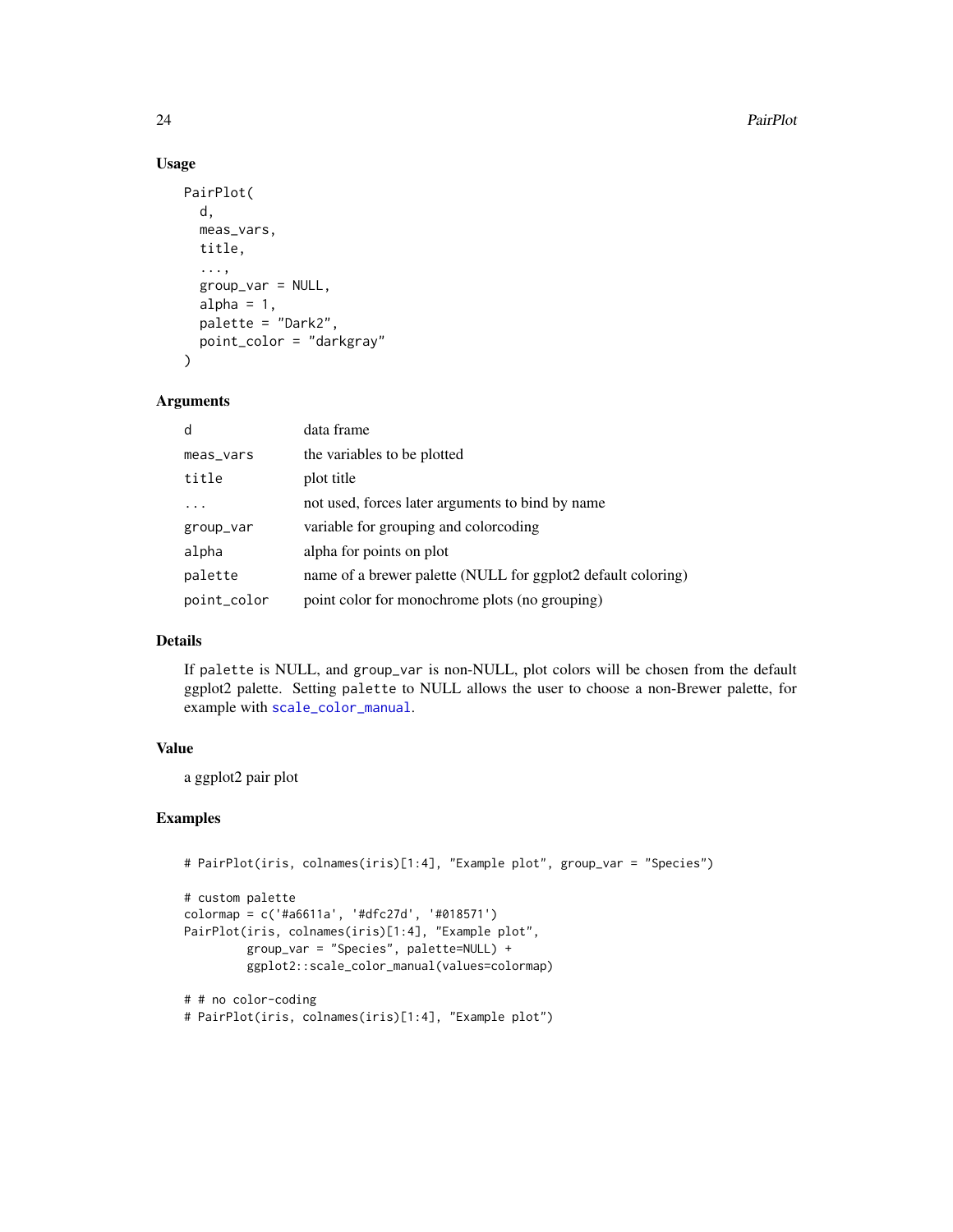### Usage

```
PairPlot(
  d,
  meas_vars,
  title,
  ...,
  group_var = NULL,
  alpha = 1,
  palette = "Dark2",
  point_color = "darkgray"
)
```

### Arguments

| | |
|---|---|
| d | data frame |
| meas_vars | the variables to be plotted |
| title | plot title |
| ... | not used, forces later arguments to bind by name |
| group_var | variable for grouping and colorcoding |
| alpha | alpha for points on plot |
| palette | name of a brewer palette (NULL for ggplot2 default coloring) |
| point_color | point color for monochrome plots (no grouping) |

### Details

If palette is NULL, and group_var is non-NULL, plot colors will be chosen from the default ggplot2 palette. Setting palette to NULL allows the user to choose a non-Brewer palette, for example with scale_color_manual.

### Value

a ggplot2 pair plot

### Examples

```
# PairPlot(iris, colnames(iris)[1:4], "Example plot", group_var = "Species")

# custom palette
colormap = c('#a6611a', '#dfc27d', '#018571')
PairPlot(iris, colnames(iris)[1:4], "Example plot",
         group_var = "Species", palette=NULL) +
         ggplot2::scale_color_manual(values=colormap)

# # no color-coding
# PairPlot(iris, colnames(iris)[1:4], "Example plot")
```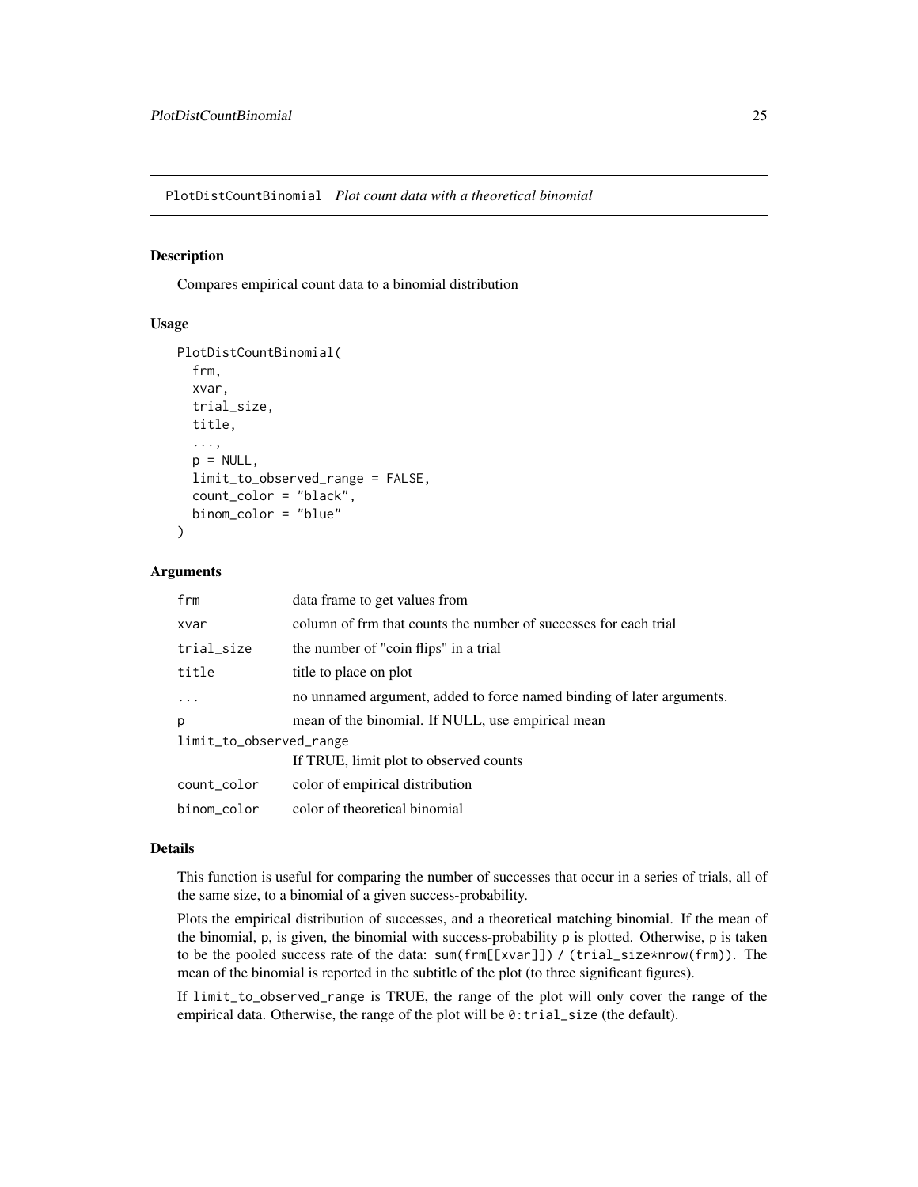## PlotDistCountBinomial *Plot count data with a theoretical binomial*

### Description

Compares empirical count data to a binomial distribution

### Usage

```
PlotDistCountBinomial(
  frm,
  xvar,
  trial_size,
  title,
  ...,
  p = NULL,
  limit_to_observed_range = FALSE,
  count_color = "black",
  binom_color = "blue"
)
```

### Arguments

| | |
|---|---|
| `frm` | data frame to get values from |
| `xvar` | column of frm that counts the number of successes for each trial |
| `trial_size` | the number of "coin flips" in a trial |
| `title` | title to place on plot |
| `...` | no unnamed argument, added to force named binding of later arguments. |
| `p` | mean of the binomial. If NULL, use empirical mean |
| `limit_to_observed_range` | If TRUE, limit plot to observed counts |
| `count_color` | color of empirical distribution |
| `binom_color` | color of theoretical binomial |

### Details

This function is useful for comparing the number of successes that occur in a series of trials, all of the same size, to a binomial of a given success-probability.

Plots the empirical distribution of successes, and a theoretical matching binomial. If the mean of the binomial, `p`, is given, the binomial with success-probability `p` is plotted. Otherwise, `p` is taken to be the pooled success rate of the data: `sum(frm[[xvar]]) / (trial_size*nrow(frm))`. The mean of the binomial is reported in the subtitle of the plot (to three significant figures).

If `limit_to_observed_range` is TRUE, the range of the plot will only cover the range of the empirical data. Otherwise, the range of the plot will be `0:trial_size` (the default).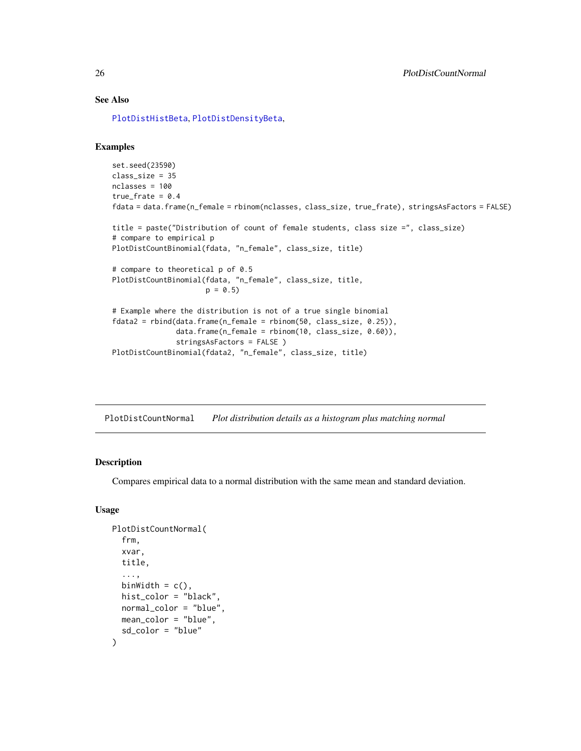## See Also

PlotDistHistBeta, PlotDistDensityBeta,

## Examples

```
set.seed(23590)
class_size = 35
nclasses = 100
true_frate = 0.4
fdata = data.frame(n_female = rbinom(nclasses, class_size, true_frate), stringsAsFactors = FALSE)

title = paste("Distribution of count of female students, class size =", class_size)
# compare to empirical p
PlotDistCountBinomial(fdata, "n_female", class_size, title)

# compare to theoretical p of 0.5
PlotDistCountBinomial(fdata, "n_female", class_size, title,
                      p = 0.5)

# Example where the distribution is not of a true single binomial
fdata2 = rbind(data.frame(n_female = rbinom(50, class_size, 0.25)),
               data.frame(n_female = rbinom(10, class_size, 0.60)),
               stringsAsFactors = FALSE )
PlotDistCountBinomial(fdata2, "n_female", class_size, title)
```

---

# PlotDistCountNormal *Plot distribution details as a histogram plus matching normal*

## Description

Compares empirical data to a normal distribution with the same mean and standard deviation.

## Usage

```
PlotDistCountNormal(
  frm,
  xvar,
  title,
  ...,
  binWidth = c(),
  hist_color = "black",
  normal_color = "blue",
  mean_color = "blue",
  sd_color = "blue"
)
```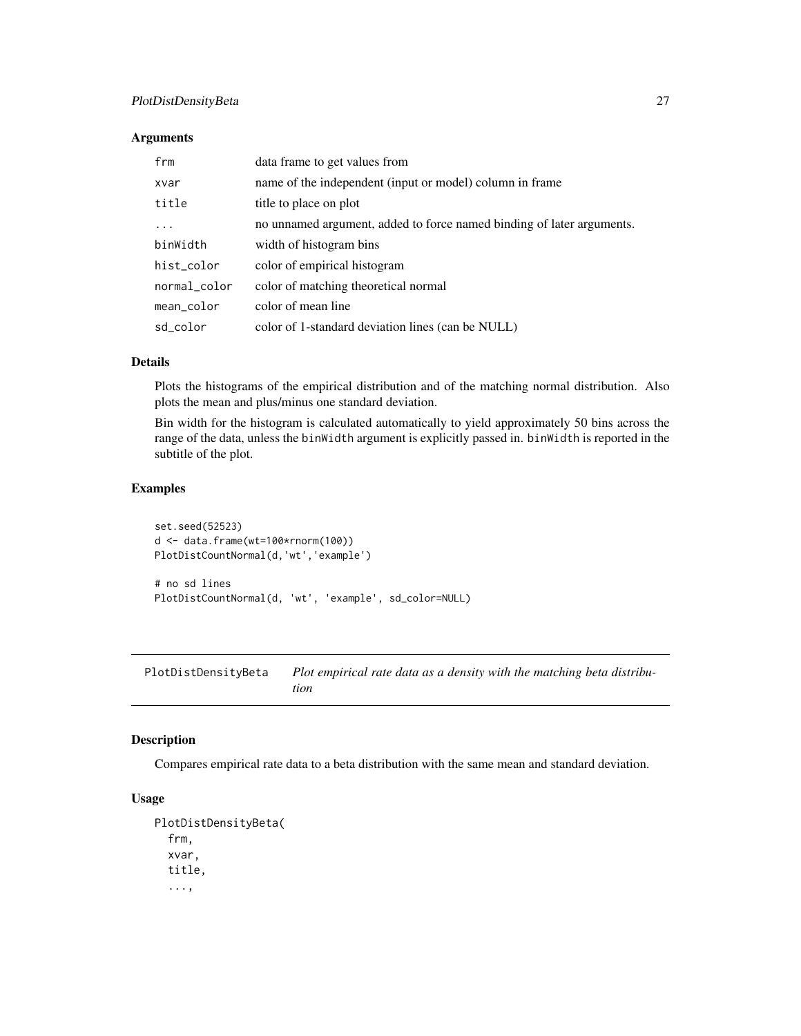### Arguments

| | |
|---|---|
| `frm` | data frame to get values from |
| `xvar` | name of the independent (input or model) column in frame |
| `title` | title to place on plot |
| `...` | no unnamed argument, added to force named binding of later arguments. |
| `binWidth` | width of histogram bins |
| `hist_color` | color of empirical histogram |
| `normal_color` | color of matching theoretical normal |
| `mean_color` | color of mean line |
| `sd_color` | color of 1-standard deviation lines (can be NULL) |

### Details

Plots the histograms of the empirical distribution and of the matching normal distribution. Also plots the mean and plus/minus one standard deviation.

Bin width for the histogram is calculated automatically to yield approximately 50 bins across the range of the data, unless the `binWidth` argument is explicitly passed in. `binWidth` is reported in the subtitle of the plot.

### Examples

```
set.seed(52523)
d <- data.frame(wt=100*rnorm(100))
PlotDistCountNormal(d,'wt','example')

# no sd lines
PlotDistCountNormal(d, 'wt', 'example', sd_color=NULL)
```

---

## PlotDistDensityBeta — *Plot empirical rate data as a density with the matching beta distribution*

---

### Description

Compares empirical rate data to a beta distribution with the same mean and standard deviation.

### Usage

```
PlotDistDensityBeta(
  frm,
  xvar,
  title,
  ...,
```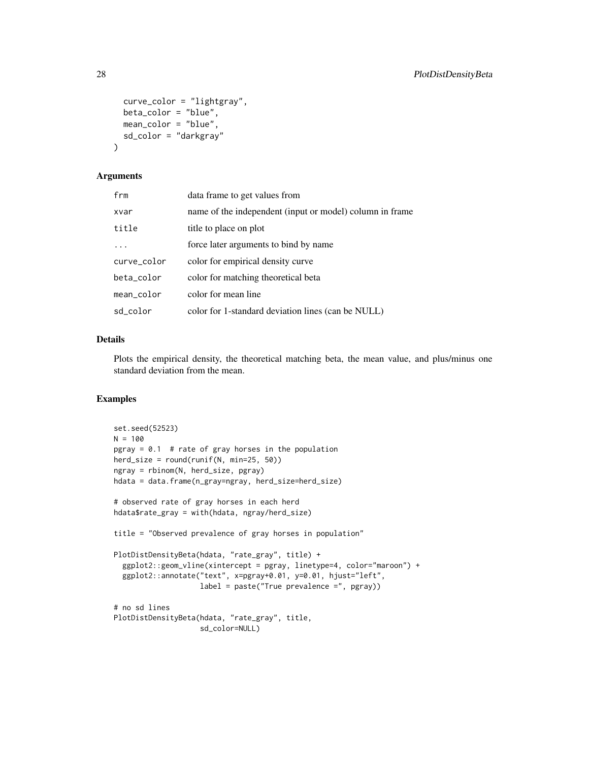```
  curve_color = "lightgray",
  beta_color = "blue",
  mean_color = "blue",
  sd_color = "darkgray"
)
```

## Arguments

| | |
|---|---|
| frm | data frame to get values from |
| xvar | name of the independent (input or model) column in frame |
| title | title to place on plot |
| ... | force later arguments to bind by name |
| curve_color | color for empirical density curve |
| beta_color | color for matching theoretical beta |
| mean_color | color for mean line |
| sd_color | color for 1-standard deviation lines (can be NULL) |

## Details

Plots the empirical density, the theoretical matching beta, the mean value, and plus/minus one standard deviation from the mean.

## Examples

```
set.seed(52523)
N = 100
pgray = 0.1  # rate of gray horses in the population
herd_size = round(runif(N, min=25, 50))
ngray = rbinom(N, herd_size, pgray)
hdata = data.frame(n_gray=ngray, herd_size=herd_size)

# observed rate of gray horses in each herd
hdata$rate_gray = with(hdata, ngray/herd_size)

title = "Observed prevalence of gray horses in population"

PlotDistDensityBeta(hdata, "rate_gray", title) +
  ggplot2::geom_vline(xintercept = pgray, linetype=4, color="maroon") +
  ggplot2::annotate("text", x=pgray+0.01, y=0.01, hjust="left",
                    label = paste("True prevalence =", pgray))

# no sd lines
PlotDistDensityBeta(hdata, "rate_gray", title,
                    sd_color=NULL)
```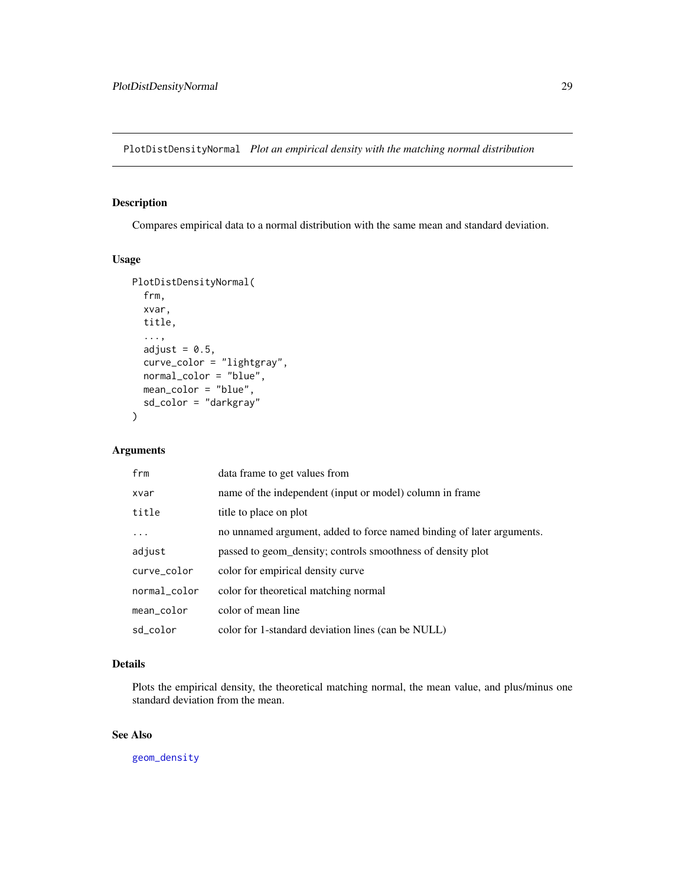# PlotDistDensityNormal *Plot an empirical density with the matching normal distribution*

## Description

Compares empirical data to a normal distribution with the same mean and standard deviation.

## Usage

```
PlotDistDensityNormal(
  frm,
  xvar,
  title,
  ...,
  adjust = 0.5,
  curve_color = "lightgray",
  normal_color = "blue",
  mean_color = "blue",
  sd_color = "darkgray"
)
```

## Arguments

| | |
|---|---|
| frm | data frame to get values from |
| xvar | name of the independent (input or model) column in frame |
| title | title to place on plot |
| ... | no unnamed argument, added to force named binding of later arguments. |
| adjust | passed to geom_density; controls smoothness of density plot |
| curve_color | color for empirical density curve |
| normal_color | color for theoretical matching normal |
| mean_color | color of mean line |
| sd_color | color for 1-standard deviation lines (can be NULL) |

## Details

Plots the empirical density, the theoretical matching normal, the mean value, and plus/minus one standard deviation from the mean.

## See Also

geom_density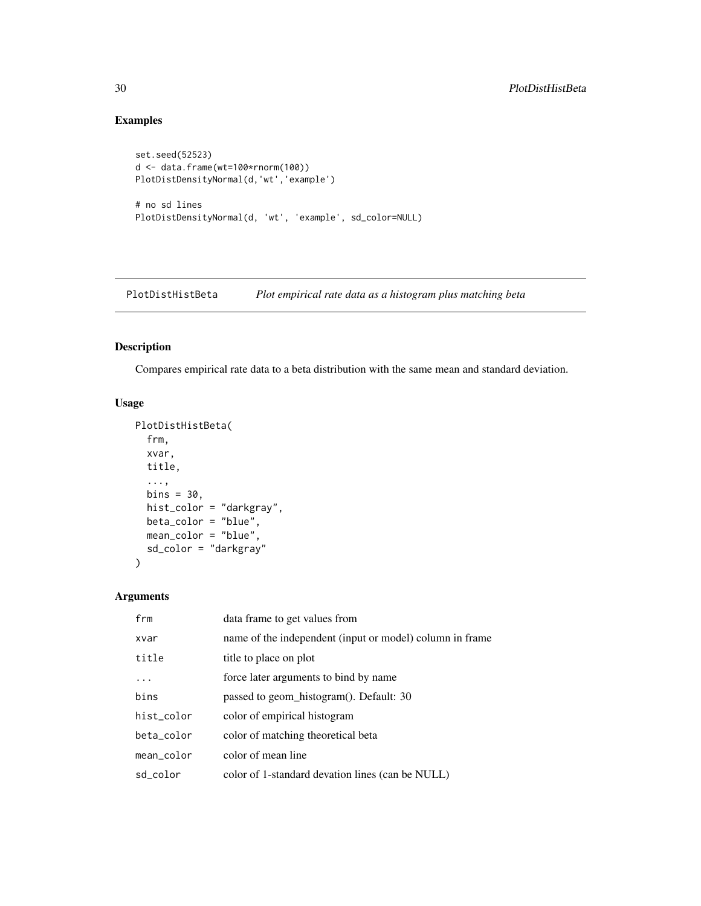## Examples

```
set.seed(52523)
d <- data.frame(wt=100*rnorm(100))
PlotDistDensityNormal(d,'wt','example')

# no sd lines
PlotDistDensityNormal(d, 'wt', 'example', sd_color=NULL)
```

---

# PlotDistHistBeta *Plot empirical rate data as a histogram plus matching beta*

---

## Description

Compares empirical rate data to a beta distribution with the same mean and standard deviation.

## Usage

```
PlotDistHistBeta(
  frm,
  xvar,
  title,
  ...,
  bins = 30,
  hist_color = "darkgray",
  beta_color = "blue",
  mean_color = "blue",
  sd_color = "darkgray"
)
```

## Arguments

| | |
|---|---|
| frm | data frame to get values from |
| xvar | name of the independent (input or model) column in frame |
| title | title to place on plot |
| ... | force later arguments to bind by name |
| bins | passed to geom_histogram(). Default: 30 |
| hist_color | color of empirical histogram |
| beta_color | color of matching theoretical beta |
| mean_color | color of mean line |
| sd_color | color of 1-standard devation lines (can be NULL) |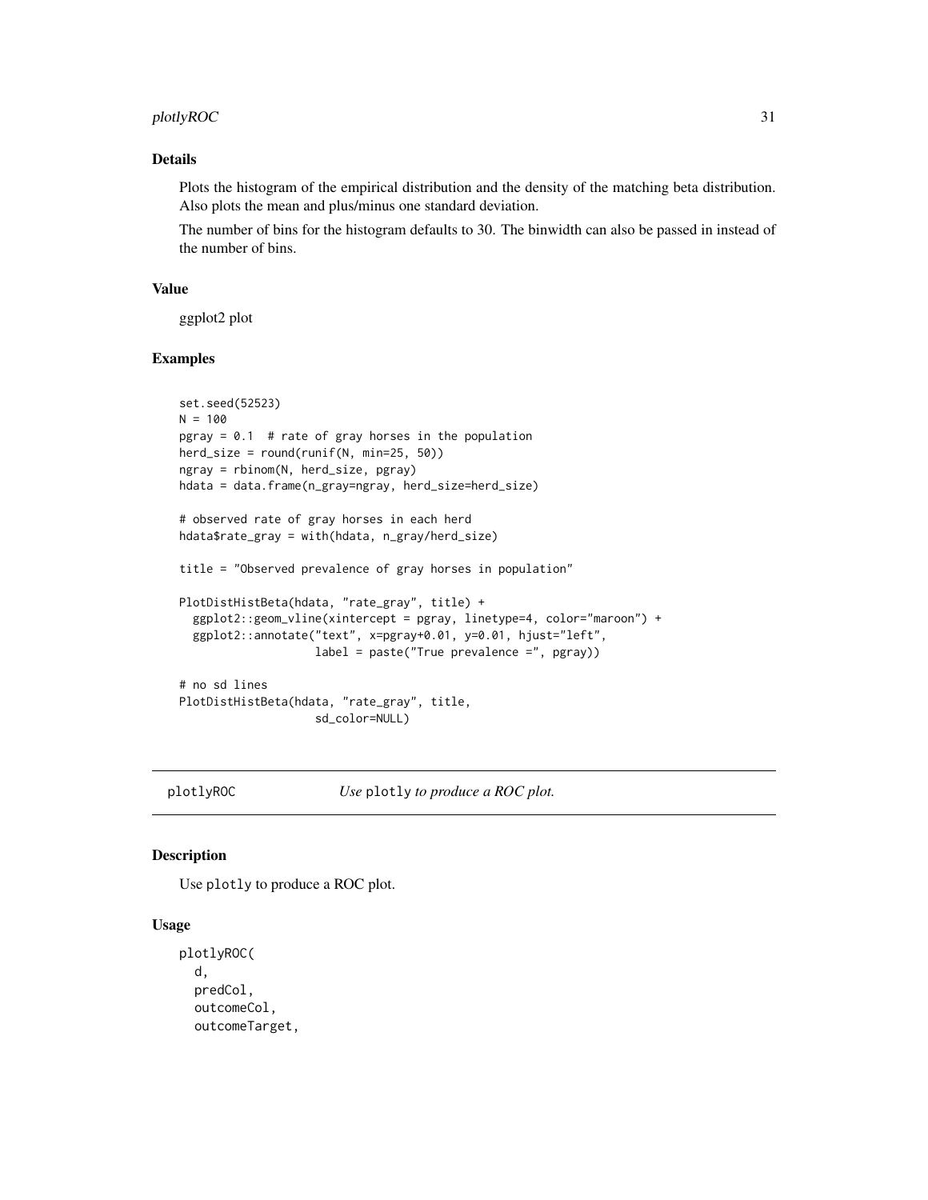### Details

Plots the histogram of the empirical distribution and the density of the matching beta distribution. Also plots the mean and plus/minus one standard deviation.

The number of bins for the histogram defaults to 30. The binwidth can also be passed in instead of the number of bins.

### Value

ggplot2 plot

### Examples

```
set.seed(52523)
N = 100
pgray = 0.1  # rate of gray horses in the population
herd_size = round(runif(N, min=25, 50))
ngray = rbinom(N, herd_size, pgray)
hdata = data.frame(n_gray=ngray, herd_size=herd_size)

# observed rate of gray horses in each herd
hdata$rate_gray = with(hdata, n_gray/herd_size)

title = "Observed prevalence of gray horses in population"

PlotDistHistBeta(hdata, "rate_gray", title) +
  ggplot2::geom_vline(xintercept = pgray, linetype=4, color="maroon") +
  ggplot2::annotate("text", x=pgray+0.01, y=0.01, hjust="left",
                    label = paste("True prevalence =", pgray))

# no sd lines
PlotDistHistBeta(hdata, "rate_gray", title,
                    sd_color=NULL)
```

---

## plotlyROC    *Use `plotly` to produce a ROC plot.*

### Description

Use `plotly` to produce a ROC plot.

### Usage

```
plotlyROC(
  d,
  predCol,
  outcomeCol,
  outcomeTarget,
```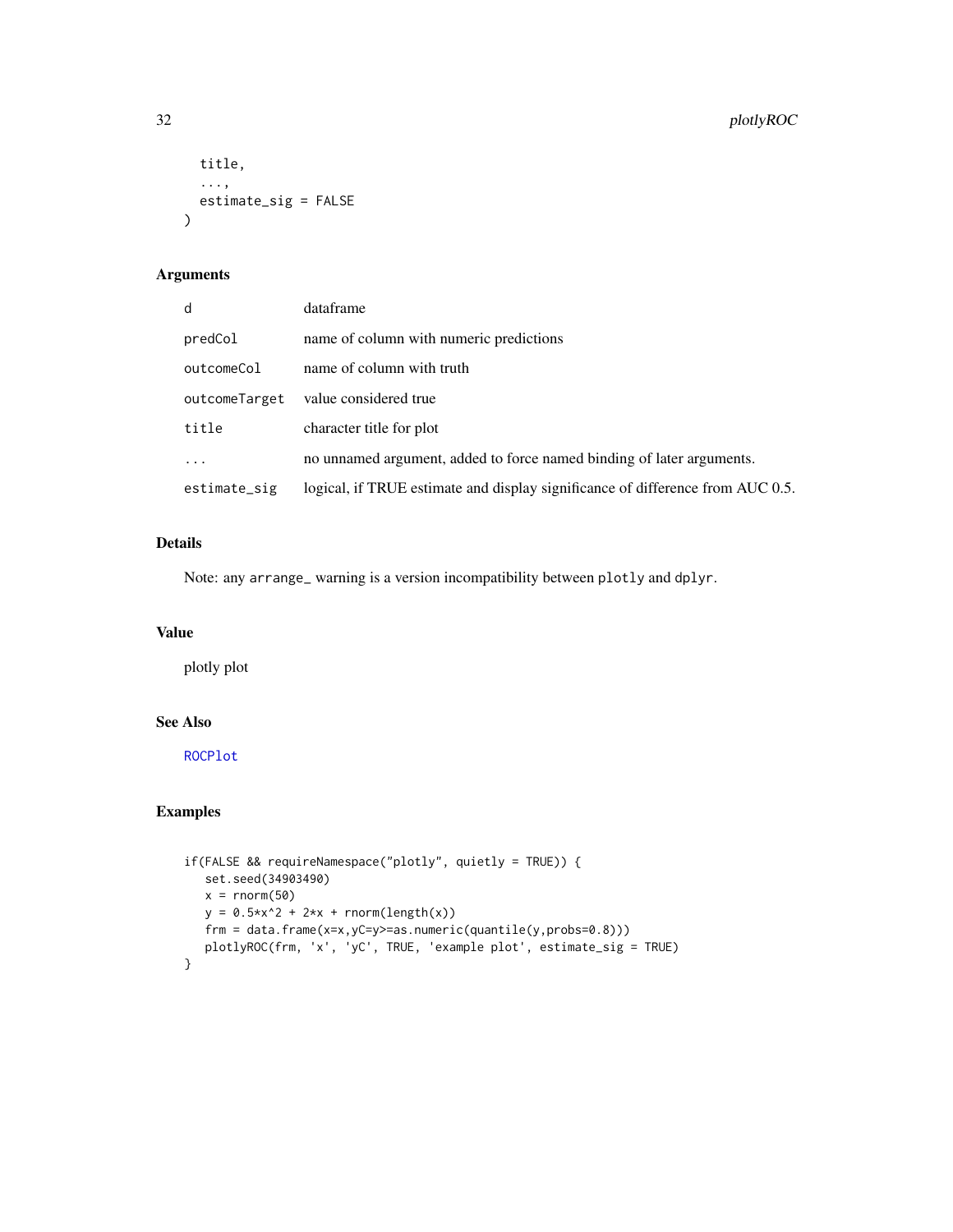```
  title,
  ...,
  estimate_sig = FALSE
)
```

## Arguments

| | |
|---|---|
| d | dataframe |
| predCol | name of column with numeric predictions |
| outcomeCol | name of column with truth |
| outcomeTarget | value considered true |
| title | character title for plot |
| ... | no unnamed argument, added to force named binding of later arguments. |
| estimate_sig | logical, if TRUE estimate and display significance of difference from AUC 0.5. |

## Details

Note: any `arrange_` warning is a version incompatibility between `plotly` and `dplyr`.

## Value

plotly plot

## See Also

ROCPlot

## Examples

```
if(FALSE && requireNamespace("plotly", quietly = TRUE)) {
   set.seed(34903490)
   x = rnorm(50)
   y = 0.5*x^2 + 2*x + rnorm(length(x))
   frm = data.frame(x=x,yC=y>=as.numeric(quantile(y,probs=0.8)))
   plotlyROC(frm, 'x', 'yC', TRUE, 'example plot', estimate_sig = TRUE)
}
```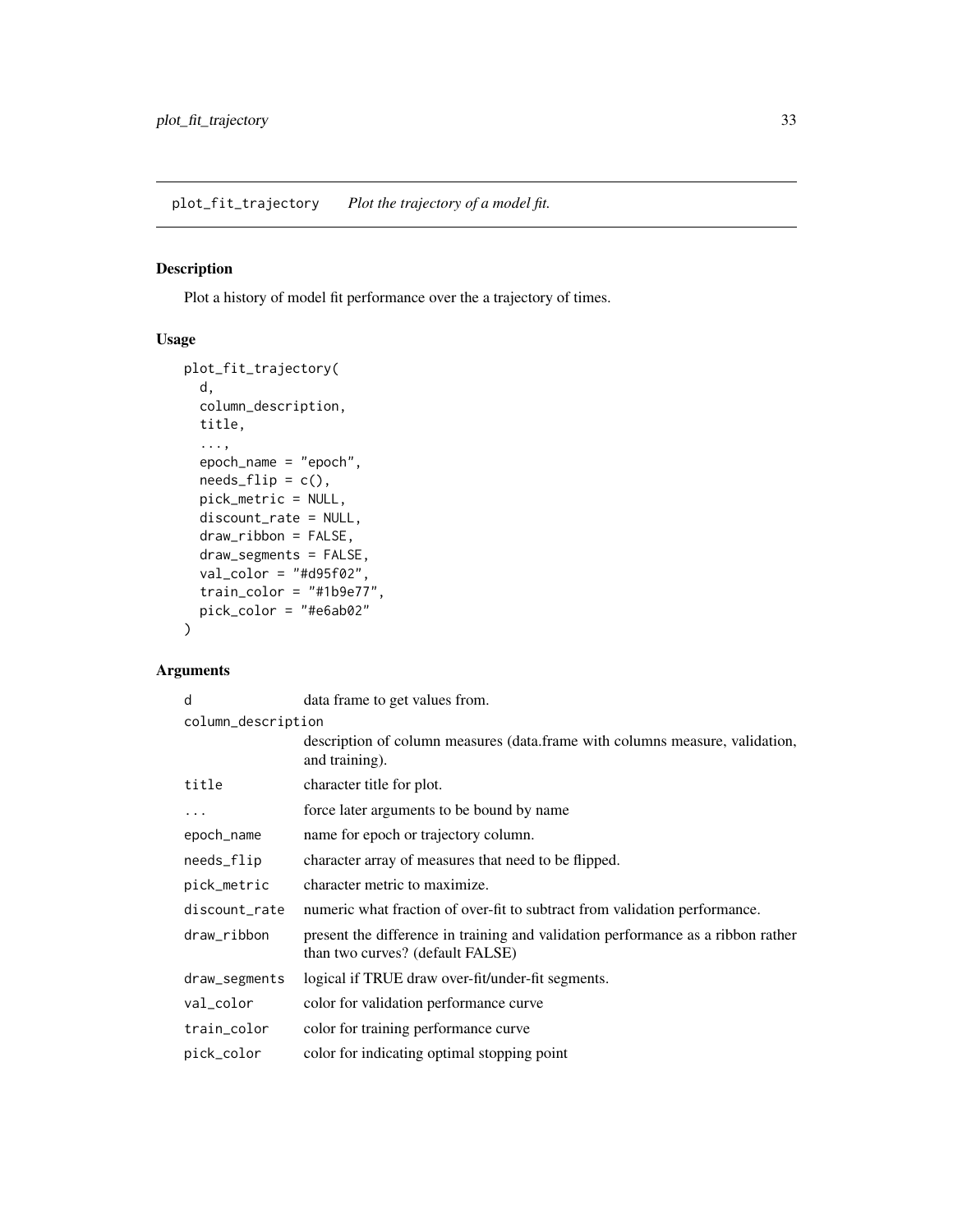plot_fit_trajectory *Plot the trajectory of a model fit.*

## Description

Plot a history of model fit performance over the a trajectory of times.

## Usage

```
plot_fit_trajectory(
  d,
  column_description,
  title,
  ...,
  epoch_name = "epoch",
  needs_flip = c(),
  pick_metric = NULL,
  discount_rate = NULL,
  draw_ribbon = FALSE,
  draw_segments = FALSE,
  val_color = "#d95f02",
  train_color = "#1b9e77",
  pick_color = "#e6ab02"
)
```

## Arguments

| | |
|---|---|
| `d` | data frame to get values from. |
| `column_description` | description of column measures (data.frame with columns measure, validation, and training). |
| `title` | character title for plot. |
| `...` | force later arguments to be bound by name |
| `epoch_name` | name for epoch or trajectory column. |
| `needs_flip` | character array of measures that need to be flipped. |
| `pick_metric` | character metric to maximize. |
| `discount_rate` | numeric what fraction of over-fit to subtract from validation performance. |
| `draw_ribbon` | present the difference in training and validation performance as a ribbon rather than two curves? (default FALSE) |
| `draw_segments` | logical if TRUE draw over-fit/under-fit segments. |
| `val_color` | color for validation performance curve |
| `train_color` | color for training performance curve |
| `pick_color` | color for indicating optimal stopping point |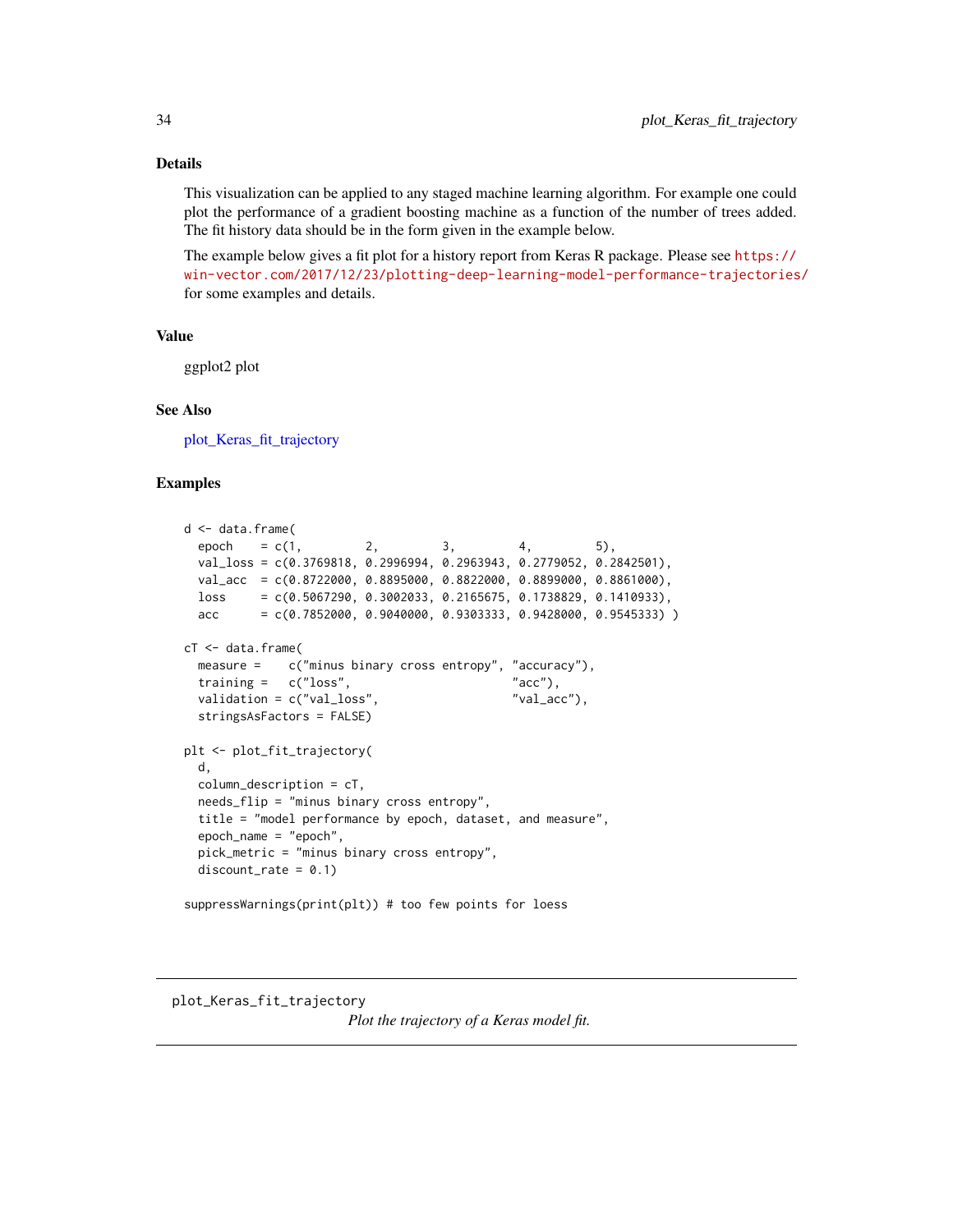### Details

This visualization can be applied to any staged machine learning algorithm. For example one could plot the performance of a gradient boosting machine as a function of the number of trees added. The fit history data should be in the form given in the example below.

The example below gives a fit plot for a history report from Keras R package. Please see https://win-vector.com/2017/12/23/plotting-deep-learning-model-performance-trajectories/ for some examples and details.

### Value

ggplot2 plot

### See Also

plot_Keras_fit_trajectory

### Examples

```
d <- data.frame(
  epoch    = c(1,         2,         3,         4,         5),
  val_loss = c(0.3769818, 0.2996994, 0.2963943, 0.2779052, 0.2842501),
  val_acc  = c(0.8722000, 0.8895000, 0.8822000, 0.8899000, 0.8861000),
  loss     = c(0.5067290, 0.3002033, 0.2165675, 0.1738829, 0.1410933),
  acc      = c(0.7852000, 0.9040000, 0.9303333, 0.9428000, 0.9545333) )

cT <- data.frame(
  measure =    c("minus binary cross entropy", "accuracy"),
  training =   c("loss",                       "acc"),
  validation = c("val_loss",                   "val_acc"),
  stringsAsFactors = FALSE)

plt <- plot_fit_trajectory(
  d,
  column_description = cT,
  needs_flip = "minus binary cross entropy",
  title = "model performance by epoch, dataset, and measure",
  epoch_name = "epoch",
  pick_metric = "minus binary cross entropy",
  discount_rate = 0.1)

suppressWarnings(print(plt)) # too few points for loess
```

---

## plot_Keras_fit_trajectory

*Plot the trajectory of a Keras model fit.*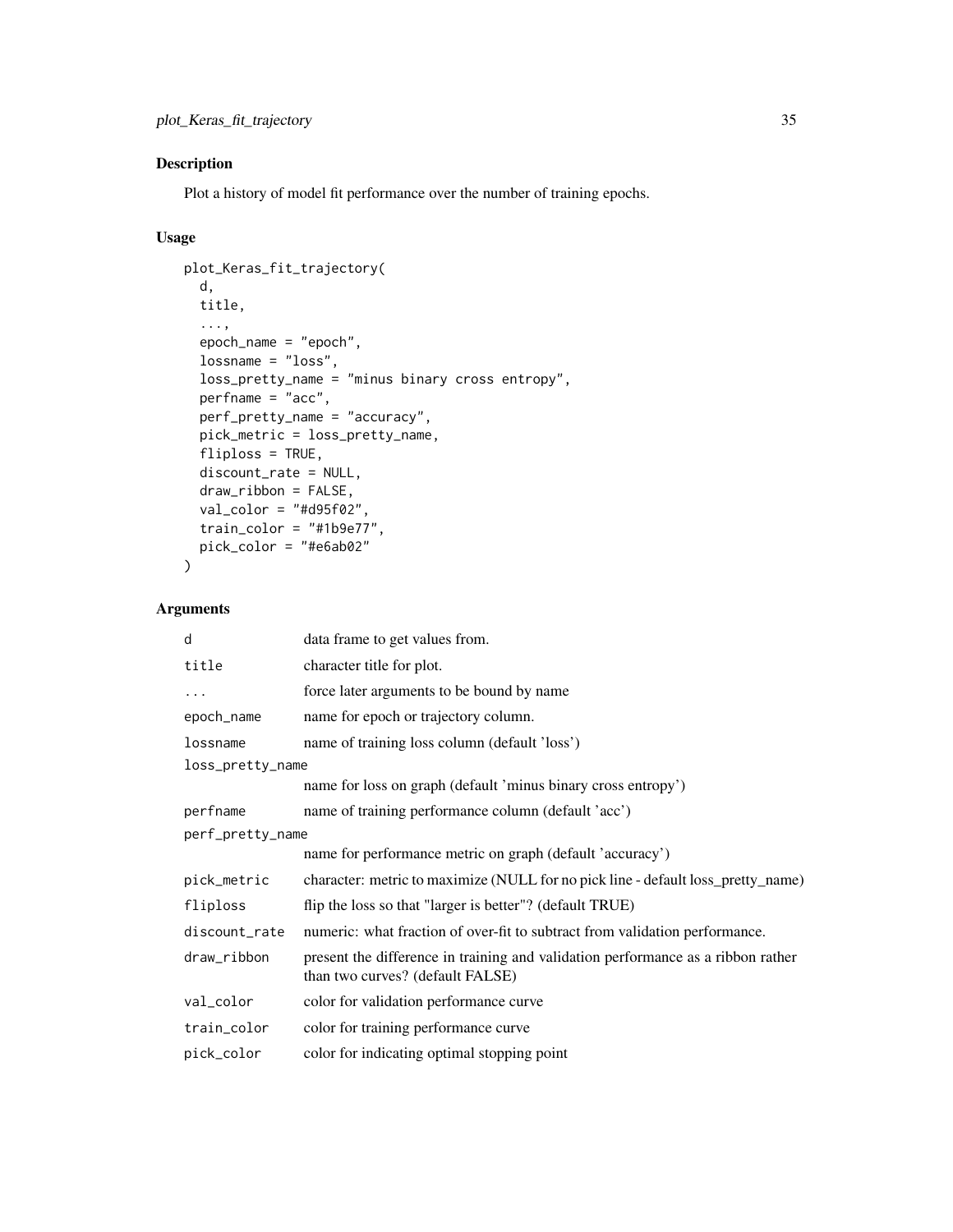## Description

Plot a history of model fit performance over the number of training epochs.

## Usage

```
plot_Keras_fit_trajectory(
  d,
  title,
  ...,
  epoch_name = "epoch",
  lossname = "loss",
  loss_pretty_name = "minus binary cross entropy",
  perfname = "acc",
  perf_pretty_name = "accuracy",
  pick_metric = loss_pretty_name,
  fliploss = TRUE,
  discount_rate = NULL,
  draw_ribbon = FALSE,
  val_color = "#d95f02",
  train_color = "#1b9e77",
  pick_color = "#e6ab02"
)
```

## Arguments

| | |
|---|---|
| d | data frame to get values from. |
| title | character title for plot. |
| ... | force later arguments to be bound by name |
| epoch_name | name for epoch or trajectory column. |
| lossname | name of training loss column (default 'loss') |
| loss_pretty_name | name for loss on graph (default 'minus binary cross entropy') |
| perfname | name of training performance column (default 'acc') |
| perf_pretty_name | name for performance metric on graph (default 'accuracy') |
| pick_metric | character: metric to maximize (NULL for no pick line - default loss_pretty_name) |
| fliploss | flip the loss so that "larger is better"? (default TRUE) |
| discount_rate | numeric: what fraction of over-fit to subtract from validation performance. |
| draw_ribbon | present the difference in training and validation performance as a ribbon rather than two curves? (default FALSE) |
| val_color | color for validation performance curve |
| train_color | color for training performance curve |
| pick_color | color for indicating optimal stopping point |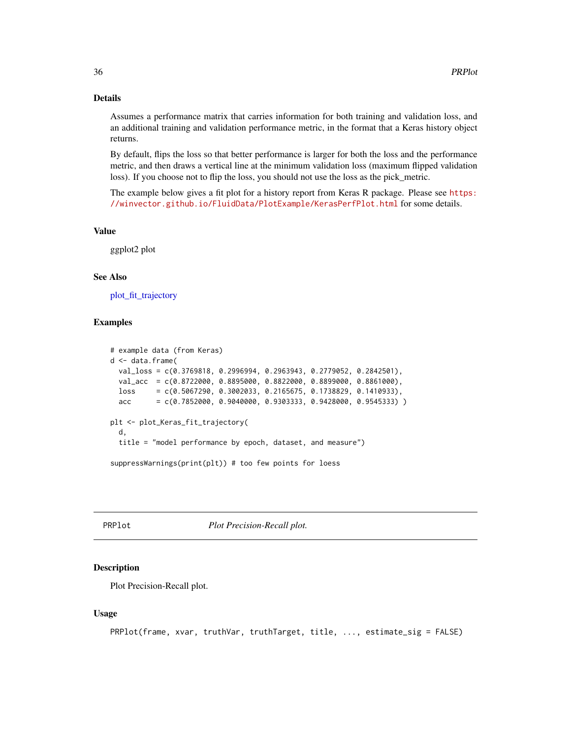### Details

Assumes a performance matrix that carries information for both training and validation loss, and an additional training and validation performance metric, in the format that a Keras history object returns.

By default, flips the loss so that better performance is larger for both the loss and the performance metric, and then draws a vertical line at the minimum validation loss (maximum flipped validation loss). If you choose not to flip the loss, you should not use the loss as the pick_metric.

The example below gives a fit plot for a history report from Keras R package. Please see https://winvector.github.io/FluidData/PlotExample/KerasPerfPlot.html for some details.

### Value

ggplot2 plot

### See Also

plot_fit_trajectory

### Examples

```
# example data (from Keras)
d <- data.frame(
  val_loss = c(0.3769818, 0.2996994, 0.2963943, 0.2779052, 0.2842501),
  val_acc  = c(0.8722000, 0.8895000, 0.8822000, 0.8899000, 0.8861000),
  loss     = c(0.5067290, 0.3002033, 0.2165675, 0.1738829, 0.1410933),
  acc      = c(0.7852000, 0.9040000, 0.9303333, 0.9428000, 0.9545333) )

plt <- plot_Keras_fit_trajectory(
  d,
  title = "model performance by epoch, dataset, and measure")

suppressWarnings(print(plt)) # too few points for loess
```

---

## PRPlot — *Plot Precision-Recall plot.*

### Description

Plot Precision-Recall plot.

### Usage

```
PRPlot(frame, xvar, truthVar, truthTarget, title, ..., estimate_sig = FALSE)
```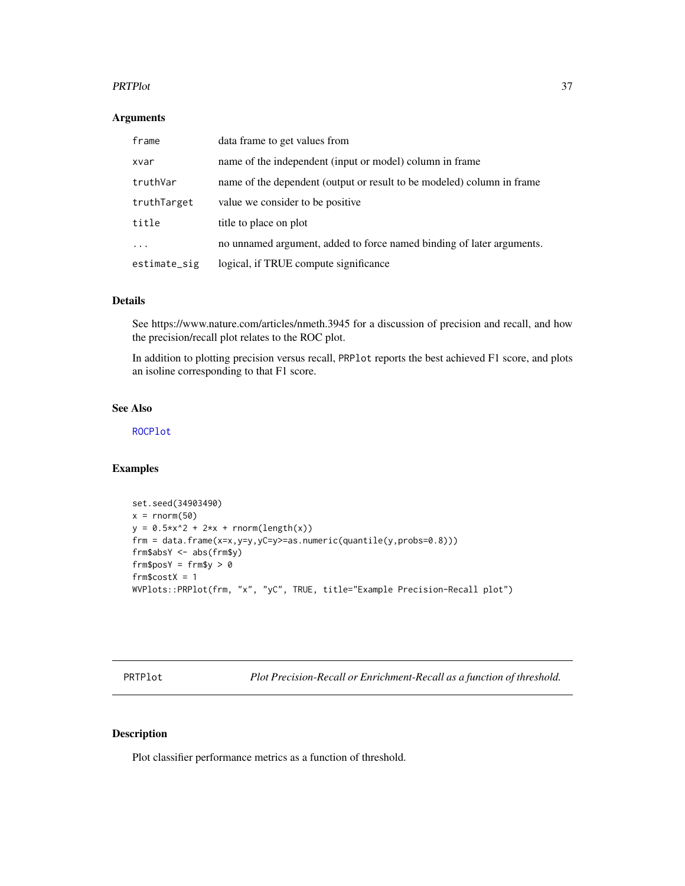## Arguments

| | |
|---|---|
| `frame` | data frame to get values from |
| `xvar` | name of the independent (input or model) column in frame |
| `truthVar` | name of the dependent (output or result to be modeled) column in frame |
| `truthTarget` | value we consider to be positive |
| `title` | title to place on plot |
| `...` | no unnamed argument, added to force named binding of later arguments. |
| `estimate_sig` | logical, if TRUE compute significance |

## Details

See https://www.nature.com/articles/nmeth.3945 for a discussion of precision and recall, and how the precision/recall plot relates to the ROC plot.

In addition to plotting precision versus recall, `PRPlot` reports the best achieved F1 score, and plots an isoline corresponding to that F1 score.

## See Also

`ROCPlot`

## Examples

```
set.seed(34903490)
x = rnorm(50)
y = 0.5*x^2 + 2*x + rnorm(length(x))
frm = data.frame(x=x,y=y,yC=y>=as.numeric(quantile(y,probs=0.8)))
frm$absY <- abs(frm$y)
frm$posY = frm$y > 0
frm$costX = 1
WVPlots::PRPlot(frm, "x", "yC", TRUE, title="Example Precision-Recall plot")
```

---

# PRTPlot — *Plot Precision-Recall or Enrichment-Recall as a function of threshold.*

## Description

Plot classifier performance metrics as a function of threshold.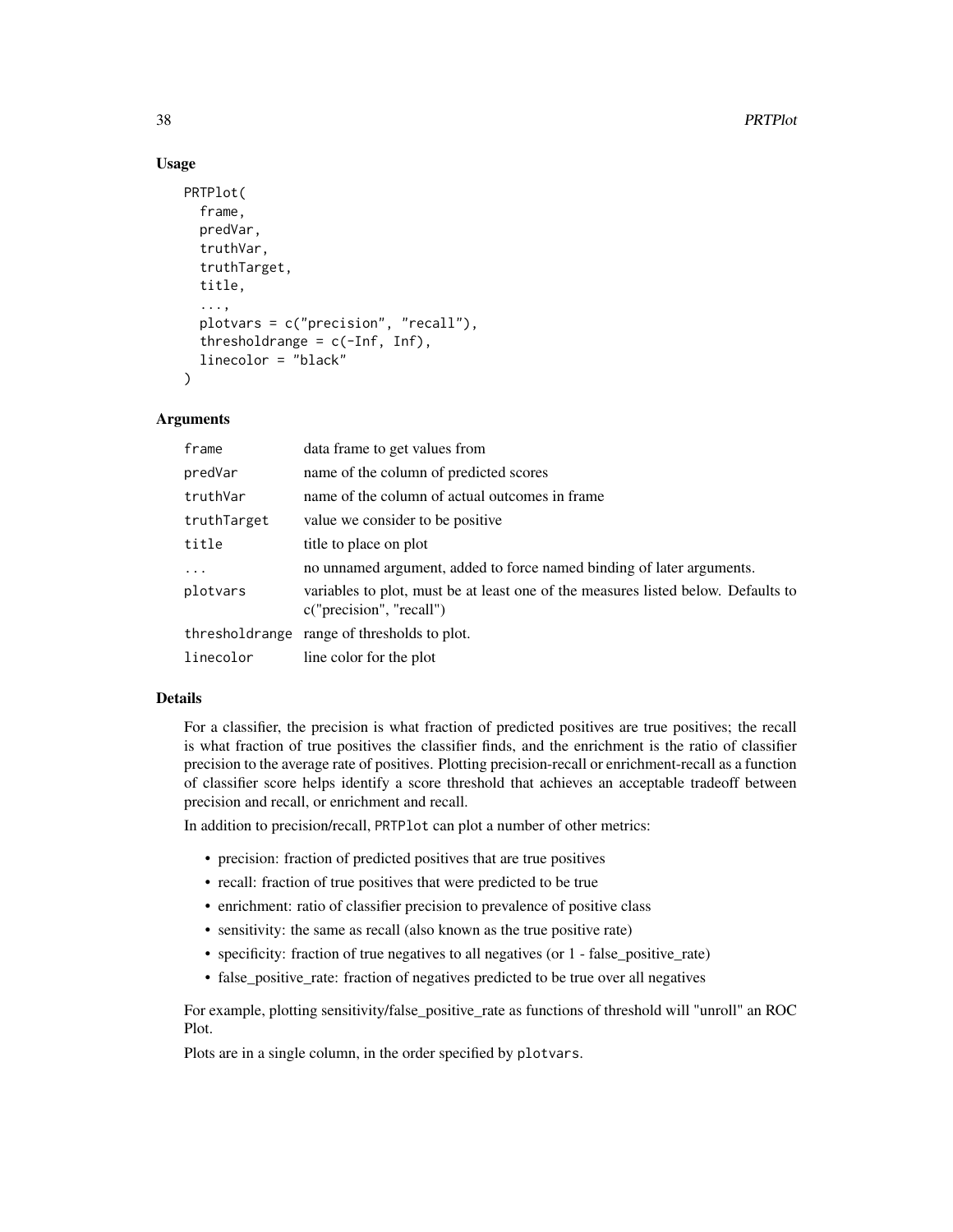## Usage

```
PRTPlot(
  frame,
  predVar,
  truthVar,
  truthTarget,
  title,
  ...,
  plotvars = c("precision", "recall"),
  thresholdrange = c(-Inf, Inf),
  linecolor = "black"
)
```

## Arguments

| | |
|---|---|
| frame | data frame to get values from |
| predVar | name of the column of predicted scores |
| truthVar | name of the column of actual outcomes in frame |
| truthTarget | value we consider to be positive |
| title | title to place on plot |
| ... | no unnamed argument, added to force named binding of later arguments. |
| plotvars | variables to plot, must be at least one of the measures listed below. Defaults to c("precision", "recall") |
| thresholdrange | range of thresholds to plot. |
| linecolor | line color for the plot |

## Details

For a classifier, the precision is what fraction of predicted positives are true positives; the recall is what fraction of true positives the classifier finds, and the enrichment is the ratio of classifier precision to the average rate of positives. Plotting precision-recall or enrichment-recall as a function of classifier score helps identify a score threshold that achieves an acceptable tradeoff between precision and recall, or enrichment and recall.

In addition to precision/recall, `PRTPlot` can plot a number of other metrics:

- precision: fraction of predicted positives that are true positives
- recall: fraction of true positives that were predicted to be true
- enrichment: ratio of classifier precision to prevalence of positive class
- sensitivity: the same as recall (also known as the true positive rate)
- specificity: fraction of true negatives to all negatives (or 1 - false_positive_rate)
- false_positive_rate: fraction of negatives predicted to be true over all negatives

For example, plotting sensitivity/false_positive_rate as functions of threshold will "unroll" an ROC Plot.

Plots are in a single column, in the order specified by `plotvars`.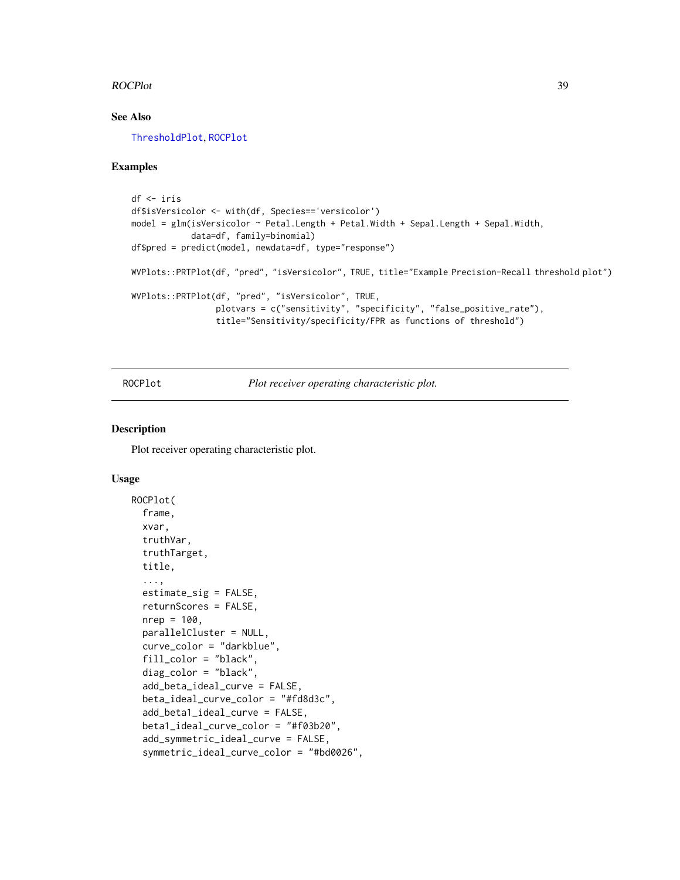### See Also

ThresholdPlot, ROCPlot

### Examples

```
df <- iris
df$isVersicolor <- with(df, Species=='versicolor')
model = glm(isVersicolor ~ Petal.Length + Petal.Width + Sepal.Length + Sepal.Width,
            data=df, family=binomial)
df$pred = predict(model, newdata=df, type="response")

WVPlots::PRTPlot(df, "pred", "isVersicolor", TRUE, title="Example Precision-Recall threshold plot")

WVPlots::PRTPlot(df, "pred", "isVersicolor", TRUE,
                 plotvars = c("sensitivity", "specificity", "false_positive_rate"),
                 title="Sensitivity/specificity/FPR as functions of threshold")
```

---

ROCPlot &nbsp;&nbsp;&nbsp;&nbsp;&nbsp;&nbsp;&nbsp; *Plot receiver operating characteristic plot.*

---

### Description

Plot receiver operating characteristic plot.

### Usage

```
ROCPlot(
  frame,
  xvar,
  truthVar,
  truthTarget,
  title,
  ...,
  estimate_sig = FALSE,
  returnScores = FALSE,
  nrep = 100,
  parallelCluster = NULL,
  curve_color = "darkblue",
  fill_color = "black",
  diag_color = "black",
  add_beta_ideal_curve = FALSE,
  beta_ideal_curve_color = "#fd8d3c",
  add_beta1_ideal_curve = FALSE,
  beta1_ideal_curve_color = "#f03b20",
  add_symmetric_ideal_curve = FALSE,
  symmetric_ideal_curve_color = "#bd0026",
```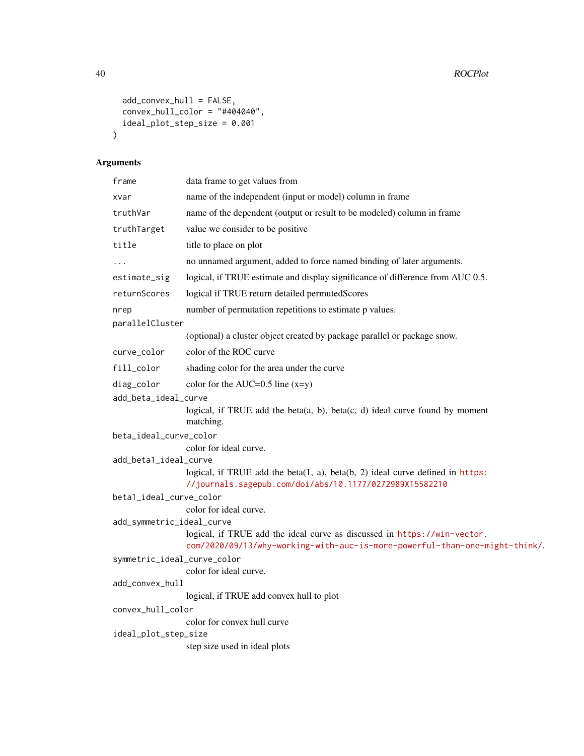```
  add_convex_hull = FALSE,
  convex_hull_color = "#404040",
  ideal_plot_step_size = 0.001
)
```

## Arguments

| | |
|---|---|
| `frame` | data frame to get values from |
| `xvar` | name of the independent (input or model) column in frame |
| `truthVar` | name of the dependent (output or result to be modeled) column in frame |
| `truthTarget` | value we consider to be positive |
| `title` | title to place on plot |
| `...` | no unnamed argument, added to force named binding of later arguments. |
| `estimate_sig` | logical, if TRUE estimate and display significance of difference from AUC 0.5. |
| `returnScores` | logical if TRUE return detailed permutedScores |
| `nrep` | number of permutation repetitions to estimate p values. |
| `parallelCluster` | (optional) a cluster object created by package parallel or package snow. |
| `curve_color` | color of the ROC curve |
| `fill_color` | shading color for the area under the curve |
| `diag_color` | color for the AUC=0.5 line (x=y) |
| `add_beta_ideal_curve` | logical, if TRUE add the beta(a, b), beta(c, d) ideal curve found by moment matching. |
| `beta_ideal_curve_color` | color for ideal curve. |
| `add_beta1_ideal_curve` | logical, if TRUE add the beta(1, a), beta(b, 2) ideal curve defined in https://journals.sagepub.com/doi/abs/10.1177/0272989X15582210 |
| `beta1_ideal_curve_color` | color for ideal curve. |
| `add_symmetric_ideal_curve` | logical, if TRUE add the ideal curve as discussed in https://win-vector.com/2020/09/13/why-working-with-auc-is-more-powerful-than-one-might-think/. |
| `symmetric_ideal_curve_color` | color for ideal curve. |
| `add_convex_hull` | logical, if TRUE add convex hull to plot |
| `convex_hull_color` | color for convex hull curve |
| `ideal_plot_step_size` | step size used in ideal plots |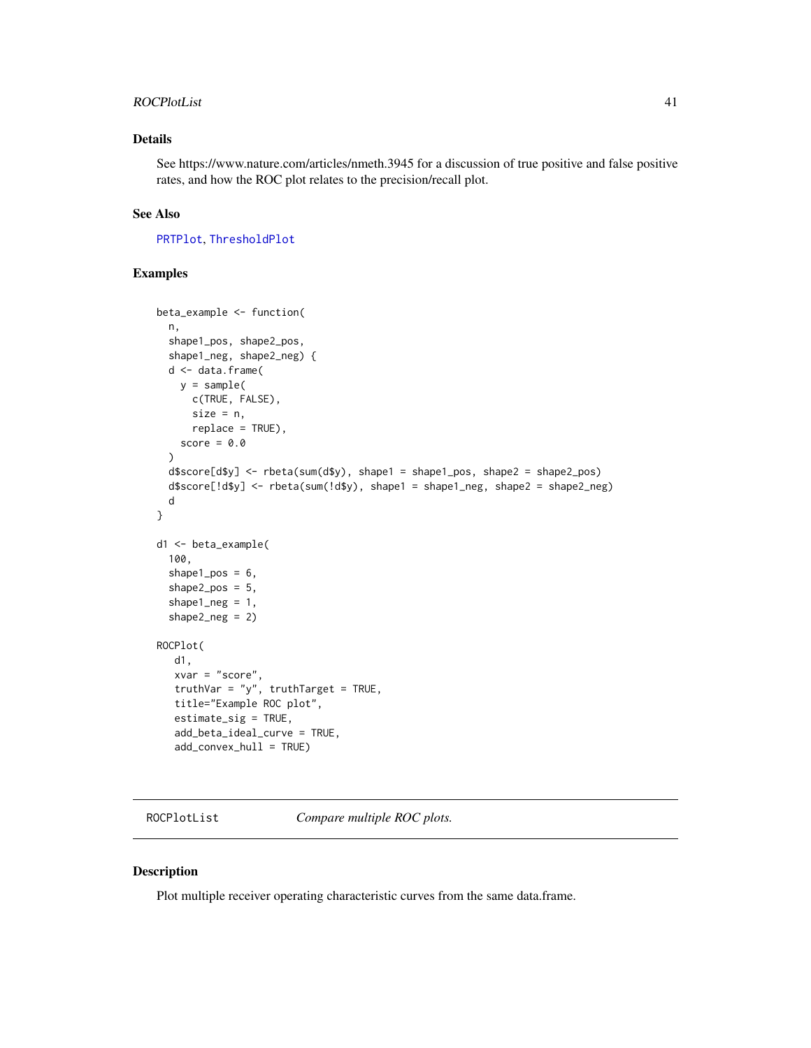## Details

See https://www.nature.com/articles/nmeth.3945 for a discussion of true positive and false positive rates, and how the ROC plot relates to the precision/recall plot.

## See Also

PRTPlot, ThresholdPlot

## Examples

```
beta_example <- function(
  n,
  shape1_pos, shape2_pos,
  shape1_neg, shape2_neg) {
  d <- data.frame(
    y = sample(
      c(TRUE, FALSE),
      size = n,
      replace = TRUE),
    score = 0.0
  )
  d$score[d$y] <- rbeta(sum(d$y), shape1 = shape1_pos, shape2 = shape2_pos)
  d$score[!d$y] <- rbeta(sum(!d$y), shape1 = shape1_neg, shape2 = shape2_neg)
  d
}

d1 <- beta_example(
  100,
  shape1_pos = 6,
  shape2_pos = 5,
  shape1_neg = 1,
  shape2_neg = 2)

ROCPlot(
   d1,
   xvar = "score",
   truthVar = "y", truthTarget = TRUE,
   title="Example ROC plot",
   estimate_sig = TRUE,
   add_beta_ideal_curve = TRUE,
   add_convex_hull = TRUE)
```

---

# ROCPlotList — *Compare multiple ROC plots.*

---

## Description

Plot multiple receiver operating characteristic curves from the same data.frame.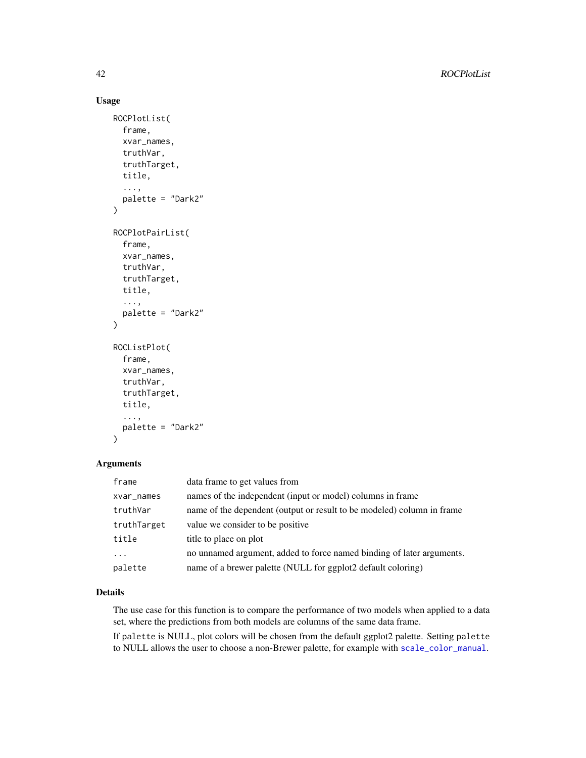## Usage

```
ROCPlotList(
  frame,
  xvar_names,
  truthVar,
  truthTarget,
  title,
  ...,
  palette = "Dark2"
)

ROCPlotPairList(
  frame,
  xvar_names,
  truthVar,
  truthTarget,
  title,
  ...,
  palette = "Dark2"
)

ROCListPlot(
  frame,
  xvar_names,
  truthVar,
  truthTarget,
  title,
  ...,
  palette = "Dark2"
)
```

## Arguments

| | |
|---|---|
| `frame` | data frame to get values from |
| `xvar_names` | names of the independent (input or model) columns in frame |
| `truthVar` | name of the dependent (output or result to be modeled) column in frame |
| `truthTarget` | value we consider to be positive |
| `title` | title to place on plot |
| `...` | no unnamed argument, added to force named binding of later arguments. |
| `palette` | name of a brewer palette (NULL for ggplot2 default coloring) |

## Details

The use case for this function is to compare the performance of two models when applied to a data set, where the predictions from both models are columns of the same data frame.

If `palette` is NULL, plot colors will be chosen from the default ggplot2 palette. Setting `palette` to NULL allows the user to choose a non-Brewer palette, for example with `scale_color_manual`.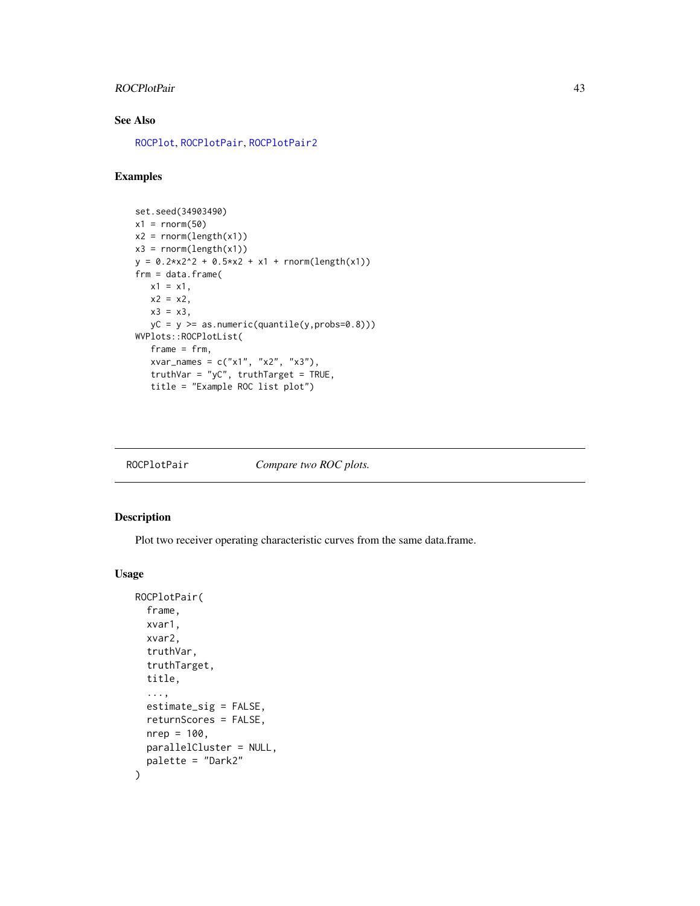## See Also

ROCPlot, ROCPlotPair, ROCPlotPair2

## Examples

```
set.seed(34903490)
x1 = rnorm(50)
x2 = rnorm(length(x1))
x3 = rnorm(length(x1))
y = 0.2*x2^2 + 0.5*x2 + x1 + rnorm(length(x1))
frm = data.frame(
   x1 = x1,
   x2 = x2,
   x3 = x3,
   yC = y >= as.numeric(quantile(y,probs=0.8)))
WVPlots::ROCPlotList(
   frame = frm,
   xvar_names = c("x1", "x2", "x3"),
   truthVar = "yC", truthTarget = TRUE,
   title = "Example ROC list plot")
```

---

# ROCPlotPair — *Compare two ROC plots.*

## Description

Plot two receiver operating characteristic curves from the same data.frame.

## Usage

```
ROCPlotPair(
  frame,
  xvar1,
  xvar2,
  truthVar,
  truthTarget,
  title,
  ...,
  estimate_sig = FALSE,
  returnScores = FALSE,
  nrep = 100,
  parallelCluster = NULL,
  palette = "Dark2"
)
```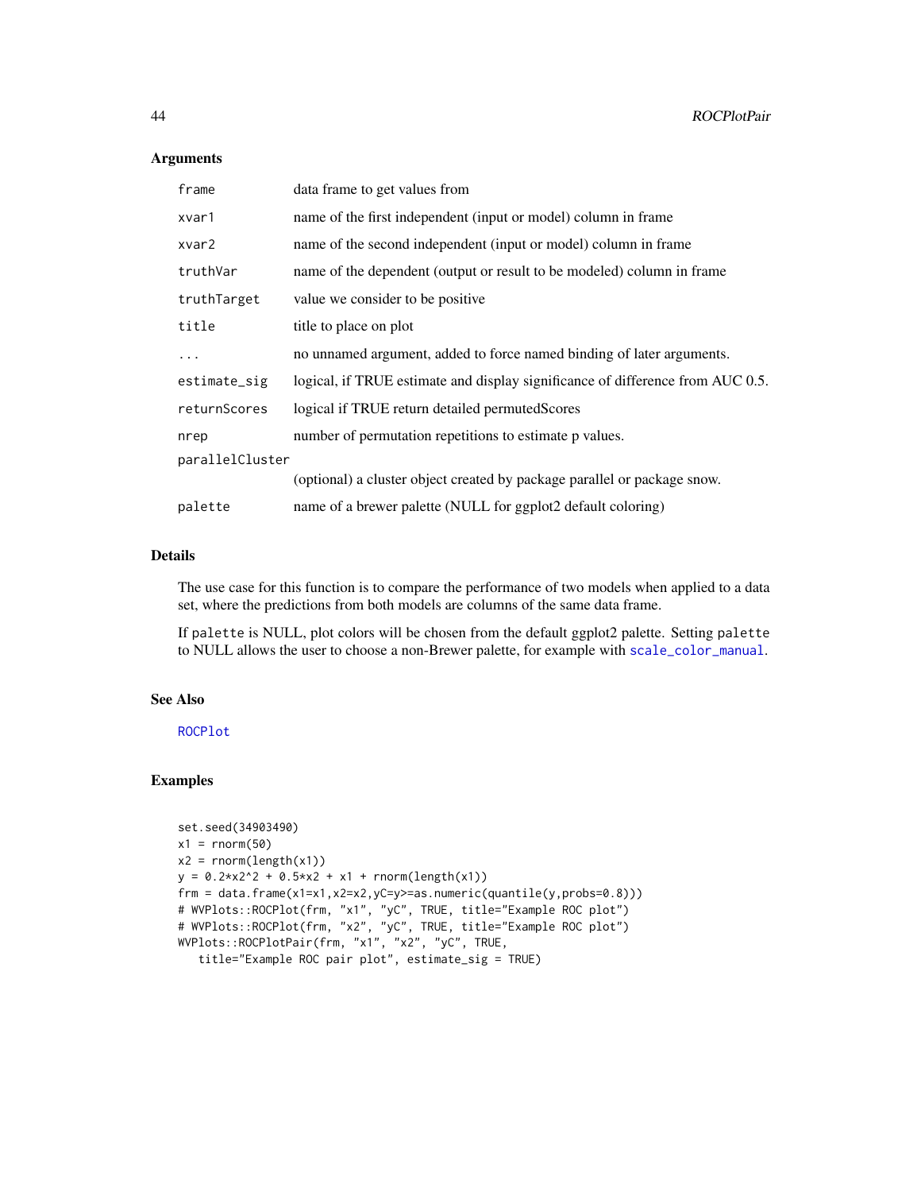## Arguments

| | |
|---|---|
| `frame` | data frame to get values from |
| `xvar1` | name of the first independent (input or model) column in frame |
| `xvar2` | name of the second independent (input or model) column in frame |
| `truthVar` | name of the dependent (output or result to be modeled) column in frame |
| `truthTarget` | value we consider to be positive |
| `title` | title to place on plot |
| `...` | no unnamed argument, added to force named binding of later arguments. |
| `estimate_sig` | logical, if TRUE estimate and display significance of difference from AUC 0.5. |
| `returnScores` | logical if TRUE return detailed permutedScores |
| `nrep` | number of permutation repetitions to estimate p values. |
| `parallelCluster` | (optional) a cluster object created by package parallel or package snow. |
| `palette` | name of a brewer palette (NULL for ggplot2 default coloring) |

## Details

The use case for this function is to compare the performance of two models when applied to a data set, where the predictions from both models are columns of the same data frame.

If `palette` is NULL, plot colors will be chosen from the default ggplot2 palette. Setting `palette` to NULL allows the user to choose a non-Brewer palette, for example with `scale_color_manual`.

## See Also

`ROCPlot`

## Examples

```
set.seed(34903490)
x1 = rnorm(50)
x2 = rnorm(length(x1))
y = 0.2*x2^2 + 0.5*x2 + x1 + rnorm(length(x1))
frm = data.frame(x1=x1,x2=x2,yC=y>=as.numeric(quantile(y,probs=0.8)))
# WVPlots::ROCPlot(frm, "x1", "yC", TRUE, title="Example ROC plot")
# WVPlots::ROCPlot(frm, "x2", "yC", TRUE, title="Example ROC plot")
WVPlots::ROCPlotPair(frm, "x1", "x2", "yC", TRUE,
   title="Example ROC pair plot", estimate_sig = TRUE)
```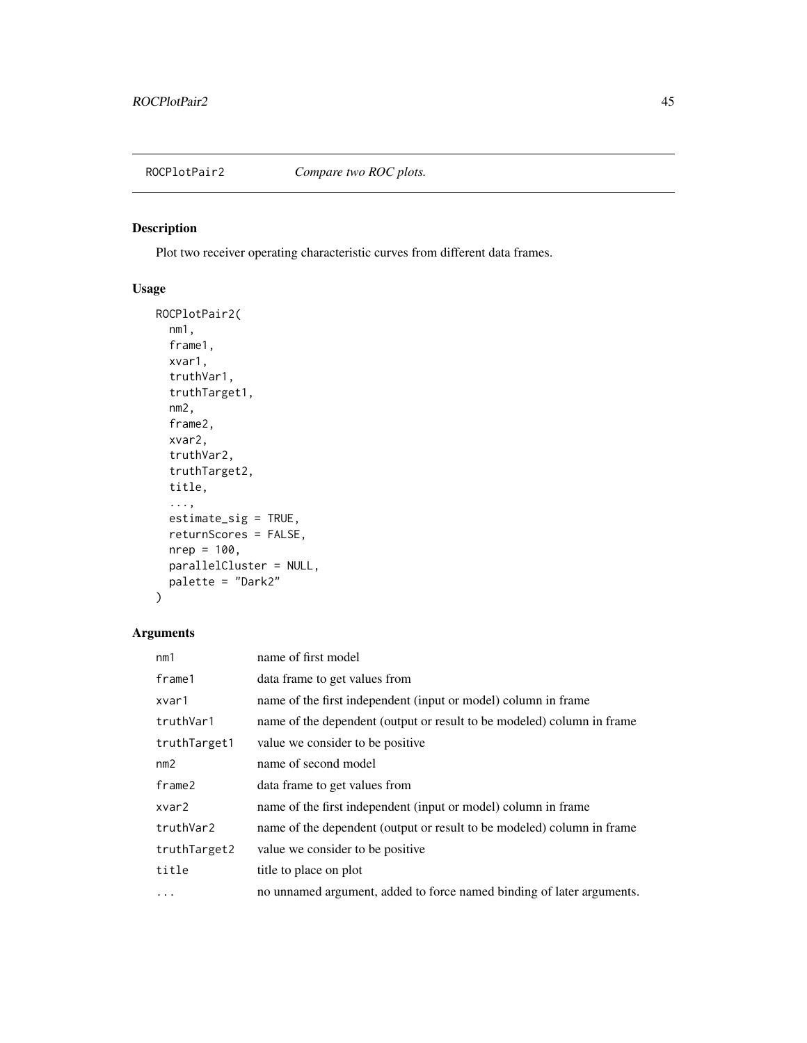## ROCPlotPair2 *Compare two ROC plots.*

### Description

Plot two receiver operating characteristic curves from different data frames.

### Usage

```
ROCPlotPair2(
  nm1,
  frame1,
  xvar1,
  truthVar1,
  truthTarget1,
  nm2,
  frame2,
  xvar2,
  truthVar2,
  truthTarget2,
  title,
  ...,
  estimate_sig = TRUE,
  returnScores = FALSE,
  nrep = 100,
  parallelCluster = NULL,
  palette = "Dark2"
)
```

### Arguments

| | |
|---|---|
| `nm1` | name of first model |
| `frame1` | data frame to get values from |
| `xvar1` | name of the first independent (input or model) column in frame |
| `truthVar1` | name of the dependent (output or result to be modeled) column in frame |
| `truthTarget1` | value we consider to be positive |
| `nm2` | name of second model |
| `frame2` | data frame to get values from |
| `xvar2` | name of the first independent (input or model) column in frame |
| `truthVar2` | name of the dependent (output or result to be modeled) column in frame |
| `truthTarget2` | value we consider to be positive |
| `title` | title to place on plot |
| `...` | no unnamed argument, added to force named binding of later arguments. |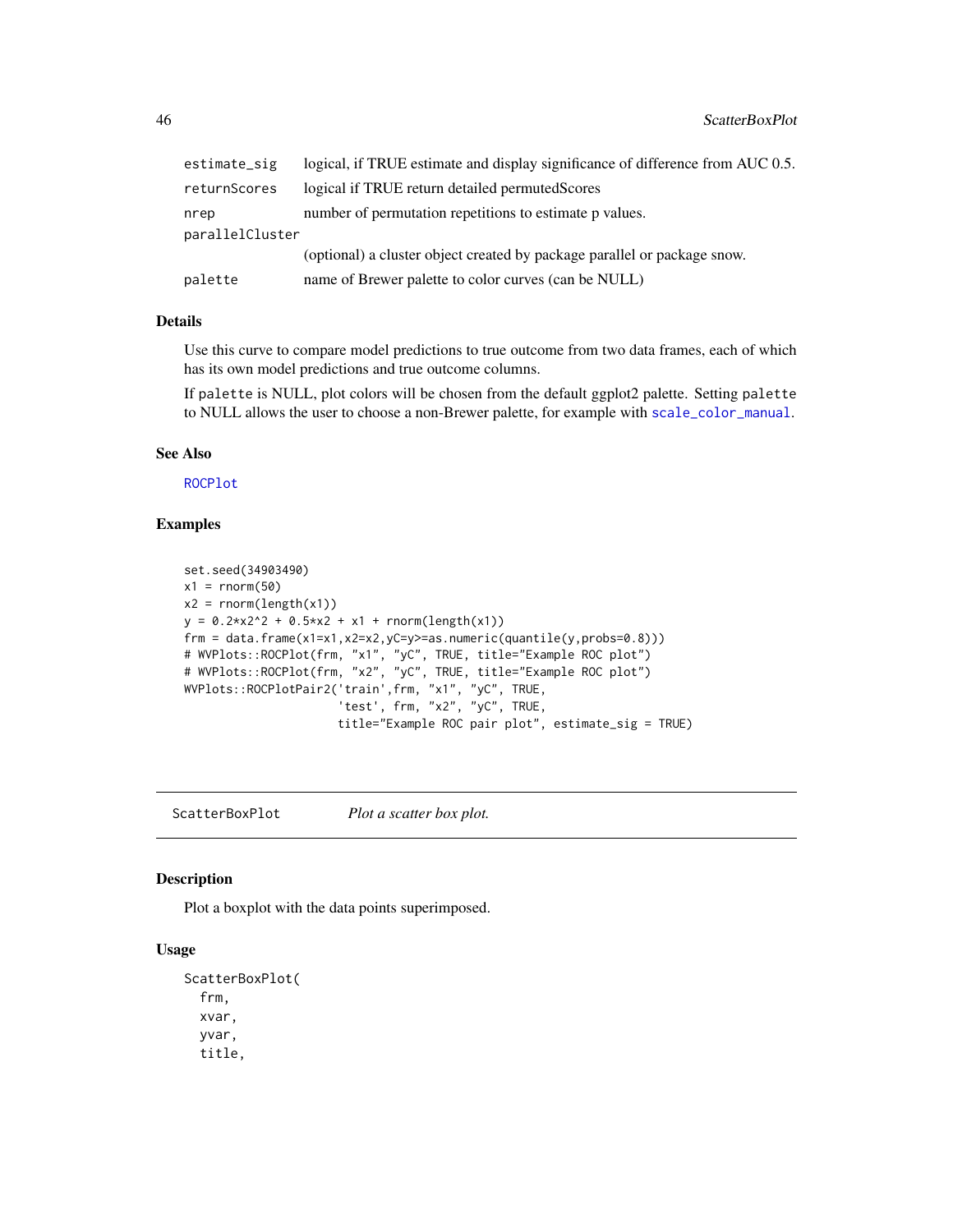| | |
|---|---|
| estimate_sig | logical, if TRUE estimate and display significance of difference from AUC 0.5. |
| returnScores | logical if TRUE return detailed permutedScores |
| nrep | number of permutation repetitions to estimate p values. |
| parallelCluster | (optional) a cluster object created by package parallel or package snow. |
| palette | name of Brewer palette to color curves (can be NULL) |

### Details

Use this curve to compare model predictions to true outcome from two data frames, each of which has its own model predictions and true outcome columns.

If `palette` is NULL, plot colors will be chosen from the default ggplot2 palette. Setting `palette` to NULL allows the user to choose a non-Brewer palette, for example with `scale_color_manual`.

### See Also

`ROCPlot`

### Examples

```
set.seed(34903490)
x1 = rnorm(50)
x2 = rnorm(length(x1))
y = 0.2*x2^2 + 0.5*x2 + x1 + rnorm(length(x1))
frm = data.frame(x1=x1,x2=x2,yC=y>=as.numeric(quantile(y,probs=0.8)))
# WVPlots::ROCPlot(frm, "x1", "yC", TRUE, title="Example ROC plot")
# WVPlots::ROCPlot(frm, "x2", "yC", TRUE, title="Example ROC plot")
WVPlots::ROCPlotPair2('train',frm, "x1", "yC", TRUE,
                      'test', frm, "x2", "yC", TRUE,
                      title="Example ROC pair plot", estimate_sig = TRUE)
```

---

## ScatterBoxPlot *Plot a scatter box plot.*

---

### Description

Plot a boxplot with the data points superimposed.

### Usage

```
ScatterBoxPlot(
  frm,
  xvar,
  yvar,
  title,
```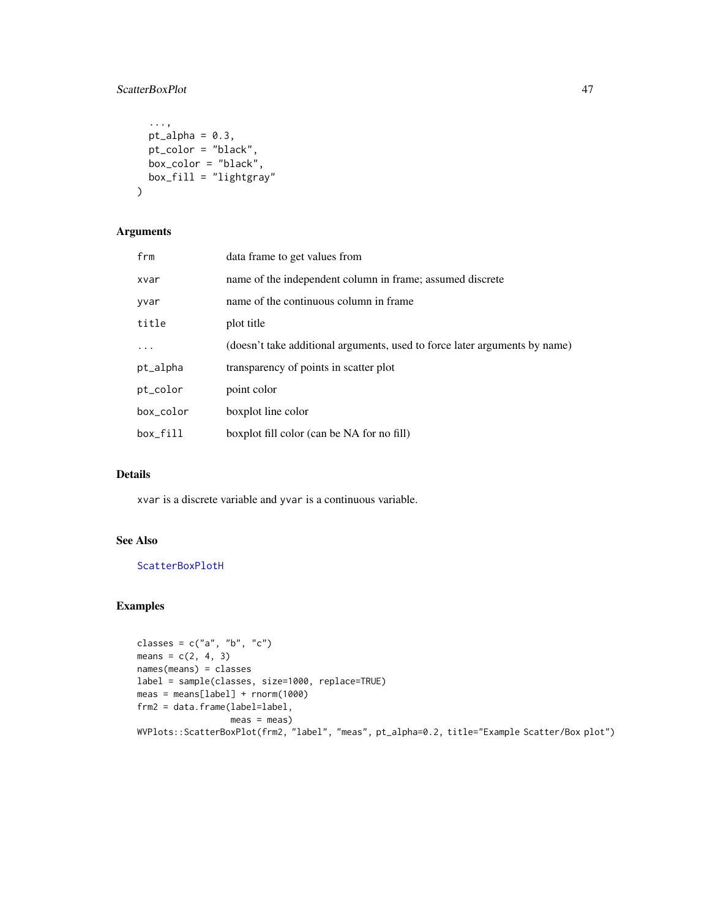```
  ...,
  pt_alpha = 0.3,
  pt_color = "black",
  box_color = "black",
  box_fill = "lightgray"
)
```

## Arguments

| | |
|---|---|
| frm | data frame to get values from |
| xvar | name of the independent column in frame; assumed discrete |
| yvar | name of the continuous column in frame |
| title | plot title |
| ... | (doesn't take additional arguments, used to force later arguments by name) |
| pt_alpha | transparency of points in scatter plot |
| pt_color | point color |
| box_color | boxplot line color |
| box_fill | boxplot fill color (can be NA for no fill) |

## Details

`xvar` is a discrete variable and `yvar` is a continuous variable.

## See Also

ScatterBoxPlotH

## Examples

```
classes = c("a", "b", "c")
means = c(2, 4, 3)
names(means) = classes
label = sample(classes, size=1000, replace=TRUE)
meas = means[label] + rnorm(1000)
frm2 = data.frame(label=label,
                  meas = meas)
WVPlots::ScatterBoxPlot(frm2, "label", "meas", pt_alpha=0.2, title="Example Scatter/Box plot")
```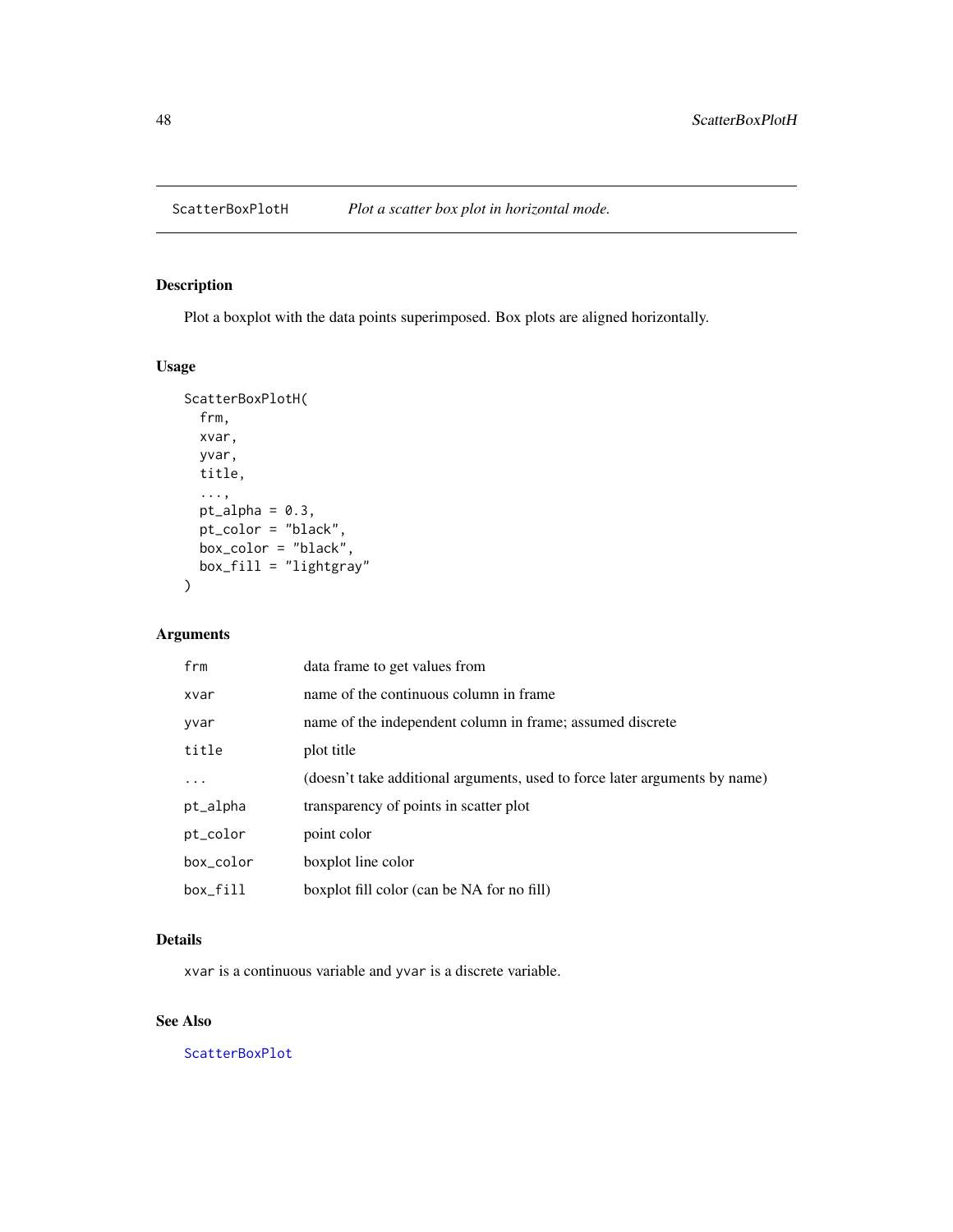ScatterBoxPlotH *Plot a scatter box plot in horizontal mode.*

## Description

Plot a boxplot with the data points superimposed. Box plots are aligned horizontally.

## Usage

```
ScatterBoxPlotH(
  frm,
  xvar,
  yvar,
  title,
  ...,
  pt_alpha = 0.3,
  pt_color = "black",
  box_color = "black",
  box_fill = "lightgray"
)
```

## Arguments

| | |
|---|---|
| frm | data frame to get values from |
| xvar | name of the continuous column in frame |
| yvar | name of the independent column in frame; assumed discrete |
| title | plot title |
| ... | (doesn't take additional arguments, used to force later arguments by name) |
| pt_alpha | transparency of points in scatter plot |
| pt_color | point color |
| box_color | boxplot line color |
| box_fill | boxplot fill color (can be NA for no fill) |

## Details

`xvar` is a continuous variable and `yvar` is a discrete variable.

## See Also

ScatterBoxPlot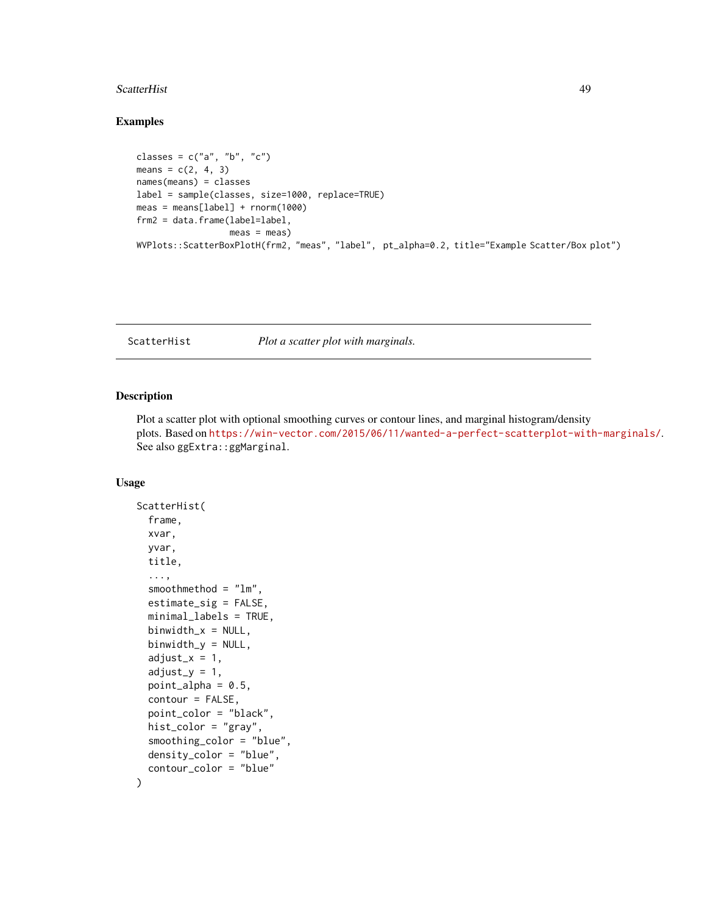## Examples

```
classes = c("a", "b", "c")
means = c(2, 4, 3)
names(means) = classes
label = sample(classes, size=1000, replace=TRUE)
meas = means[label] + rnorm(1000)
frm2 = data.frame(label=label,
                  meas = meas)
WVPlots::ScatterBoxPlotH(frm2, "meas", "label",  pt_alpha=0.2, title="Example Scatter/Box plot")
```

---

`ScatterHist` *Plot a scatter plot with marginals.*

---

## Description

Plot a scatter plot with optional smoothing curves or contour lines, and marginal histogram/density plots. Based on https://win-vector.com/2015/06/11/wanted-a-perfect-scatterplot-with-marginals/. See also `ggExtra::ggMarginal`.

## Usage

```
ScatterHist(
  frame,
  xvar,
  yvar,
  title,
  ...,
  smoothmethod = "lm",
  estimate_sig = FALSE,
  minimal_labels = TRUE,
  binwidth_x = NULL,
  binwidth_y = NULL,
  adjust_x = 1,
  adjust_y = 1,
  point_alpha = 0.5,
  contour = FALSE,
  point_color = "black",
  hist_color = "gray",
  smoothing_color = "blue",
  density_color = "blue",
  contour_color = "blue"
)
```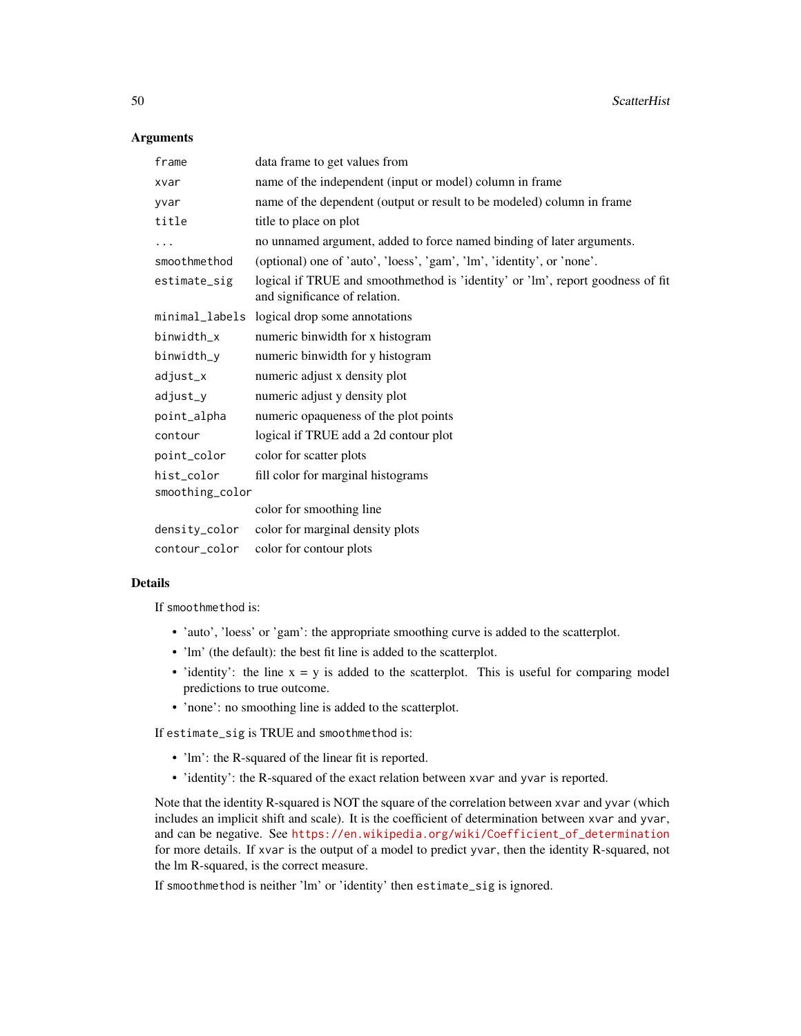### Arguments

| | |
|---|---|
| `frame` | data frame to get values from |
| `xvar` | name of the independent (input or model) column in frame |
| `yvar` | name of the dependent (output or result to be modeled) column in frame |
| `title` | title to place on plot |
| `...` | no unnamed argument, added to force named binding of later arguments. |
| `smoothmethod` | (optional) one of 'auto', 'loess', 'gam', 'lm', 'identity', or 'none'. |
| `estimate_sig` | logical if TRUE and smoothmethod is 'identity' or 'lm', report goodness of fit and significance of relation. |
| `minimal_labels` | logical drop some annotations |
| `binwidth_x` | numeric binwidth for x histogram |
| `binwidth_y` | numeric binwidth for y histogram |
| `adjust_x` | numeric adjust x density plot |
| `adjust_y` | numeric adjust y density plot |
| `point_alpha` | numeric opaqueness of the plot points |
| `contour` | logical if TRUE add a 2d contour plot |
| `point_color` | color for scatter plots |
| `hist_color` | fill color for marginal histograms |
| `smoothing_color` | color for smoothing line |
| `density_color` | color for marginal density plots |
| `contour_color` | color for contour plots |

### Details

If `smoothmethod` is:

- 'auto', 'loess' or 'gam': the appropriate smoothing curve is added to the scatterplot.
- 'lm' (the default): the best fit line is added to the scatterplot.
- 'identity': the line x = y is added to the scatterplot. This is useful for comparing model predictions to true outcome.
- 'none': no smoothing line is added to the scatterplot.

If `estimate_sig` is TRUE and `smoothmethod` is:

- 'lm': the R-squared of the linear fit is reported.
- 'identity': the R-squared of the exact relation between `xvar` and `yvar` is reported.

Note that the identity R-squared is NOT the square of the correlation between `xvar` and `yvar` (which includes an implicit shift and scale). It is the coefficient of determination between `xvar` and `yvar`, and can be negative. See https://en.wikipedia.org/wiki/Coefficient_of_determination for more details. If `xvar` is the output of a model to predict `yvar`, then the identity R-squared, not the lm R-squared, is the correct measure.

If `smoothmethod` is neither 'lm' or 'identity' then `estimate_sig` is ignored.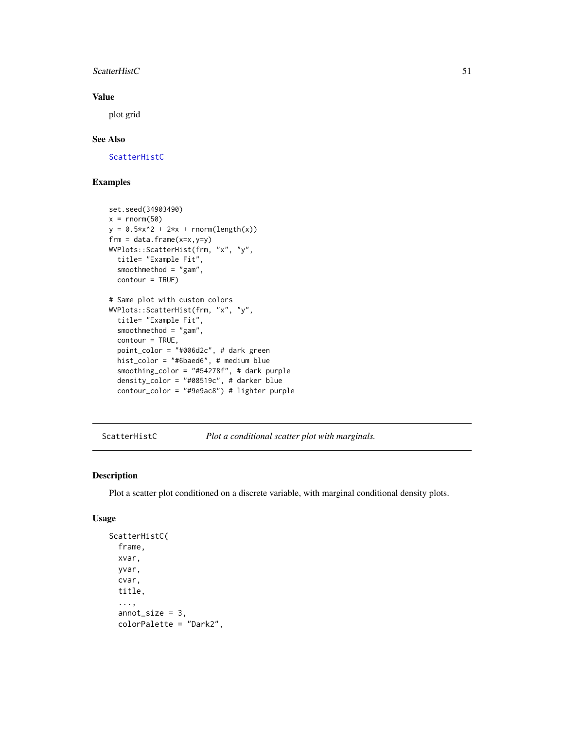## Value

plot grid

## See Also

ScatterHistC

## Examples

```
set.seed(34903490)
x = rnorm(50)
y = 0.5*x^2 + 2*x + rnorm(length(x))
frm = data.frame(x=x,y=y)
WVPlots::ScatterHist(frm, "x", "y",
  title= "Example Fit",
  smoothmethod = "gam",
  contour = TRUE)

# Same plot with custom colors
WVPlots::ScatterHist(frm, "x", "y",
  title= "Example Fit",
  smoothmethod = "gam",
  contour = TRUE,
  point_color = "#006d2c", # dark green
  hist_color = "#6baed6", # medium blue
  smoothing_color = "#54278f", # dark purple
  density_color = "#08519c", # darker blue
  contour_color = "#9e9ac8") # lighter purple
```

---

# ScatterHistC — *Plot a conditional scatter plot with marginals.*

## Description

Plot a scatter plot conditioned on a discrete variable, with marginal conditional density plots.

## Usage

```
ScatterHistC(
  frame,
  xvar,
  yvar,
  cvar,
  title,
  ...,
  annot_size = 3,
  colorPalette = "Dark2",
```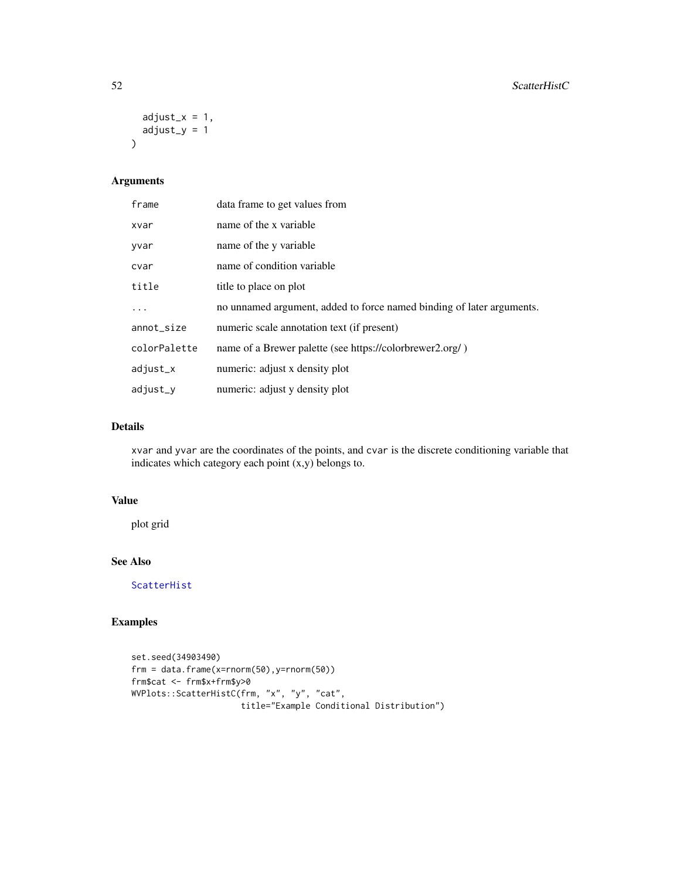```
  adjust_x = 1,
  adjust_y = 1
)
```

## Arguments

| | |
|---|---|
| `frame` | data frame to get values from |
| `xvar` | name of the x variable |
| `yvar` | name of the y variable |
| `cvar` | name of condition variable |
| `title` | title to place on plot |
| `...` | no unnamed argument, added to force named binding of later arguments. |
| `annot_size` | numeric scale annotation text (if present) |
| `colorPalette` | name of a Brewer palette (see https://colorbrewer2.org/ ) |
| `adjust_x` | numeric: adjust x density plot |
| `adjust_y` | numeric: adjust y density plot |

## Details

`xvar` and `yvar` are the coordinates of the points, and `cvar` is the discrete conditioning variable that indicates which category each point (x,y) belongs to.

## Value

plot grid

## See Also

`ScatterHist`

## Examples

```
set.seed(34903490)
frm = data.frame(x=rnorm(50),y=rnorm(50))
frm$cat <- frm$x+frm$y>0
WVPlots::ScatterHistC(frm, "x", "y", "cat",
                     title="Example Conditional Distribution")
```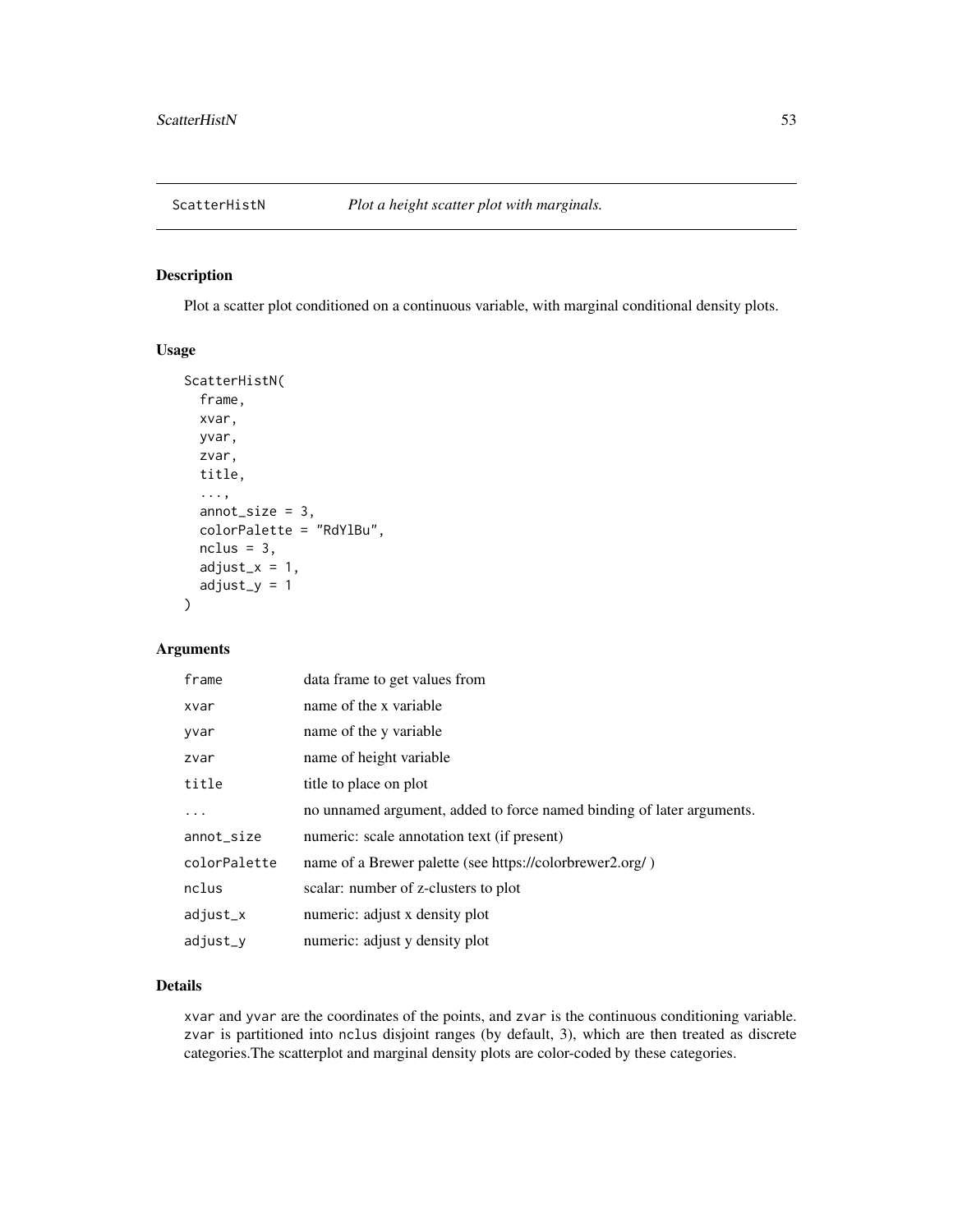## ScatterHistN — *Plot a height scatter plot with marginals.*

### Description

Plot a scatter plot conditioned on a continuous variable, with marginal conditional density plots.

### Usage

```
ScatterHistN(
  frame,
  xvar,
  yvar,
  zvar,
  title,
  ...,
  annot_size = 3,
  colorPalette = "RdYlBu",
  nclus = 3,
  adjust_x = 1,
  adjust_y = 1
)
```

### Arguments

| | |
|---|---|
| `frame` | data frame to get values from |
| `xvar` | name of the x variable |
| `yvar` | name of the y variable |
| `zvar` | name of height variable |
| `title` | title to place on plot |
| `...` | no unnamed argument, added to force named binding of later arguments. |
| `annot_size` | numeric: scale annotation text (if present) |
| `colorPalette` | name of a Brewer palette (see https://colorbrewer2.org/ ) |
| `nclus` | scalar: number of z-clusters to plot |
| `adjust_x` | numeric: adjust x density plot |
| `adjust_y` | numeric: adjust y density plot |

### Details

`xvar` and `yvar` are the coordinates of the points, and `zvar` is the continuous conditioning variable. `zvar` is partitioned into `nclus` disjoint ranges (by default, 3), which are then treated as discrete categories.The scatterplot and marginal density plots are color-coded by these categories.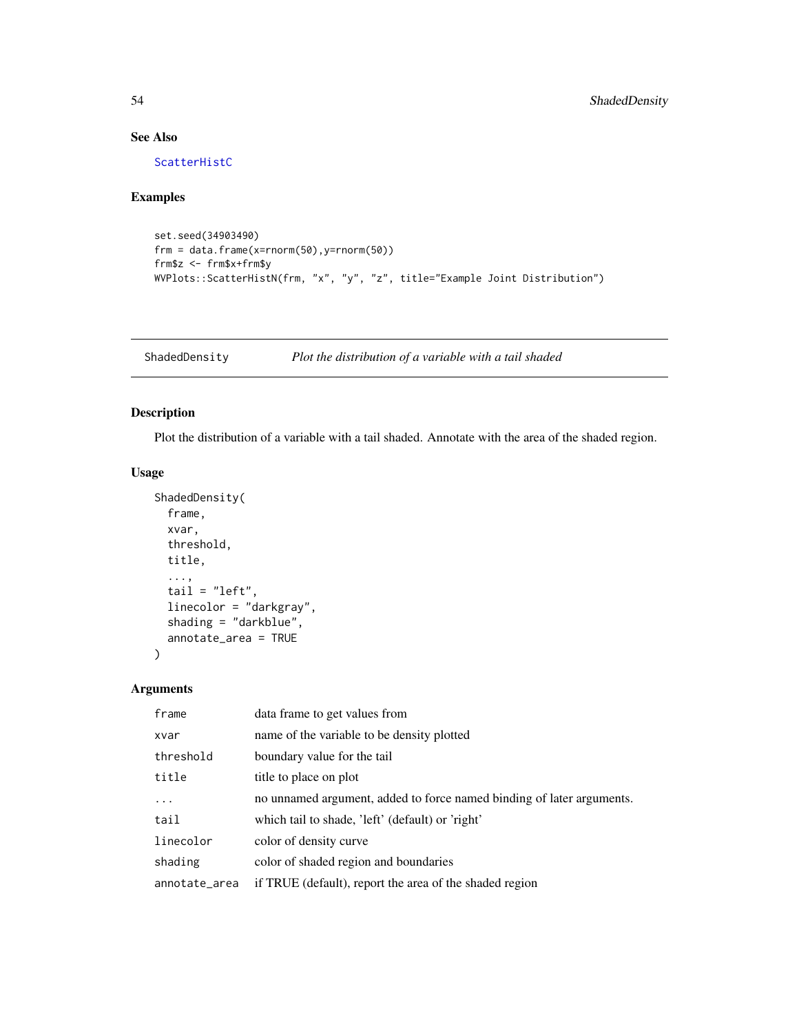## See Also

ScatterHistC

## Examples

```
set.seed(34903490)
frm = data.frame(x=rnorm(50),y=rnorm(50))
frm$z <- frm$x+frm$y
WVPlots::ScatterHistN(frm, "x", "y", "z", title="Example Joint Distribution")
```

---

# ShadedDensity *Plot the distribution of a variable with a tail shaded*

## Description

Plot the distribution of a variable with a tail shaded. Annotate with the area of the shaded region.

## Usage

```
ShadedDensity(
  frame,
  xvar,
  threshold,
  title,
  ...,
  tail = "left",
  linecolor = "darkgray",
  shading = "darkblue",
  annotate_area = TRUE
)
```

## Arguments

| | |
|---|---|
| frame | data frame to get values from |
| xvar | name of the variable to be density plotted |
| threshold | boundary value for the tail |
| title | title to place on plot |
| ... | no unnamed argument, added to force named binding of later arguments. |
| tail | which tail to shade, 'left' (default) or 'right' |
| linecolor | color of density curve |
| shading | color of shaded region and boundaries |
| annotate_area | if TRUE (default), report the area of the shaded region |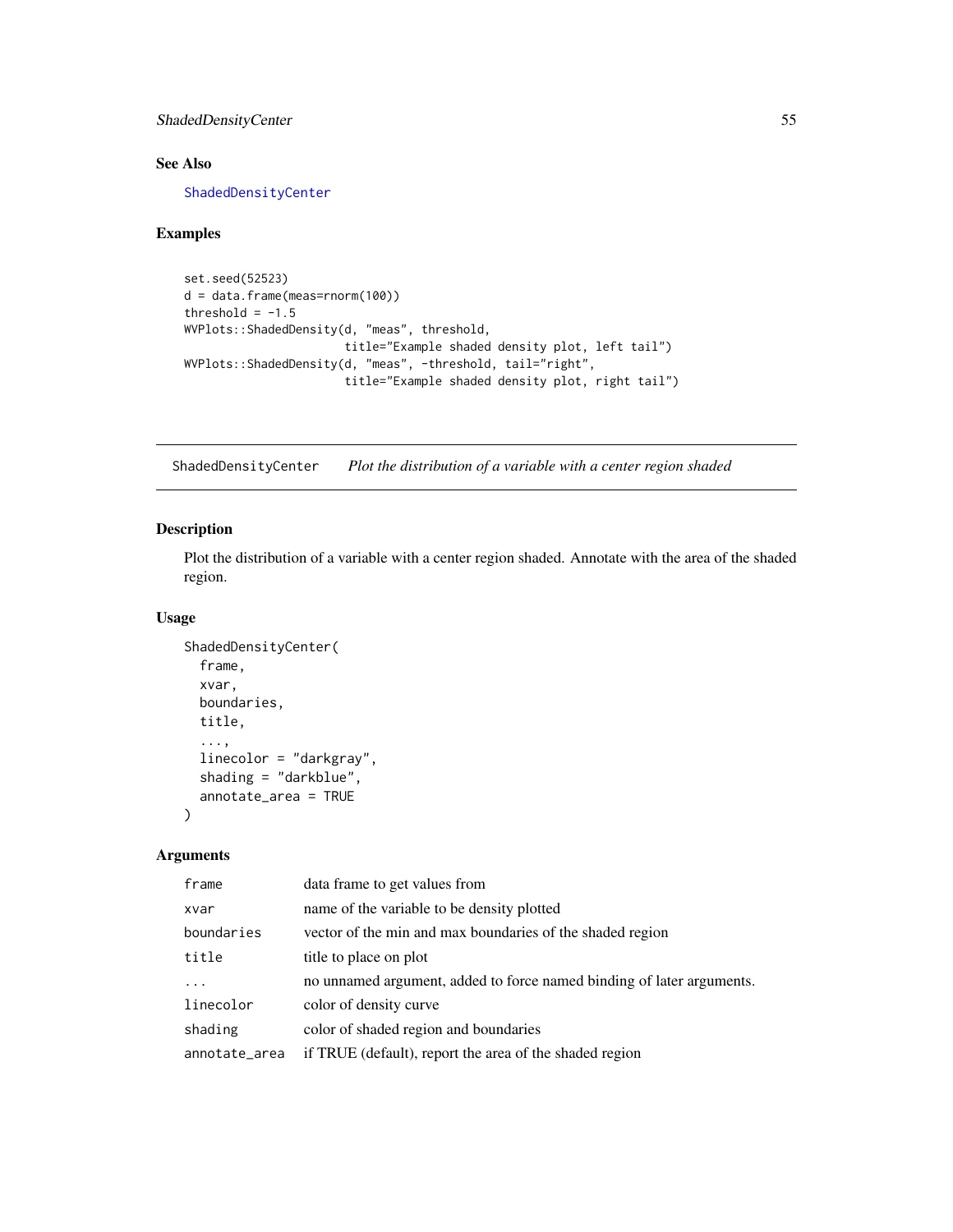## See Also

ShadedDensityCenter

## Examples

```
set.seed(52523)
d = data.frame(meas=rnorm(100))
threshold = -1.5
WVPlots::ShadedDensity(d, "meas", threshold,
                       title="Example shaded density plot, left tail")
WVPlots::ShadedDensity(d, "meas", -threshold, tail="right",
                       title="Example shaded density plot, right tail")
```

---

# ShadedDensityCenter *Plot the distribution of a variable with a center region shaded*

---

## Description

Plot the distribution of a variable with a center region shaded. Annotate with the area of the shaded region.

## Usage

```
ShadedDensityCenter(
  frame,
  xvar,
  boundaries,
  title,
  ...,
  linecolor = "darkgray",
  shading = "darkblue",
  annotate_area = TRUE
)
```

## Arguments

| | |
|---|---|
| `frame` | data frame to get values from |
| `xvar` | name of the variable to be density plotted |
| `boundaries` | vector of the min and max boundaries of the shaded region |
| `title` | title to place on plot |
| `...` | no unnamed argument, added to force named binding of later arguments. |
| `linecolor` | color of density curve |
| `shading` | color of shaded region and boundaries |
| `annotate_area` | if TRUE (default), report the area of the shaded region |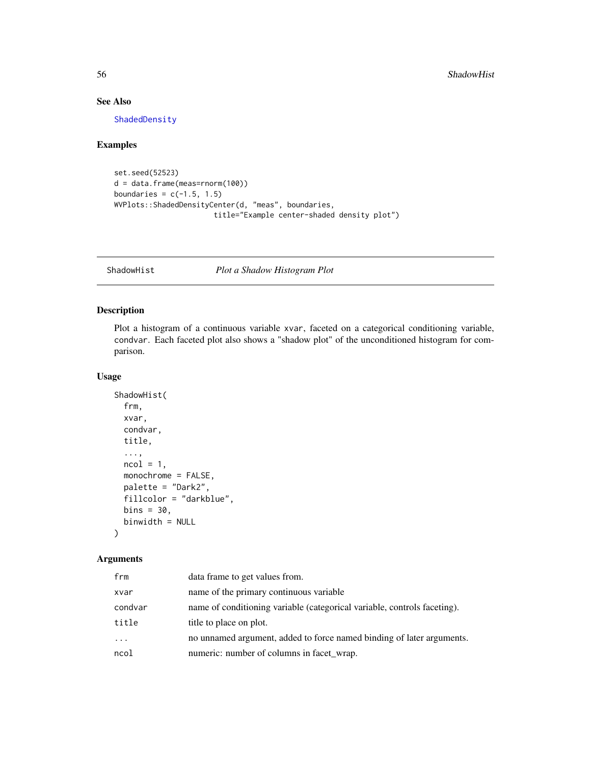### See Also

ShadedDensity

### Examples

```
set.seed(52523)
d = data.frame(meas=rnorm(100))
boundaries = c(-1.5, 1.5)
WVPlots::ShadedDensityCenter(d, "meas", boundaries,
                             title="Example center-shaded density plot")
```

---

## ShadowHist &nbsp;&nbsp;&nbsp;&nbsp; *Plot a Shadow Histogram Plot*

---

### Description

Plot a histogram of a continuous variable xvar, faceted on a categorical conditioning variable, condvar. Each faceted plot also shows a "shadow plot" of the unconditioned histogram for comparison.

### Usage

```
ShadowHist(
  frm,
  xvar,
  condvar,
  title,
  ...,
  ncol = 1,
  monochrome = FALSE,
  palette = "Dark2",
  fillcolor = "darkblue",
  bins = 30,
  binwidth = NULL
)
```

### Arguments

| | |
|---|---|
| frm | data frame to get values from. |
| xvar | name of the primary continuous variable |
| condvar | name of conditioning variable (categorical variable, controls faceting). |
| title | title to place on plot. |
| ... | no unnamed argument, added to force named binding of later arguments. |
| ncol | numeric: number of columns in facet_wrap. |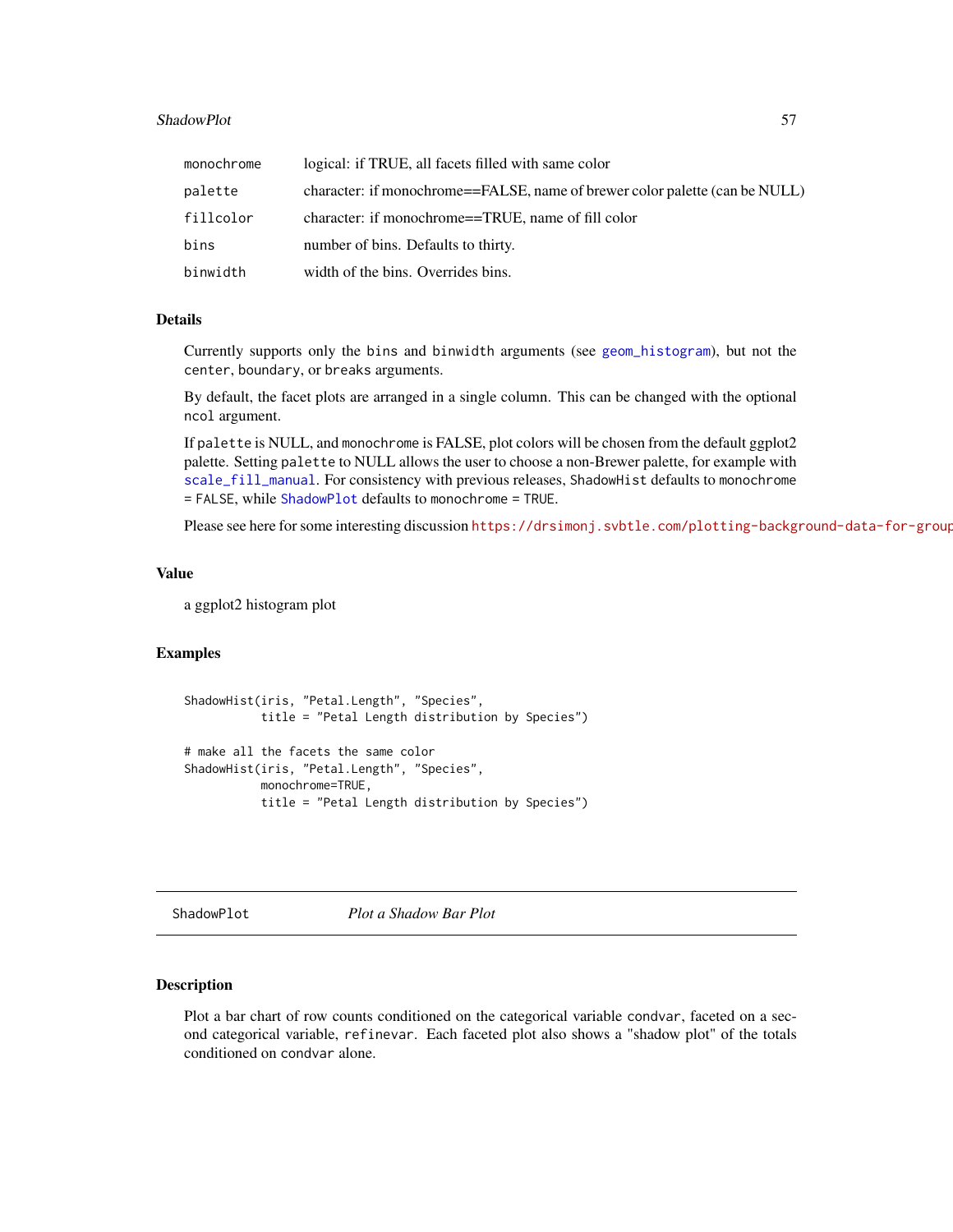| | |
|---|---|
| `monochrome` | logical: if TRUE, all facets filled with same color |
| `palette` | character: if monochrome==FALSE, name of brewer color palette (can be NULL) |
| `fillcolor` | character: if monochrome==TRUE, name of fill color |
| `bins` | number of bins. Defaults to thirty. |
| `binwidth` | width of the bins. Overrides bins. |

### Details

Currently supports only the `bins` and `binwidth` arguments (see `geom_histogram`), but not the `center`, `boundary`, or `breaks` arguments.

By default, the facet plots are arranged in a single column. This can be changed with the optional `ncol` argument.

If `palette` is NULL, and `monochrome` is FALSE, plot colors will be chosen from the default ggplot2 palette. Setting `palette` to NULL allows the user to choose a non-Brewer palette, for example with `scale_fill_manual`. For consistency with previous releases, `ShadowHist` defaults to `monochrome = FALSE`, while `ShadowPlot` defaults to `monochrome = TRUE`.

Please see here for some interesting discussion https://drsimonj.svbtle.com/plotting-background-data-for-group

### Value

a ggplot2 histogram plot

### Examples

```
ShadowHist(iris, "Petal.Length", "Species",
           title = "Petal Length distribution by Species")

# make all the facets the same color
ShadowHist(iris, "Petal.Length", "Species",
           monochrome=TRUE,
           title = "Petal Length distribution by Species")
```

---

## ShadowPlot — *Plot a Shadow Bar Plot*

### Description

Plot a bar chart of row counts conditioned on the categorical variable `condvar`, faceted on a second categorical variable, `refinevar`. Each faceted plot also shows a "shadow plot" of the totals conditioned on `condvar` alone.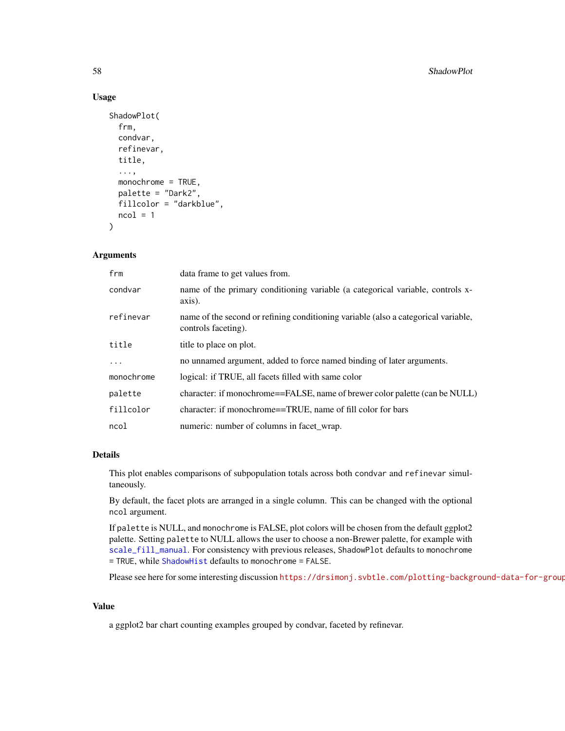## Usage

```
ShadowPlot(
  frm,
  condvar,
  refinevar,
  title,
  ...,
  monochrome = TRUE,
  palette = "Dark2",
  fillcolor = "darkblue",
  ncol = 1
)
```

## Arguments

| | |
|---|---|
| frm | data frame to get values from. |
| condvar | name of the primary conditioning variable (a categorical variable, controls x-axis). |
| refinevar | name of the second or refining conditioning variable (also a categorical variable, controls faceting). |
| title | title to place on plot. |
| ... | no unnamed argument, added to force named binding of later arguments. |
| monochrome | logical: if TRUE, all facets filled with same color |
| palette | character: if monochrome==FALSE, name of brewer color palette (can be NULL) |
| fillcolor | character: if monochrome==TRUE, name of fill color for bars |
| ncol | numeric: number of columns in facet_wrap. |

## Details

This plot enables comparisons of subpopulation totals across both `condvar` and `refinevar` simultaneously.

By default, the facet plots are arranged in a single column. This can be changed with the optional `ncol` argument.

If `palette` is NULL, and `monochrome` is FALSE, plot colors will be chosen from the default ggplot2 palette. Setting `palette` to NULL allows the user to choose a non-Brewer palette, for example with `scale_fill_manual`. For consistency with previous releases, `ShadowPlot` defaults to `monochrome = TRUE`, while `ShadowHist` defaults to `monochrome = FALSE`.

Please see here for some interesting discussion https://drsimonj.svbtle.com/plotting-background-data-for-group

## Value

a ggplot2 bar chart counting examples grouped by condvar, faceted by refinevar.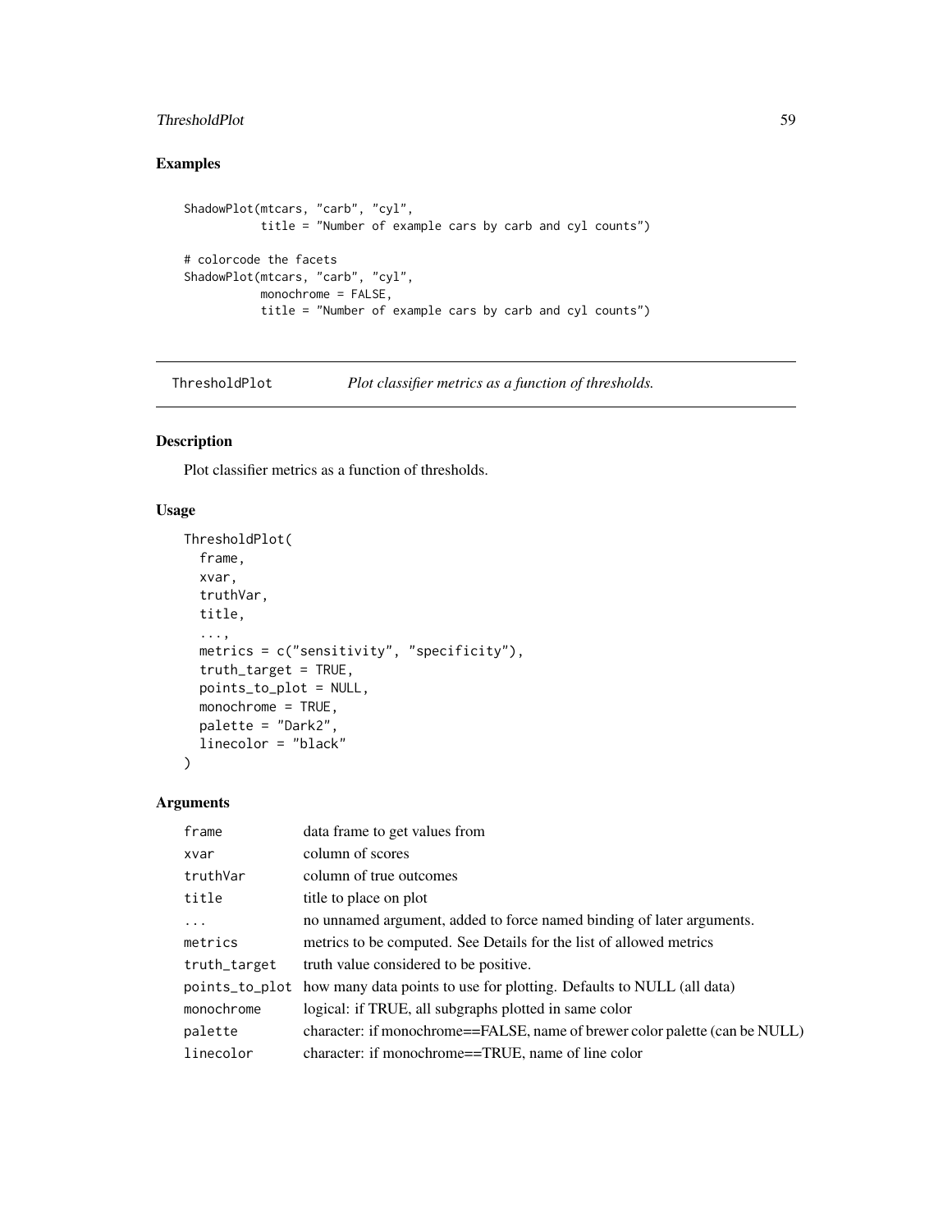## Examples

```
ShadowPlot(mtcars, "carb", "cyl",
           title = "Number of example cars by carb and cyl counts")

# colorcode the facets
ShadowPlot(mtcars, "carb", "cyl",
           monochrome = FALSE,
           title = "Number of example cars by carb and cyl counts")
```

---

# ThresholdPlot *Plot classifier metrics as a function of thresholds.*

---

## Description

Plot classifier metrics as a function of thresholds.

## Usage

```
ThresholdPlot(
  frame,
  xvar,
  truthVar,
  title,
  ...,
  metrics = c("sensitivity", "specificity"),
  truth_target = TRUE,
  points_to_plot = NULL,
  monochrome = TRUE,
  palette = "Dark2",
  linecolor = "black"
)
```

## Arguments

| | |
|---|---|
| frame | data frame to get values from |
| xvar | column of scores |
| truthVar | column of true outcomes |
| title | title to place on plot |
| ... | no unnamed argument, added to force named binding of later arguments. |
| metrics | metrics to be computed. See Details for the list of allowed metrics |
| truth_target | truth value considered to be positive. |
| points_to_plot | how many data points to use for plotting. Defaults to NULL (all data) |
| monochrome | logical: if TRUE, all subgraphs plotted in same color |
| palette | character: if monochrome==FALSE, name of brewer color palette (can be NULL) |
| linecolor | character: if monochrome==TRUE, name of line color |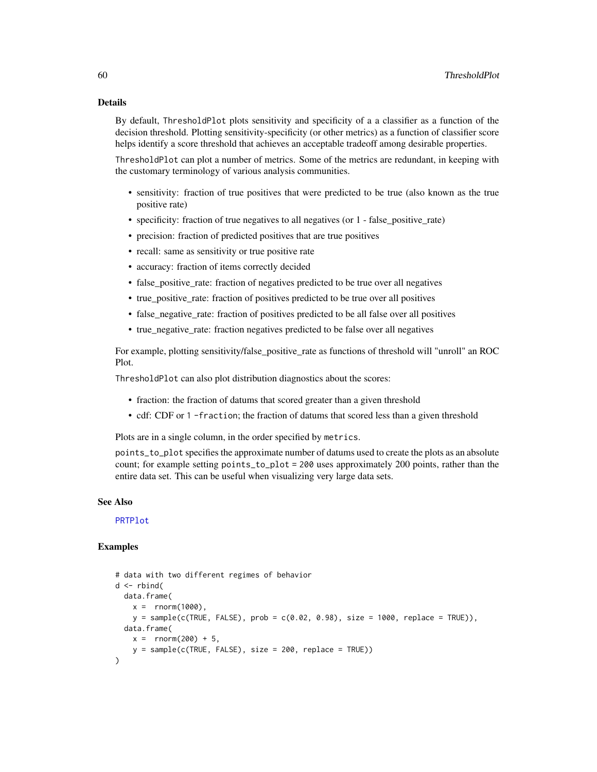## Details

By default, `ThresholdPlot` plots sensitivity and specificity of a a classifier as a function of the decision threshold. Plotting sensitivity-specificity (or other metrics) as a function of classifier score helps identify a score threshold that achieves an acceptable tradeoff among desirable properties.

`ThresholdPlot` can plot a number of metrics. Some of the metrics are redundant, in keeping with the customary terminology of various analysis communities.

- sensitivity: fraction of true positives that were predicted to be true (also known as the true positive rate)
- specificity: fraction of true negatives to all negatives (or 1 - false_positive_rate)
- precision: fraction of predicted positives that are true positives
- recall: same as sensitivity or true positive rate
- accuracy: fraction of items correctly decided
- false_positive_rate: fraction of negatives predicted to be true over all negatives
- true_positive_rate: fraction of positives predicted to be true over all positives
- false_negative_rate: fraction of positives predicted to be all false over all positives
- true_negative_rate: fraction negatives predicted to be false over all negatives

For example, plotting sensitivity/false_positive_rate as functions of threshold will "unroll" an ROC Plot.

`ThresholdPlot` can also plot distribution diagnostics about the scores:

- fraction: the fraction of datums that scored greater than a given threshold
- cdf: CDF or `1 -fraction`; the fraction of datums that scored less than a given threshold

Plots are in a single column, in the order specified by `metrics`.

`points_to_plot` specifies the approximate number of datums used to create the plots as an absolute count; for example setting `points_to_plot = 200` uses approximately 200 points, rather than the entire data set. This can be useful when visualizing very large data sets.

## See Also

PRTPlot

## Examples

```
# data with two different regimes of behavior
d <- rbind(
  data.frame(
    x =  rnorm(1000),
    y = sample(c(TRUE, FALSE), prob = c(0.02, 0.98), size = 1000, replace = TRUE)),
  data.frame(
    x =  rnorm(200) + 5,
    y = sample(c(TRUE, FALSE), size = 200, replace = TRUE))
)
```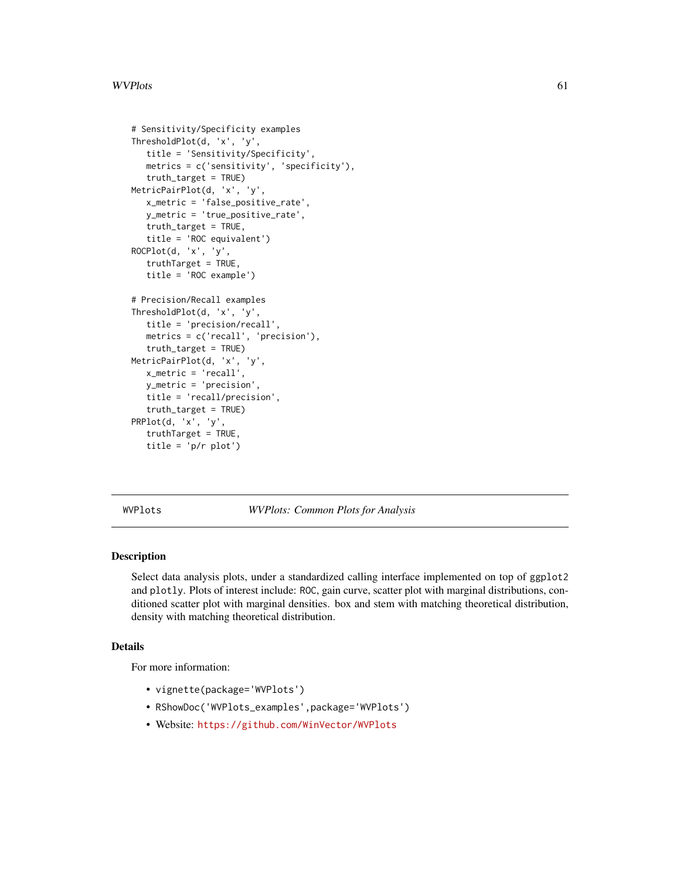```
# Sensitivity/Specificity examples
ThresholdPlot(d, 'x', 'y',
   title = 'Sensitivity/Specificity',
   metrics = c('sensitivity', 'specificity'),
   truth_target = TRUE)
MetricPairPlot(d, 'x', 'y',
   x_metric = 'false_positive_rate',
   y_metric = 'true_positive_rate',
   truth_target = TRUE,
   title = 'ROC equivalent')
ROCPlot(d, 'x', 'y',
   truthTarget = TRUE,
   title = 'ROC example')

# Precision/Recall examples
ThresholdPlot(d, 'x', 'y',
   title = 'precision/recall',
   metrics = c('recall', 'precision'),
   truth_target = TRUE)
MetricPairPlot(d, 'x', 'y',
   x_metric = 'recall',
   y_metric = 'precision',
   title = 'recall/precision',
   truth_target = TRUE)
PRPlot(d, 'x', 'y',
   truthTarget = TRUE,
   title = 'p/r plot')
```

---

## WVPlots — *WVPlots: Common Plots for Analysis*

### Description

Select data analysis plots, under a standardized calling interface implemented on top of `ggplot2` and `plotly`. Plots of interest include: `ROC`, gain curve, scatter plot with marginal distributions, conditioned scatter plot with marginal densities. box and stem with matching theoretical distribution, density with matching theoretical distribution.

### Details

For more information:

- `vignette(package='WVPlots')`
- `RShowDoc('WVPlots_examples',package='WVPlots')`
- Website: https://github.com/WinVector/WVPlots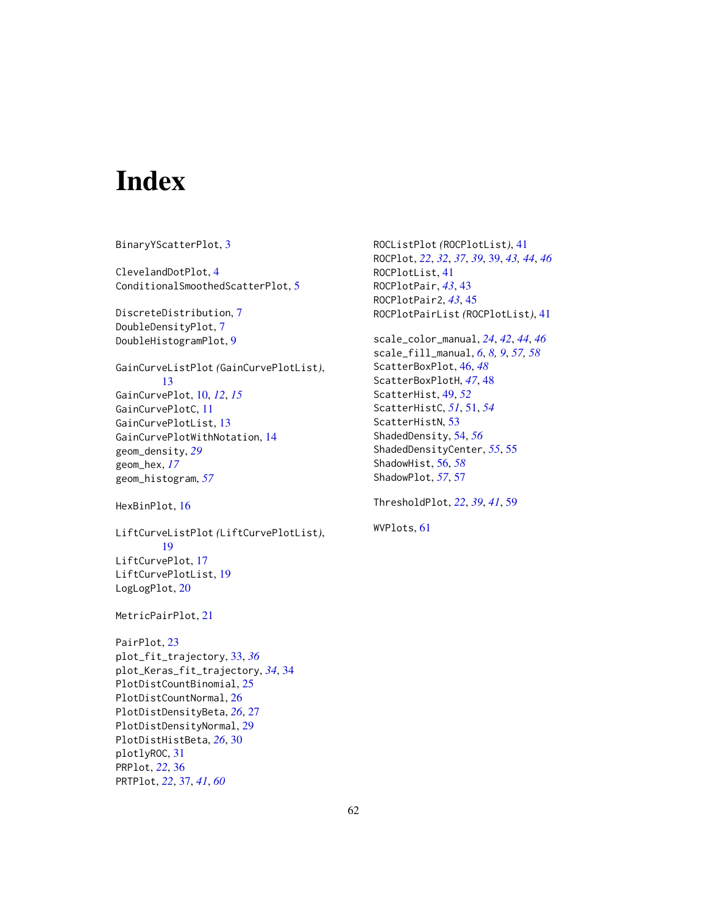# Index

BinaryYScatterPlot, 3

ClevelandDotPlot, 4
ConditionalSmoothedScatterPlot, 5

DiscreteDistribution, 7
DoubleDensityPlot, 7
DoubleHistogramPlot, 9

GainCurveListPlot (GainCurvePlotList), 13
GainCurvePlot, 10, *12*, *15*
GainCurvePlotC, 11
GainCurvePlotList, 13
GainCurvePlotWithNotation, 14
geom_density, *29*
geom_hex, *17*
geom_histogram, *57*

HexBinPlot, 16

LiftCurveListPlot (LiftCurvePlotList), 19
LiftCurvePlot, 17
LiftCurvePlotList, 19
LogLogPlot, 20

MetricPairPlot, 21

PairPlot, 23
plot_fit_trajectory, 33, *36*
plot_Keras_fit_trajectory, *34*, 34
PlotDistCountBinomial, 25
PlotDistCountNormal, 26
PlotDistDensityBeta, *26*, 27
PlotDistDensityNormal, 29
PlotDistHistBeta, *26*, 30
plotlyROC, 31
PRPlot, *22*, 36
PRTPlot, *22*, 37, *41*, *60*

ROCListPlot (ROCPlotList), 41
ROCPlot, *22*, *32*, *37*, *39*, 39, *43*, *44*, *46*
ROCPlotList, 41
ROCPlotPair, *43*, 43
ROCPlotPair2, *43*, 45
ROCPlotPairList (ROCPlotList), 41

scale_color_manual, *24*, *42*, *44*, *46*
scale_fill_manual, *6*, *8*, *9*, *57*, *58*
ScatterBoxPlot, 46, *48*
ScatterBoxPlotH, *47*, 48
ScatterHist, 49, *52*
ScatterHistC, *51*, 51, *54*
ScatterHistN, 53
ShadedDensity, 54, *56*
ShadedDensityCenter, *55*, 55
ShadowHist, 56, *58*
ShadowPlot, *57*, 57

ThresholdPlot, *22*, *39*, *41*, 59

WVPlots, 61